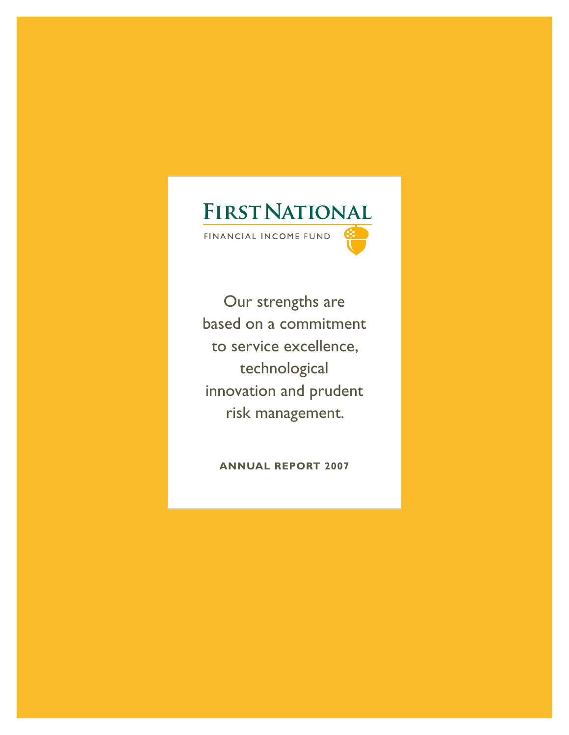# FIRST NATIONAL

FINANCIAL INCOME FUND

Our strengths are based on a commitment to service excellence, technological innovation and prudent risk management.

**ANNUAL REPORT 2007**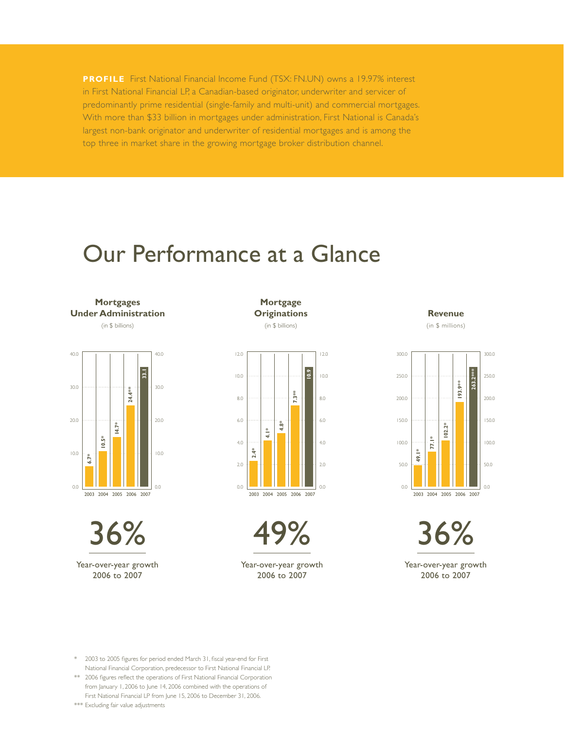**PROFILE** First National Financial Income Fund (TSX: FN.UN) owns a 19.97% interest in First National Financial LP, a Canadian-based originator, underwriter and servicer of predominantly prime residential (single-family and multi-unit) and commercial mortgages. With more than $33 billion in mortgages under administration, First National is Canada's largest non-bank originator and underwriter of residential mortgages and is among the top three in market share in the growing mortgage broker distribution channel.

# Our Performance at a Glance

**Mortgages Under Administration** (in $ billions)

| Year | Value |
|---|---|
| 2003 | 6.7* |
| 2004 | 10.5* |
| 2005 | 14.7* |
| 2006 | 24.4** |
| 2007 | 33.1 |

36%

Year-over-year growth 2006 to 2007

**Mortgage Originations** (in $ billions)

| Year | Value |
|---|---|
| 2003 | 2.4* |
| 2004 | 4.1* |
| 2005 | 4.8* |
| 2006 | 7.3** |
| 2007 | 10.9 |

49%

Year-over-year growth 2006 to 2007

**Revenue** (in $ millions)

| Year | Value |
|---|---|
| 2003 | 49.1* |
| 2004 | 77.1* |
| 2005 | 102.2* |
| 2006 | 193.9** |
| 2007 | 263.2*** |

36%

Year-over-year growth 2006 to 2007

\* 2003 to 2005 figures for period ended March 31, fiscal year-end for First National Financial Corporation, predecessor to First National Financial LP.

\*\* 2006 figures reflect the operations of First National Financial Corporation from January 1, 2006 to June 14, 2006 combined with the operations of First National Financial LP from June 15, 2006 to December 31, 2006.

\*\*\* Excluding fair value adjustments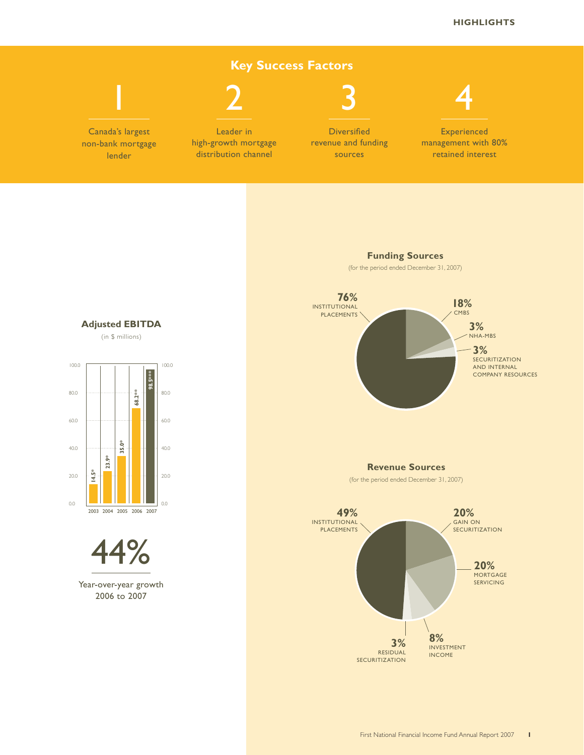## Key Success Factors

**1**
Canada's largest non-bank mortgage lender

**2**
Leader in high-growth mortgage distribution channel

**3**
Diversified revenue and funding sources

**4**
Experienced management with 80% retained interest

### Adjusted EBITDA

(in $ millions)

| Year | Adjusted EBITDA |
|---|---|
| 2003 | 14.5* |
| 2004 | 23.9* |
| 2005 | 35.0* |
| 2006 | 68.2** |
| 2007 | 98.5*** |

**44%**

Year-over-year growth 2006 to 2007

### Funding Sources

(for the period ended December 31, 2007)

| Source | % |
|---|---|
| Institutional Placements | 76% |
| CMBS | 18% |
| NHA-MBS | 3% |
| Securitization and Internal Company Resources | 3% |

### Revenue Sources

(for the period ended December 31, 2007)

| Source | % |
|---|---|
| Institutional Placements | 49% |
| Gain on Securitization | 20% |
| Mortgage Servicing | 20% |
| Investment Income | 8% |
| Residual Securitization | 3% |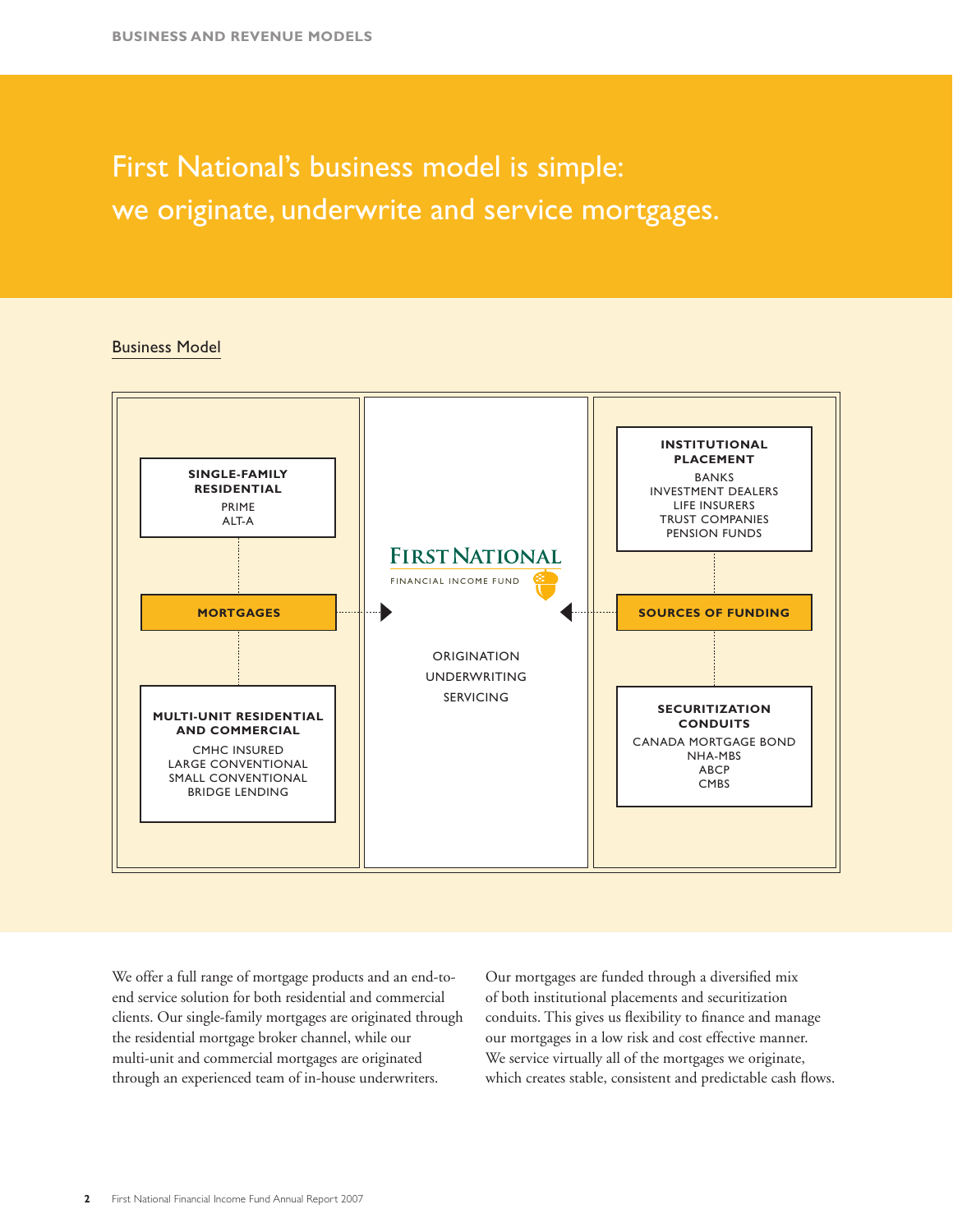# First National's business model is simple: we originate, underwrite and service mortgages.

## Business Model

**SINGLE-FAMILY RESIDENTIAL**
PRIME
ALT-A

**MORTGAGES**

**MULTI-UNIT RESIDENTIAL AND COMMERCIAL**
CMHC INSURED
LARGE CONVENTIONAL
SMALL CONVENTIONAL
BRIDGE LENDING

FIRST NATIONAL
FINANCIAL INCOME FUND

ORIGINATION
UNDERWRITING
SERVICING

**INSTITUTIONAL PLACEMENT**
BANKS
INVESTMENT DEALERS
LIFE INSURERS
TRUST COMPANIES
PENSION FUNDS

**SOURCES OF FUNDING**

**SECURITIZATION CONDUITS**
CANADA MORTGAGE BOND
NHA-MBS
ABCP
CMBS

We offer a full range of mortgage products and an end-to-end service solution for both residential and commercial clients. Our single-family mortgages are originated through the residential mortgage broker channel, while our multi-unit and commercial mortgages are originated through an experienced team of in-house underwriters.

Our mortgages are funded through a diversified mix of both institutional placements and securitization conduits. This gives us flexibility to finance and manage our mortgages in a low risk and cost effective manner. We service virtually all of the mortgages we originate, which creates stable, consistent and predictable cash flows.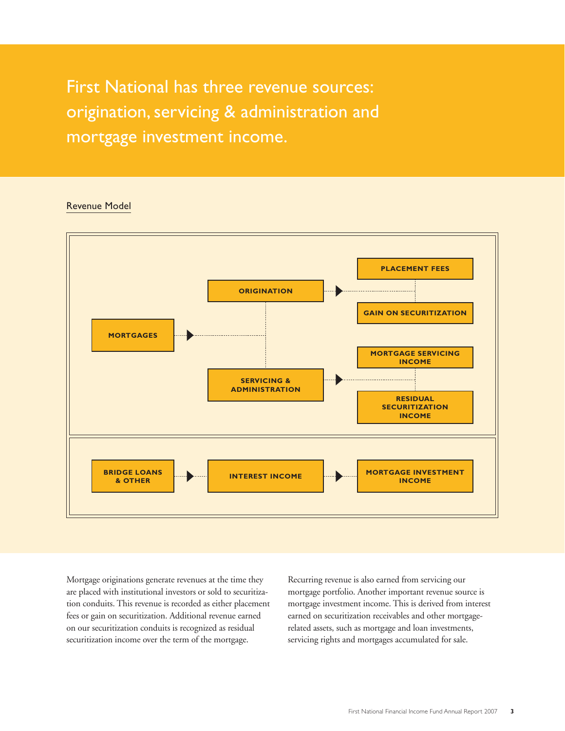# First National has three revenue sources: origination, servicing & administration and mortgage investment income.

## Revenue Model

MORTGAGES → ORIGINATION → PLACEMENT FEES / GAIN ON SECURITIZATION

MORTGAGES → SERVICING & ADMINISTRATION → MORTGAGE SERVICING INCOME / RESIDUAL SECURITIZATION INCOME

BRIDGE LOANS & OTHER → INTEREST INCOME → MORTGAGE INVESTMENT INCOME

Mortgage originations generate revenues at the time they are placed with institutional investors or sold to securitization conduits. This revenue is recorded as either placement fees or gain on securitization. Additional revenue earned on our securitization conduits is recognized as residual securitization income over the term of the mortgage.

Recurring revenue is also earned from servicing our mortgage portfolio. Another important revenue source is mortgage investment income. This is derived from interest earned on securitization receivables and other mortgage-related assets, such as mortgage and loan investments, servicing rights and mortgages accumulated for sale.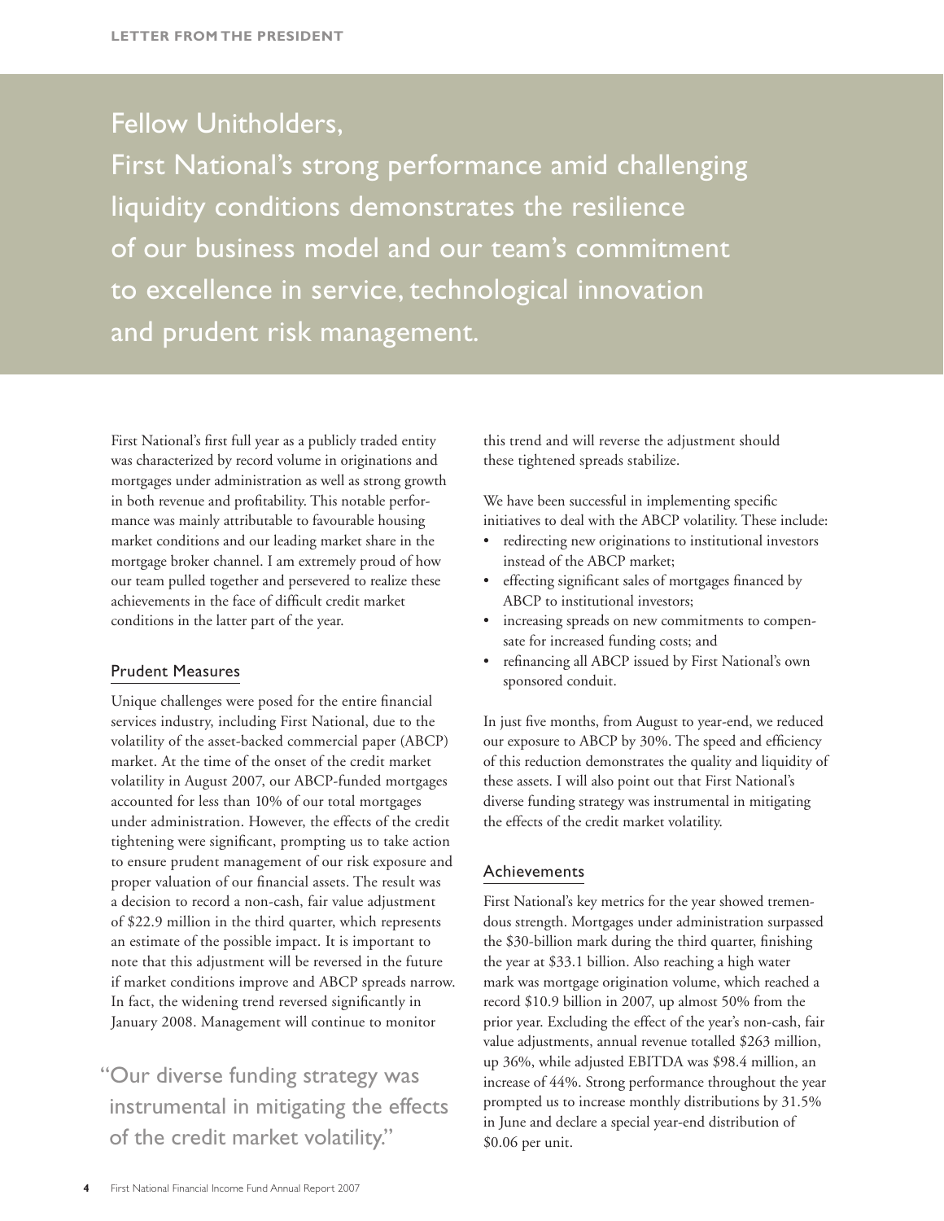Fellow Unitholders,

First National's strong performance amid challenging liquidity conditions demonstrates the resilience of our business model and our team's commitment to excellence in service, technological innovation and prudent risk management.

First National's first full year as a publicly traded entity was characterized by record volume in originations and mortgages under administration as well as strong growth in both revenue and profitability. This notable performance was mainly attributable to favourable housing market conditions and our leading market share in the mortgage broker channel. I am extremely proud of how our team pulled together and persevered to realize these achievements in the face of difficult credit market conditions in the latter part of the year.

## Prudent Measures

Unique challenges were posed for the entire financial services industry, including First National, due to the volatility of the asset-backed commercial paper (ABCP) market. At the time of the onset of the credit market volatility in August 2007, our ABCP-funded mortgages accounted for less than 10% of our total mortgages under administration. However, the effects of the credit tightening were significant, prompting us to take action to ensure prudent management of our risk exposure and proper valuation of our financial assets. The result was a decision to record a non-cash, fair value adjustment of $22.9 million in the third quarter, which represents an estimate of the possible impact. It is important to note that this adjustment will be reversed in the future if market conditions improve and ABCP spreads narrow. In fact, the widening trend reversed significantly in January 2008. Management will continue to monitor this trend and will reverse the adjustment should these tightened spreads stabilize.

"Our diverse funding strategy was instrumental in mitigating the effects of the credit market volatility."

We have been successful in implementing specific initiatives to deal with the ABCP volatility. These include:

- redirecting new originations to institutional investors instead of the ABCP market;
- effecting significant sales of mortgages financed by ABCP to institutional investors;
- increasing spreads on new commitments to compensate for increased funding costs; and
- refinancing all ABCP issued by First National's own sponsored conduit.

In just five months, from August to year-end, we reduced our exposure to ABCP by 30%. The speed and efficiency of this reduction demonstrates the quality and liquidity of these assets. I will also point out that First National's diverse funding strategy was instrumental in mitigating the effects of the credit market volatility.

## Achievements

First National's key metrics for the year showed tremendous strength. Mortgages under administration surpassed the $30-billion mark during the third quarter, finishing the year at $33.1 billion. Also reaching a high water mark was mortgage origination volume, which reached a record $10.9 billion in 2007, up almost 50% from the prior year. Excluding the effect of the year's non-cash, fair value adjustments, annual revenue totalled $263 million, up 36%, while adjusted EBITDA was $98.4 million, an increase of 44%. Strong performance throughout the year prompted us to increase monthly distributions by 31.5% in June and declare a special year-end distribution of $0.06 per unit.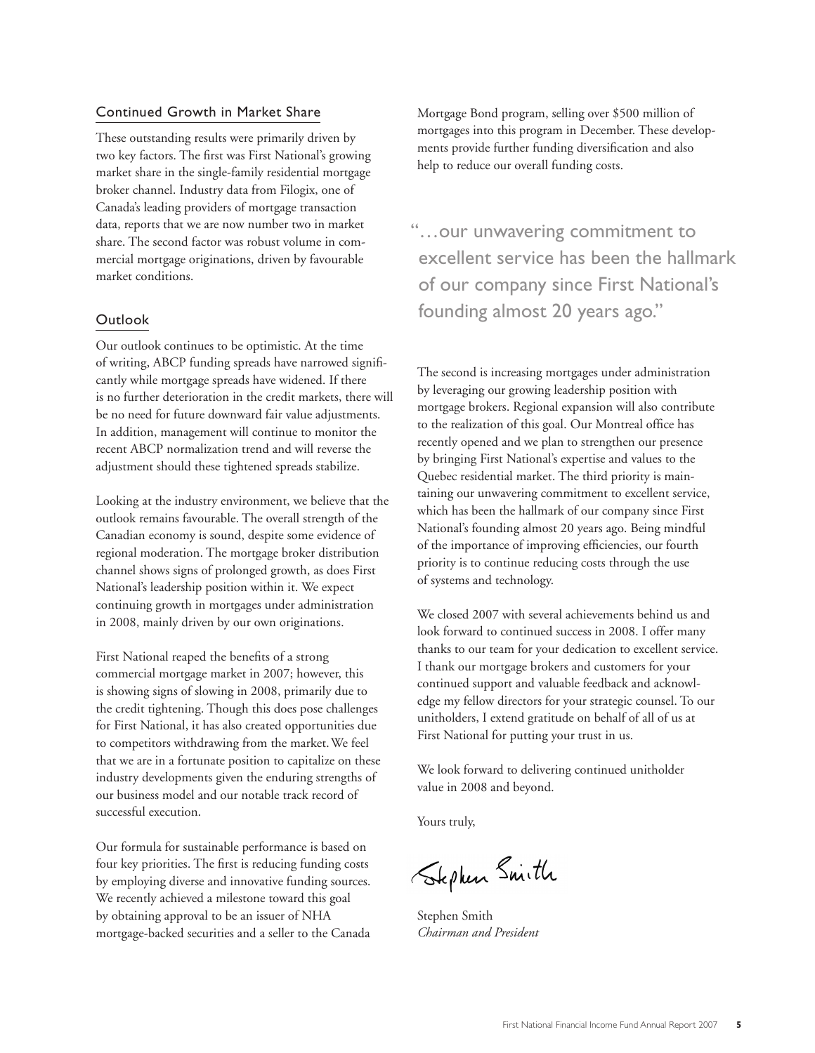## Continued Growth in Market Share

These outstanding results were primarily driven by two key factors. The first was First National's growing market share in the single-family residential mortgage broker channel. Industry data from Filogix, one of Canada's leading providers of mortgage transaction data, reports that we are now number two in market share. The second factor was robust volume in commercial mortgage originations, driven by favourable market conditions.

## Outlook

Our outlook continues to be optimistic. At the time of writing, ABCP funding spreads have narrowed significantly while mortgage spreads have widened. If there is no further deterioration in the credit markets, there will be no need for future downward fair value adjustments. In addition, management will continue to monitor the recent ABCP normalization trend and will reverse the adjustment should these tightened spreads stabilize.

Looking at the industry environment, we believe that the outlook remains favourable. The overall strength of the Canadian economy is sound, despite some evidence of regional moderation. The mortgage broker distribution channel shows signs of prolonged growth, as does First National's leadership position within it. We expect continuing growth in mortgages under administration in 2008, mainly driven by our own originations.

First National reaped the benefits of a strong commercial mortgage market in 2007; however, this is showing signs of slowing in 2008, primarily due to the credit tightening. Though this does pose challenges for First National, it has also created opportunities due to competitors withdrawing from the market. We feel that we are in a fortunate position to capitalize on these industry developments given the enduring strengths of our business model and our notable track record of successful execution.

Our formula for sustainable performance is based on four key priorities. The first is reducing funding costs by employing diverse and innovative funding sources. We recently achieved a milestone toward this goal by obtaining approval to be an issuer of NHA mortgage-backed securities and a seller to the Canada Mortgage Bond program, selling over $500 million of mortgages into this program in December. These developments provide further funding diversification and also help to reduce our overall funding costs.

> "…our unwavering commitment to excellent service has been the hallmark of our company since First National's founding almost 20 years ago."

The second is increasing mortgages under administration by leveraging our growing leadership position with mortgage brokers. Regional expansion will also contribute to the realization of this goal. Our Montreal office has recently opened and we plan to strengthen our presence by bringing First National's expertise and values to the Quebec residential market. The third priority is maintaining our unwavering commitment to excellent service, which has been the hallmark of our company since First National's founding almost 20 years ago. Being mindful of the importance of improving efficiencies, our fourth priority is to continue reducing costs through the use of systems and technology.

We closed 2007 with several achievements behind us and look forward to continued success in 2008. I offer many thanks to our team for your dedication to excellent service. I thank our mortgage brokers and customers for your continued support and valuable feedback and acknowledge my fellow directors for your strategic counsel. To our unitholders, I extend gratitude on behalf of all of us at First National for putting your trust in us.

We look forward to delivering continued unitholder value in 2008 and beyond.

Yours truly,

Stephen Smith

Stephen Smith
*Chairman and President*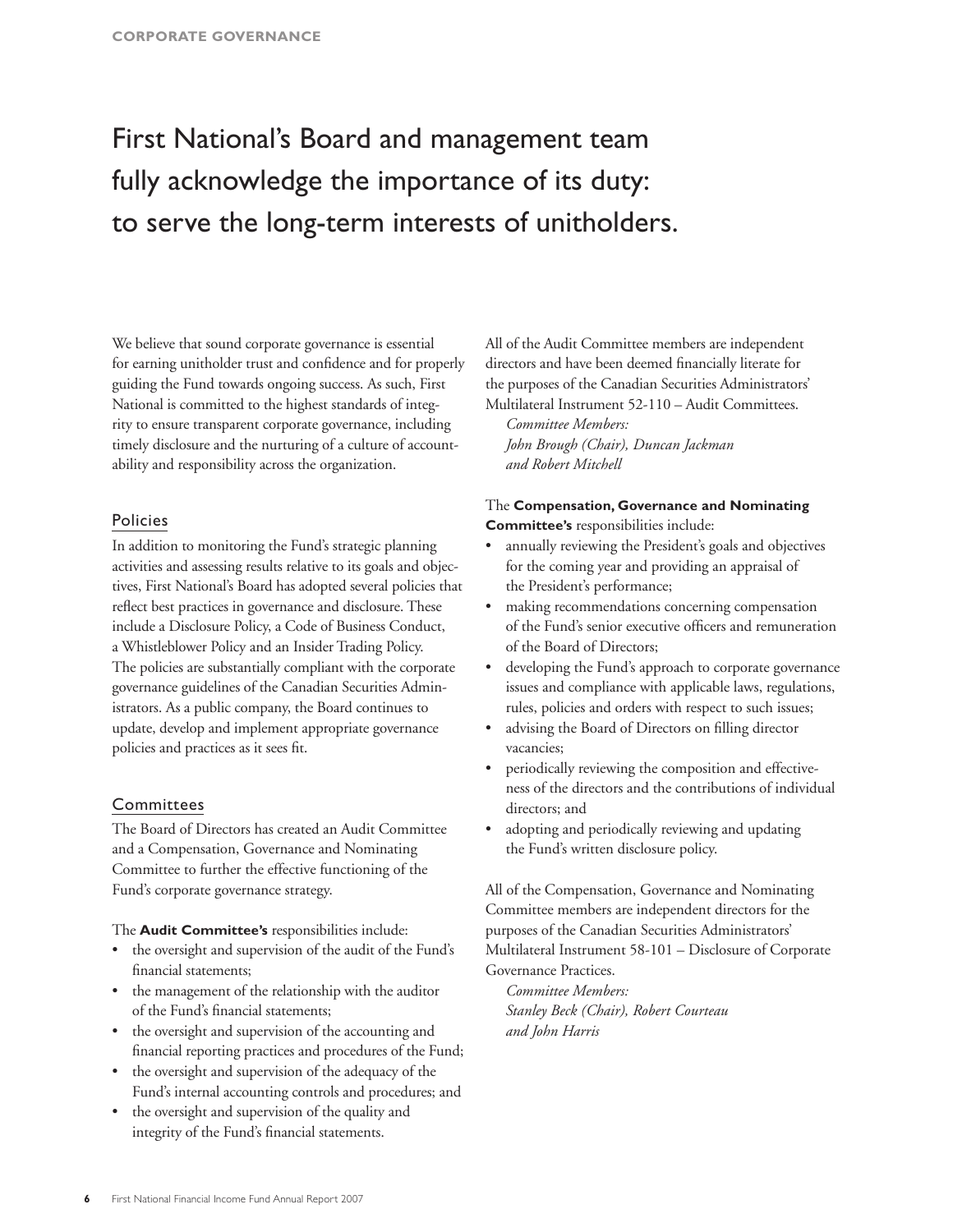# First National's Board and management team fully acknowledge the importance of its duty: to serve the long-term interests of unitholders.

We believe that sound corporate governance is essential for earning unitholder trust and confidence and for properly guiding the Fund towards ongoing success. As such, First National is committed to the highest standards of integrity to ensure transparent corporate governance, including timely disclosure and the nurturing of a culture of accountability and responsibility across the organization.

## Policies

In addition to monitoring the Fund's strategic planning activities and assessing results relative to its goals and objectives, First National's Board has adopted several policies that reflect best practices in governance and disclosure. These include a Disclosure Policy, a Code of Business Conduct, a Whistleblower Policy and an Insider Trading Policy. The policies are substantially compliant with the corporate governance guidelines of the Canadian Securities Administrators. As a public company, the Board continues to update, develop and implement appropriate governance policies and practices as it sees fit.

## Committees

The Board of Directors has created an Audit Committee and a Compensation, Governance and Nominating Committee to further the effective functioning of the Fund's corporate governance strategy.

The **Audit Committee's** responsibilities include:

- the oversight and supervision of the audit of the Fund's financial statements;
- the management of the relationship with the auditor of the Fund's financial statements;
- the oversight and supervision of the accounting and financial reporting practices and procedures of the Fund;
- the oversight and supervision of the adequacy of the Fund's internal accounting controls and procedures; and
- the oversight and supervision of the quality and integrity of the Fund's financial statements.

All of the Audit Committee members are independent directors and have been deemed financially literate for the purposes of the Canadian Securities Administrators' Multilateral Instrument 52-110 – Audit Committees.

*Committee Members:*
*John Brough (Chair), Duncan Jackman and Robert Mitchell*

The **Compensation, Governance and Nominating Committee's** responsibilities include:

- annually reviewing the President's goals and objectives for the coming year and providing an appraisal of the President's performance;
- making recommendations concerning compensation of the Fund's senior executive officers and remuneration of the Board of Directors;
- developing the Fund's approach to corporate governance issues and compliance with applicable laws, regulations, rules, policies and orders with respect to such issues;
- advising the Board of Directors on filling director vacancies;
- periodically reviewing the composition and effectiveness of the directors and the contributions of individual directors; and
- adopting and periodically reviewing and updating the Fund's written disclosure policy.

All of the Compensation, Governance and Nominating Committee members are independent directors for the purposes of the Canadian Securities Administrators' Multilateral Instrument 58-101 – Disclosure of Corporate Governance Practices.

*Committee Members:*
*Stanley Beck (Chair), Robert Courteau and John Harris*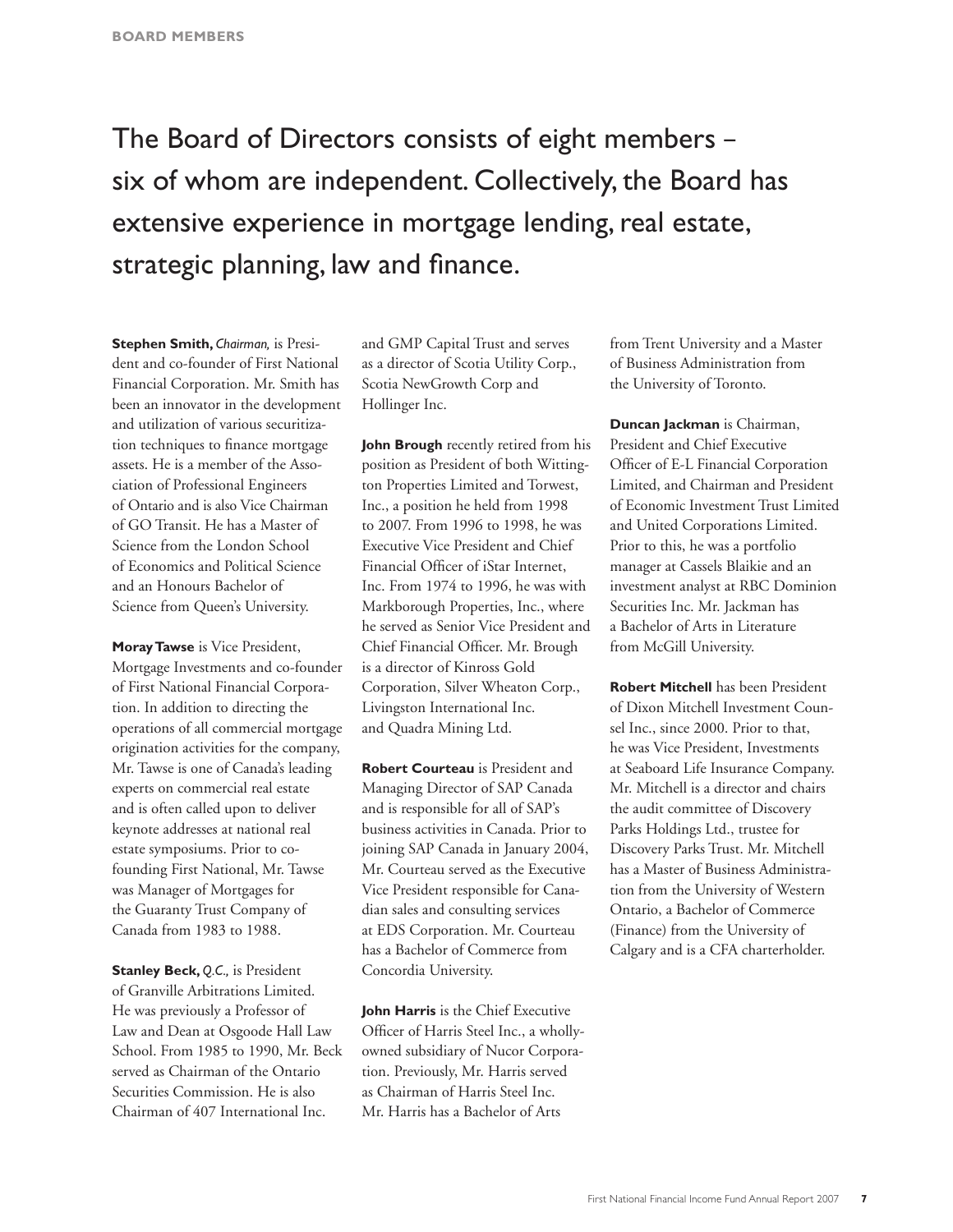# BOARD MEMBERS

## The Board of Directors consists of eight members – six of whom are independent. Collectively, the Board has extensive experience in mortgage lending, real estate, strategic planning, law and finance.

**Stephen Smith,** *Chairman,* is President and co-founder of First National Financial Corporation. Mr. Smith has been an innovator in the development and utilization of various securitization techniques to finance mortgage assets. He is a member of the Association of Professional Engineers of Ontario and is also Vice Chairman of GO Transit. He has a Master of Science from the London School of Economics and Political Science and an Honours Bachelor of Science from Queen's University.

**Moray Tawse** is Vice President, Mortgage Investments and co-founder of First National Financial Corporation. In addition to directing the operations of all commercial mortgage origination activities for the company, Mr. Tawse is one of Canada's leading experts on commercial real estate and is often called upon to deliver keynote addresses at national real estate symposiums. Prior to co-founding First National, Mr. Tawse was Manager of Mortgages for the Guaranty Trust Company of Canada from 1983 to 1988.

**Stanley Beck,** *Q.C.,* is President of Granville Arbitrations Limited. He was previously a Professor of Law and Dean at Osgoode Hall Law School. From 1985 to 1990, Mr. Beck served as Chairman of the Ontario Securities Commission. He is also Chairman of 407 International Inc. and GMP Capital Trust and serves as a director of Scotia Utility Corp., Scotia NewGrowth Corp and Hollinger Inc.

**John Brough** recently retired from his position as President of both Wittington Properties Limited and Torwest, Inc., a position he held from 1998 to 2007. From 1996 to 1998, he was Executive Vice President and Chief Financial Officer of iStar Internet, Inc. From 1974 to 1996, he was with Markborough Properties, Inc., where he served as Senior Vice President and Chief Financial Officer. Mr. Brough is a director of Kinross Gold Corporation, Silver Wheaton Corp., Livingston International Inc. and Quadra Mining Ltd.

**Robert Courteau** is President and Managing Director of SAP Canada and is responsible for all of SAP's business activities in Canada. Prior to joining SAP Canada in January 2004, Mr. Courteau served as the Executive Vice President responsible for Canadian sales and consulting services at EDS Corporation. Mr. Courteau has a Bachelor of Commerce from Concordia University.

**John Harris** is the Chief Executive Officer of Harris Steel Inc., a wholly-owned subsidiary of Nucor Corporation. Previously, Mr. Harris served as Chairman of Harris Steel Inc. Mr. Harris has a Bachelor of Arts from Trent University and a Master of Business Administration from the University of Toronto.

**Duncan Jackman** is Chairman, President and Chief Executive Officer of E-L Financial Corporation Limited, and Chairman and President of Economic Investment Trust Limited and United Corporations Limited. Prior to this, he was a portfolio manager at Cassels Blaikie and an investment analyst at RBC Dominion Securities Inc. Mr. Jackman has a Bachelor of Arts in Literature from McGill University.

**Robert Mitchell** has been President of Dixon Mitchell Investment Counsel Inc., since 2000. Prior to that, he was Vice President, Investments at Seaboard Life Insurance Company. Mr. Mitchell is a director and chairs the audit committee of Discovery Parks Holdings Ltd., trustee for Discovery Parks Trust. Mr. Mitchell has a Master of Business Administration from the University of Western Ontario, a Bachelor of Commerce (Finance) from the University of Calgary and is a CFA charterholder.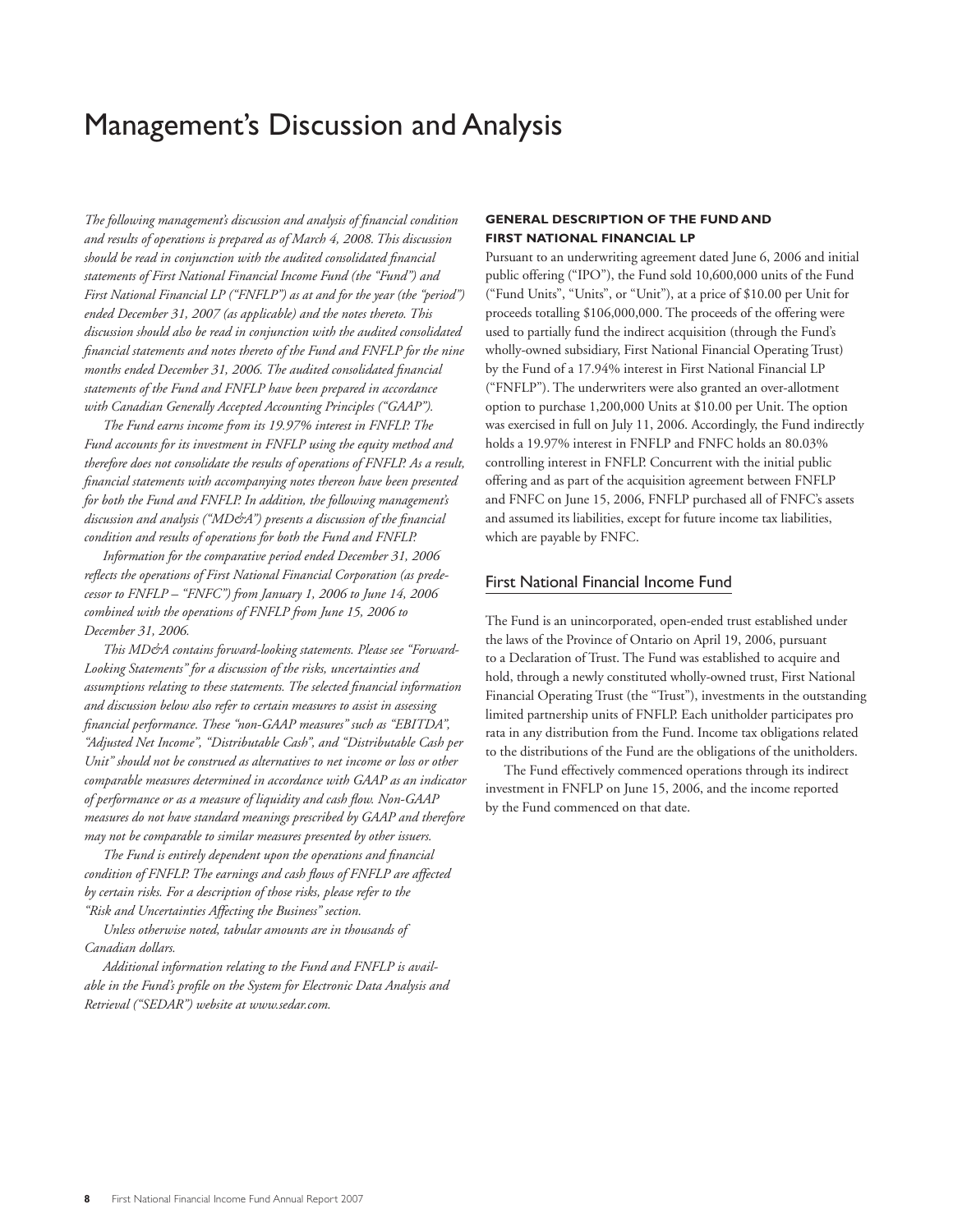# Management's Discussion and Analysis

*The following management's discussion and analysis of financial condition and results of operations is prepared as of March 4, 2008. This discussion should be read in conjunction with the audited consolidated financial statements of First National Financial Income Fund (the "Fund") and First National Financial LP ("FNFLP") as at and for the year (the "period") ended December 31, 2007 (as applicable) and the notes thereto. This discussion should also be read in conjunction with the audited consolidated financial statements and notes thereto of the Fund and FNFLP for the nine months ended December 31, 2006. The audited consolidated financial statements of the Fund and FNFLP have been prepared in accordance with Canadian Generally Accepted Accounting Principles ("GAAP").*

*The Fund earns income from its 19.97% interest in FNFLP. The Fund accounts for its investment in FNFLP using the equity method and therefore does not consolidate the results of operations of FNFLP. As a result, financial statements with accompanying notes thereon have been presented for both the Fund and FNFLP. In addition, the following management's discussion and analysis ("MD&A") presents a discussion of the financial condition and results of operations for both the Fund and FNFLP.*

*Information for the comparative period ended December 31, 2006 reflects the operations of First National Financial Corporation (as predecessor to FNFLP – "FNFC") from January 1, 2006 to June 14, 2006 combined with the operations of FNFLP from June 15, 2006 to December 31, 2006.*

*This MD&A contains forward-looking statements. Please see "Forward-Looking Statements" for a discussion of the risks, uncertainties and assumptions relating to these statements. The selected financial information and discussion below also refer to certain measures to assist in assessing financial performance. These "non-GAAP measures" such as "EBITDA", "Adjusted Net Income", "Distributable Cash", and "Distributable Cash per Unit" should not be construed as alternatives to net income or loss or other comparable measures determined in accordance with GAAP as an indicator of performance or as a measure of liquidity and cash flow. Non-GAAP measures do not have standard meanings prescribed by GAAP and therefore may not be comparable to similar measures presented by other issuers.*

*The Fund is entirely dependent upon the operations and financial condition of FNFLP. The earnings and cash flows of FNFLP are affected by certain risks. For a description of those risks, please refer to the "Risk and Uncertainties Affecting the Business" section.*

*Unless otherwise noted, tabular amounts are in thousands of Canadian dollars.*

*Additional information relating to the Fund and FNFLP is available in the Fund's profile on the System for Electronic Data Analysis and Retrieval ("SEDAR") website at www.sedar.com.*

### GENERAL DESCRIPTION OF THE FUND AND FIRST NATIONAL FINANCIAL LP

Pursuant to an underwriting agreement dated June 6, 2006 and initial public offering ("IPO"), the Fund sold 10,600,000 units of the Fund ("Fund Units", "Units", or "Unit"), at a price of $10.00 per Unit for proceeds totalling $106,000,000. The proceeds of the offering were used to partially fund the indirect acquisition (through the Fund's wholly-owned subsidiary, First National Financial Operating Trust) by the Fund of a 17.94% interest in First National Financial LP ("FNFLP"). The underwriters were also granted an over-allotment option to purchase 1,200,000 Units at $10.00 per Unit. The option was exercised in full on July 11, 2006. Accordingly, the Fund indirectly holds a 19.97% interest in FNFLP and FNFC holds an 80.03% controlling interest in FNFLP. Concurrent with the initial public offering and as part of the acquisition agreement between FNFLP and FNFC on June 15, 2006, FNFLP purchased all of FNFC's assets and assumed its liabilities, except for future income tax liabilities, which are payable by FNFC.

## First National Financial Income Fund

The Fund is an unincorporated, open-ended trust established under the laws of the Province of Ontario on April 19, 2006, pursuant to a Declaration of Trust. The Fund was established to acquire and hold, through a newly constituted wholly-owned trust, First National Financial Operating Trust (the "Trust"), investments in the outstanding limited partnership units of FNFLP. Each unitholder participates pro rata in any distribution from the Fund. Income tax obligations related to the distributions of the Fund are the obligations of the unitholders.

The Fund effectively commenced operations through its indirect investment in FNFLP on June 15, 2006, and the income reported by the Fund commenced on that date.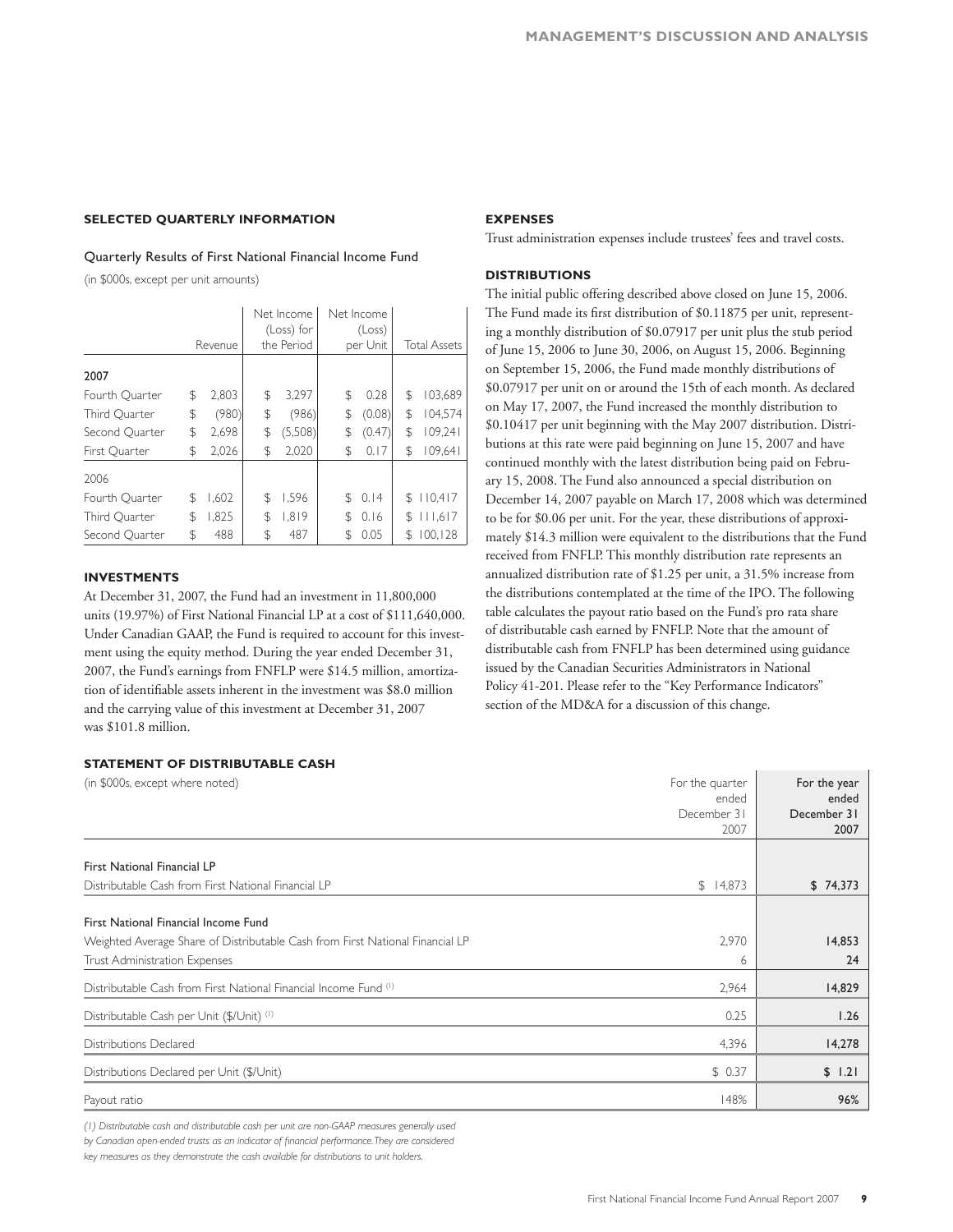## SELECTED QUARTERLY INFORMATION

### Quarterly Results of First National Financial Income Fund

(in $000s, except per unit amounts)

| | Revenue | Net Income (Loss) for the Period | Net Income (Loss) per Unit | Total Assets |
|---|---|---|---|---|
| **2007** | | | | |
| Fourth Quarter | $ 2,803 | $ 3,297 | $ 0.28 | $ 103,689 |
| Third Quarter | $ (980) | $ (986) | $ (0.08) | $ 104,574 |
| Second Quarter | $ 2,698 | $ (5,508) | $ (0.47) | $ 109,241 |
| First Quarter | $ 2,026 | $ 2,020 | $ 0.17 | $ 109,641 |
| 2006 | | | | |
| Fourth Quarter | $ 1,602 | $ 1,596 | $ 0.14 | $ 110,417 |
| Third Quarter | $ 1,825 | $ 1,819 | $ 0.16 | $ 111,617 |
| Second Quarter | $ 488 | $ 487 | $ 0.05 | $ 100,128 |

## INVESTMENTS

At December 31, 2007, the Fund had an investment in 11,800,000 units (19.97%) of First National Financial LP at a cost of $111,640,000. Under Canadian GAAP, the Fund is required to account for this investment using the equity method. During the year ended December 31, 2007, the Fund's earnings from FNFLP were $14.5 million, amortization of identifiable assets inherent in the investment was $8.0 million and the carrying value of this investment at December 31, 2007 was $101.8 million.

## EXPENSES

Trust administration expenses include trustees' fees and travel costs.

## DISTRIBUTIONS

The initial public offering described above closed on June 15, 2006. The Fund made its first distribution of $0.11875 per unit, representing a monthly distribution of $0.07917 per unit plus the stub period of June 15, 2006 to June 30, 2006, on August 15, 2006. Beginning on September 15, 2006, the Fund made monthly distributions of $0.07917 per unit on or around the 15th of each month. As declared on May 17, 2007, the Fund increased the monthly distribution to $0.10417 per unit beginning with the May 2007 distribution. Distributions at this rate were paid beginning on June 15, 2007 and have continued monthly with the latest distribution being paid on February 15, 2008. The Fund also announced a special distribution on December 14, 2007 payable on March 17, 2008 which was determined to be for $0.06 per unit. For the year, these distributions of approximately $14.3 million were equivalent to the distributions that the Fund received from FNFLP. This monthly distribution rate represents an annualized distribution rate of $1.25 per unit, a 31.5% increase from the distributions contemplated at the time of the IPO. The following table calculates the payout ratio based on the Fund's pro rata share of distributable cash earned by FNFLP. Note that the amount of distributable cash from FNFLP has been determined using guidance issued by the Canadian Securities Administrators in National Policy 41-201. Please refer to the "Key Performance Indicators" section of the MD&A for a discussion of this change.

## STATEMENT OF DISTRIBUTABLE CASH

| (in $000s, except where noted) | For the quarter ended December 31 2007 | For the year ended December 31 2007 |
|---|---|---|
| First National Financial LP | | |
| Distributable Cash from First National Financial LP | $ 14,873 | **$ 74,373** |
| First National Financial Income Fund | | |
| Weighted Average Share of Distributable Cash from First National Financial LP | 2,970 | **14,853** |
| Trust Administration Expenses | 6 | **24** |
| Distributable Cash from First National Financial Income Fund [(1)] | 2,964 | **14,829** |
| Distributable Cash per Unit ($/Unit) [(1)] | 0.25 | **1.26** |
| Distributions Declared | 4,396 | **14,278** |
| Distributions Declared per Unit ($/Unit) | $ 0.37 | **$ 1.21** |
| Payout ratio | 148% | **96%** |

*(1) Distributable cash and distributable cash per unit are non-GAAP measures generally used by Canadian open-ended trusts as an indicator of financial performance. They are considered key measures as they demonstrate the cash available for distributions to unit holders.*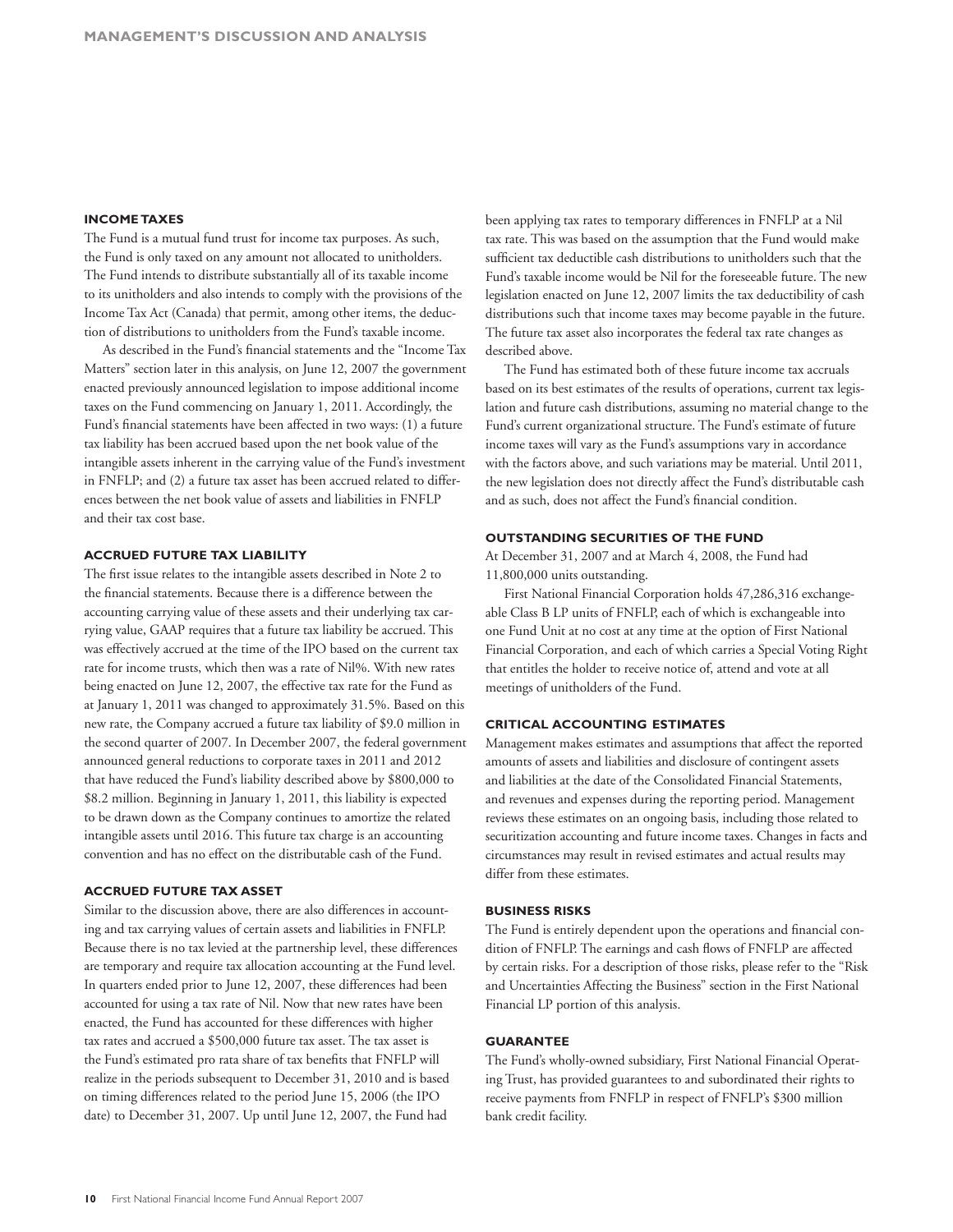### INCOME TAXES

The Fund is a mutual fund trust for income tax purposes. As such, the Fund is only taxed on any amount not allocated to unitholders. The Fund intends to distribute substantially all of its taxable income to its unitholders and also intends to comply with the provisions of the Income Tax Act (Canada) that permit, among other items, the deduction of distributions to unitholders from the Fund's taxable income.

As described in the Fund's financial statements and the "Income Tax Matters" section later in this analysis, on June 12, 2007 the government enacted previously announced legislation to impose additional income taxes on the Fund commencing on January 1, 2011. Accordingly, the Fund's financial statements have been affected in two ways: (1) a future tax liability has been accrued based upon the net book value of the intangible assets inherent in the carrying value of the Fund's investment in FNFLP; and (2) a future tax asset has been accrued related to differences between the net book value of assets and liabilities in FNFLP and their tax cost base.

### ACCRUED FUTURE TAX LIABILITY

The first issue relates to the intangible assets described in Note 2 to the financial statements. Because there is a difference between the accounting carrying value of these assets and their underlying tax carrying value, GAAP requires that a future tax liability be accrued. This was effectively accrued at the time of the IPO based on the current tax rate for income trusts, which then was a rate of Nil%. With new rates being enacted on June 12, 2007, the effective tax rate for the Fund as at January 1, 2011 was changed to approximately 31.5%. Based on this new rate, the Company accrued a future tax liability of $9.0 million in the second quarter of 2007. In December 2007, the federal government announced general reductions to corporate taxes in 2011 and 2012 that have reduced the Fund's liability described above by $800,000 to $8.2 million. Beginning in January 1, 2011, this liability is expected to be drawn down as the Company continues to amortize the related intangible assets until 2016. This future tax charge is an accounting convention and has no effect on the distributable cash of the Fund.

### ACCRUED FUTURE TAX ASSET

Similar to the discussion above, there are also differences in accounting and tax carrying values of certain assets and liabilities in FNFLP. Because there is no tax levied at the partnership level, these differences are temporary and require tax allocation accounting at the Fund level. In quarters ended prior to June 12, 2007, these differences had been accounted for using a tax rate of Nil. Now that new rates have been enacted, the Fund has accounted for these differences with higher tax rates and accrued a $500,000 future tax asset. The tax asset is the Fund's estimated pro rata share of tax benefits that FNFLP will realize in the periods subsequent to December 31, 2010 and is based on timing differences related to the period June 15, 2006 (the IPO date) to December 31, 2007. Up until June 12, 2007, the Fund had been applying tax rates to temporary differences in FNFLP at a Nil tax rate. This was based on the assumption that the Fund would make sufficient tax deductible cash distributions to unitholders such that the Fund's taxable income would be Nil for the foreseeable future. The new legislation enacted on June 12, 2007 limits the tax deductibility of cash distributions such that income taxes may become payable in the future. The future tax asset also incorporates the federal tax rate changes as described above.

The Fund has estimated both of these future income tax accruals based on its best estimates of the results of operations, current tax legislation and future cash distributions, assuming no material change to the Fund's current organizational structure. The Fund's estimate of future income taxes will vary as the Fund's assumptions vary in accordance with the factors above, and such variations may be material. Until 2011, the new legislation does not directly affect the Fund's distributable cash and as such, does not affect the Fund's financial condition.

### OUTSTANDING SECURITIES OF THE FUND

At December 31, 2007 and at March 4, 2008, the Fund had 11,800,000 units outstanding.

First National Financial Corporation holds 47,286,316 exchangeable Class B LP units of FNFLP, each of which is exchangeable into one Fund Unit at no cost at any time at the option of First National Financial Corporation, and each of which carries a Special Voting Right that entitles the holder to receive notice of, attend and vote at all meetings of unitholders of the Fund.

### CRITICAL ACCOUNTING ESTIMATES

Management makes estimates and assumptions that affect the reported amounts of assets and liabilities and disclosure of contingent assets and liabilities at the date of the Consolidated Financial Statements, and revenues and expenses during the reporting period. Management reviews these estimates on an ongoing basis, including those related to securitization accounting and future income taxes. Changes in facts and circumstances may result in revised estimates and actual results may differ from these estimates.

### BUSINESS RISKS

The Fund is entirely dependent upon the operations and financial condition of FNFLP. The earnings and cash flows of FNFLP are affected by certain risks. For a description of those risks, please refer to the "Risk and Uncertainties Affecting the Business" section in the First National Financial LP portion of this analysis.

### GUARANTEE

The Fund's wholly-owned subsidiary, First National Financial Operating Trust, has provided guarantees to and subordinated their rights to receive payments from FNFLP in respect of FNFLP's $300 million bank credit facility.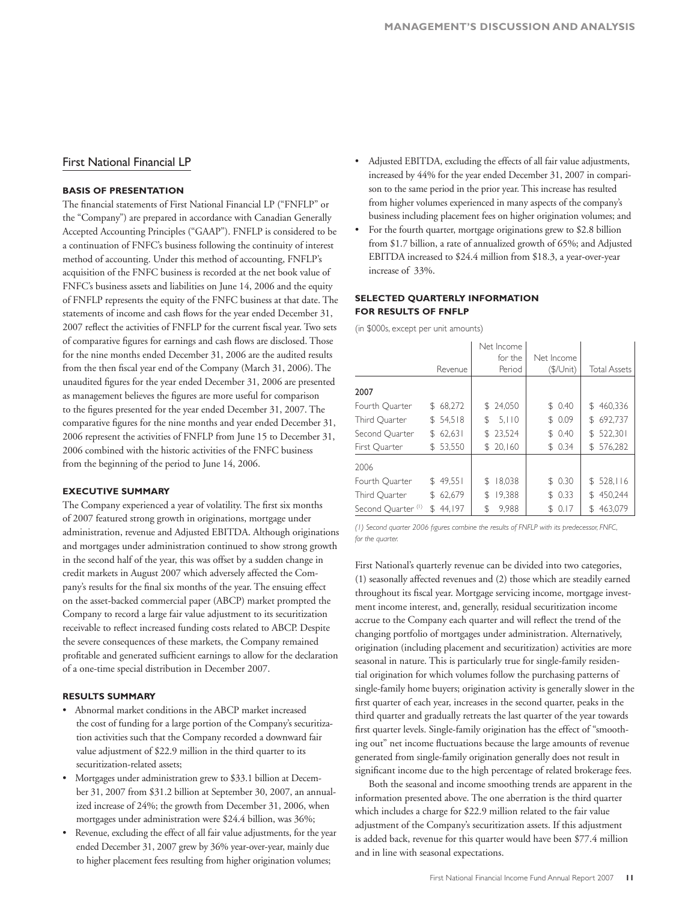## First National Financial LP

### BASIS OF PRESENTATION

The financial statements of First National Financial LP ("FNFLP" or the "Company") are prepared in accordance with Canadian Generally Accepted Accounting Principles ("GAAP"). FNFLP is considered to be a continuation of FNFC's business following the continuity of interest method of accounting. Under this method of accounting, FNFLP's acquisition of the FNFC business is recorded at the net book value of FNFC's business assets and liabilities on June 14, 2006 and the equity of FNFLP represents the equity of the FNFC business at that date. The statements of income and cash flows for the year ended December 31, 2007 reflect the activities of FNFLP for the current fiscal year. Two sets of comparative figures for earnings and cash flows are disclosed. Those for the nine months ended December 31, 2006 are the audited results from the then fiscal year end of the Company (March 31, 2006). The unaudited figures for the year ended December 31, 2006 are presented as management believes the figures are more useful for comparison to the figures presented for the year ended December 31, 2007. The comparative figures for the nine months and year ended December 31, 2006 represent the activities of FNFLP from June 15 to December 31, 2006 combined with the historic activities of the FNFC business from the beginning of the period to June 14, 2006.

### EXECUTIVE SUMMARY

The Company experienced a year of volatility. The first six months of 2007 featured strong growth in originations, mortgage under administration, revenue and Adjusted EBITDA. Although originations and mortgages under administration continued to show strong growth in the second half of the year, this was offset by a sudden change in credit markets in August 2007 which adversely affected the Company's results for the final six months of the year. The ensuing effect on the asset-backed commercial paper (ABCP) market prompted the Company to record a large fair value adjustment to its securitization receivable to reflect increased funding costs related to ABCP. Despite the severe consequences of these markets, the Company remained profitable and generated sufficient earnings to allow for the declaration of a one-time special distribution in December 2007.

### RESULTS SUMMARY

- Abnormal market conditions in the ABCP market increased the cost of funding for a large portion of the Company's securitization activities such that the Company recorded a downward fair value adjustment of $22.9 million in the third quarter to its securitization-related assets;
- Mortgages under administration grew to $33.1 billion at December 31, 2007 from $31.2 billion at September 30, 2007, an annualized increase of 24%; the growth from December 31, 2006, when mortgages under administration were $24.4 billion, was 36%;
- Revenue, excluding the effect of all fair value adjustments, for the year ended December 31, 2007 grew by 36% year-over-year, mainly due to higher placement fees resulting from higher origination volumes;
- Adjusted EBITDA, excluding the effects of all fair value adjustments, increased by 44% for the year ended December 31, 2007 in comparison to the same period in the prior year. This increase has resulted from higher volumes experienced in many aspects of the company's business including placement fees on higher origination volumes; and
- For the fourth quarter, mortgage originations grew to $2.8 billion from $1.7 billion, a rate of annualized growth of 65%; and Adjusted EBITDA increased to $24.4 million from $18.3, a year-over-year increase of 33%.

### SELECTED QUARTERLY INFORMATION FOR RESULTS OF FNFLP

(in $000s, except per unit amounts)

| | Revenue | Net Income for the Period | Net Income ($/Unit) | Total Assets |
|---|---|---|---|---|
| **2007** | | | | |
| Fourth Quarter | $ 68,272 | $ 24,050 | $ 0.40 | $ 460,336 |
| Third Quarter | $ 54,518 | $ 5,110 | $ 0.09 | $ 692,737 |
| Second Quarter | $ 62,631 | $ 23,524 | $ 0.40 | $ 522,301 |
| First Quarter | $ 53,550 | $ 20,160 | $ 0.34 | $ 576,282 |
| 2006 | | | | |
| Fourth Quarter | $ 49,551 | $ 18,038 | $ 0.30 | $ 528,116 |
| Third Quarter | $ 62,679 | $ 19,388 | $ 0.33 | $ 450,244 |
| Second Quarter [(1)] | $ 44,197 | $ 9,988 | $ 0.17 | $ 463,079 |

*(1) Second quarter 2006 figures combine the results of FNFLP with its predecessor, FNFC, for the quarter.*

First National's quarterly revenue can be divided into two categories, (1) seasonally affected revenues and (2) those which are steadily earned throughout its fiscal year. Mortgage servicing income, mortgage investment income interest, and, generally, residual securitization income accrue to the Company each quarter and will reflect the trend of the changing portfolio of mortgages under administration. Alternatively, origination (including placement and securitization) activities are more seasonal in nature. This is particularly true for single-family residential origination for which volumes follow the purchasing patterns of single-family home buyers; origination activity is generally slower in the first quarter of each year, increases in the second quarter, peaks in the third quarter and gradually retreats the last quarter of the year towards first quarter levels. Single-family origination has the effect of "smoothing out" net income fluctuations because the large amounts of revenue generated from single-family origination generally does not result in significant income due to the high percentage of related brokerage fees.

Both the seasonal and income smoothing trends are apparent in the information presented above. The one aberration is the third quarter which includes a charge for $22.9 million related to the fair value adjustment of the Company's securitization assets. If this adjustment is added back, revenue for this quarter would have been $77.4 million and in line with seasonal expectations.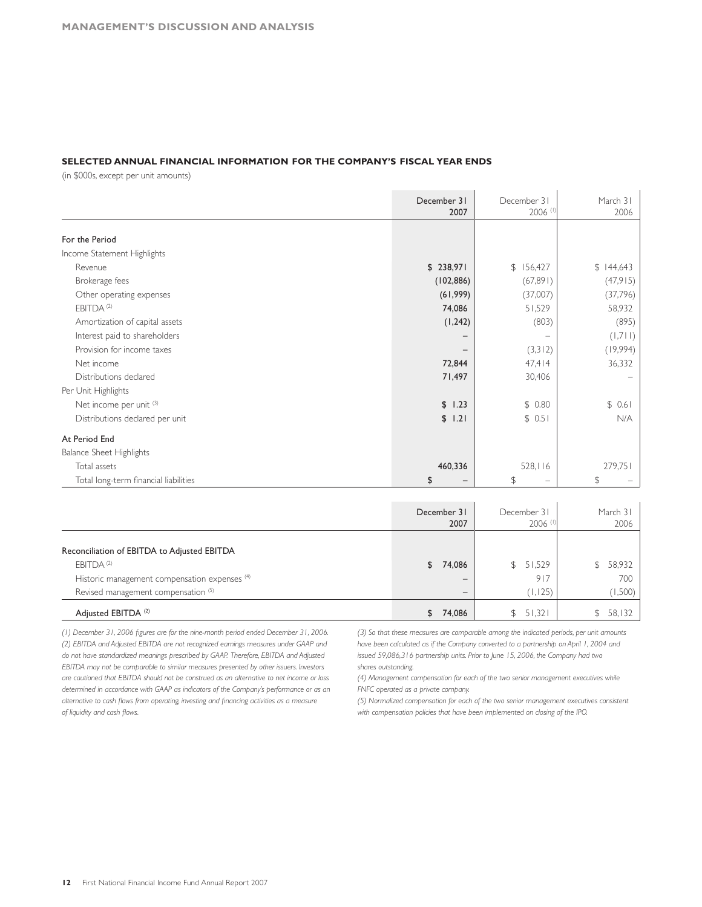### SELECTED ANNUAL FINANCIAL INFORMATION FOR THE COMPANY'S FISCAL YEAR ENDS

(in $000s, except per unit amounts)

| | December 31 2007 | December 31 2006 (1) | March 31 2006 |
|---|---|---|---|
| **For the Period** | | | |
| Income Statement Highlights | | | |
| Revenue | **$ 238,971** | $ 156,427 | $ 144,643 |
| Brokerage fees | **(102,886)** | (67,891) | (47,915) |
| Other operating expenses | **(61,999)** | (37,007) | (37,796) |
| EBITDA (2) | **74,086** | 51,529 | 58,932 |
| Amortization of capital assets | **(1,242)** | (803) | (895) |
| Interest paid to shareholders | **–** | – | (1,711) |
| Provision for income taxes | **–** | (3,312) | (19,994) |
| Net income | **72,844** | 47,414 | 36,332 |
| Distributions declared | **71,497** | 30,406 | – |
| Per Unit Highlights | | | |
| Net income per unit (3) | **$ 1.23** | $ 0.80 | $ 0.61 |
| Distributions declared per unit | **$ 1.21** | $ 0.51 | N/A |
| **At Period End** | | | |
| Balance Sheet Highlights | | | |
| Total assets | **460,336** | 528,116 | 279,751 |
| Total long-term financial liabilities | **$ –** | $ – | $ – |

| | December 31 2007 | December 31 2006 (1) | March 31 2006 |
|---|---|---|---|
| Reconciliation of EBITDA to Adjusted EBITDA | | | |
| EBITDA (2) | **$ 74,086** | $ 51,529 | $ 58,932 |
| Historic management compensation expenses (4) | **–** | 917 | 700 |
| Revised management compensation (5) | **–** | (1,125) | (1,500) |
| Adjusted EBITDA (2) | **$ 74,086** | $ 51,321 | $ 58,132 |

*(1) December 31, 2006 figures are for the nine-month period ended December 31, 2006.*

*(2) EBITDA and Adjusted EBITDA are not recognized earnings measures under GAAP and do not have standardized meanings prescribed by GAAP. Therefore, EBITDA and Adjusted EBITDA may not be comparable to similar measures presented by other issuers. Investors are cautioned that EBITDA should not be construed as an alternative to net income or loss determined in accordance with GAAP as indicators of the Company's performance or as an alternative to cash flows from operating, investing and financing activities as a measure of liquidity and cash flows.*

*(3) So that these measures are comparable among the indicated periods, per unit amounts have been calculated as if the Company converted to a partnership on April 1, 2004 and issued 59,086,316 partnership units. Prior to June 15, 2006, the Company had two shares outstanding.*

*(4) Management compensation for each of the two senior management executives while FNFC operated as a private company.*

*(5) Normalized compensation for each of the two senior management executives consistent with compensation policies that have been implemented on closing of the IPO.*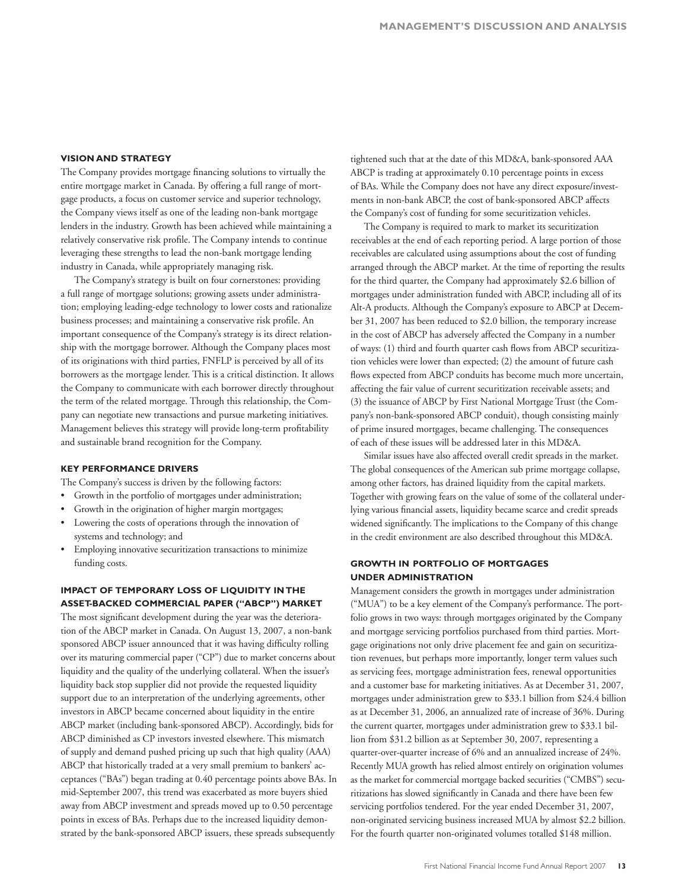## VISION AND STRATEGY

The Company provides mortgage financing solutions to virtually the entire mortgage market in Canada. By offering a full range of mortgage products, a focus on customer service and superior technology, the Company views itself as one of the leading non-bank mortgage lenders in the industry. Growth has been achieved while maintaining a relatively conservative risk profile. The Company intends to continue leveraging these strengths to lead the non-bank mortgage lending industry in Canada, while appropriately managing risk.

The Company's strategy is built on four cornerstones: providing a full range of mortgage solutions; growing assets under administration; employing leading-edge technology to lower costs and rationalize business processes; and maintaining a conservative risk profile. An important consequence of the Company's strategy is its direct relationship with the mortgage borrower. Although the Company places most of its originations with third parties, FNFLP is perceived by all of its borrowers as the mortgage lender. This is a critical distinction. It allows the Company to communicate with each borrower directly throughout the term of the related mortgage. Through this relationship, the Company can negotiate new transactions and pursue marketing initiatives. Management believes this strategy will provide long-term profitability and sustainable brand recognition for the Company.

## KEY PERFORMANCE DRIVERS

The Company's success is driven by the following factors:

- Growth in the portfolio of mortgages under administration;
- Growth in the origination of higher margin mortgages;
- Lowering the costs of operations through the innovation of systems and technology; and
- Employing innovative securitization transactions to minimize funding costs.

## IMPACT OF TEMPORARY LOSS OF LIQUIDITY IN THE ASSET-BACKED COMMERCIAL PAPER ("ABCP") MARKET

The most significant development during the year was the deterioration of the ABCP market in Canada. On August 13, 2007, a non-bank sponsored ABCP issuer announced that it was having difficulty rolling over its maturing commercial paper ("CP") due to market concerns about liquidity and the quality of the underlying collateral. When the issuer's liquidity back stop supplier did not provide the requested liquidity support due to an interpretation of the underlying agreements, other investors in ABCP became concerned about liquidity in the entire ABCP market (including bank-sponsored ABCP). Accordingly, bids for ABCP diminished as CP investors invested elsewhere. This mismatch of supply and demand pushed pricing up such that high quality (AAA) ABCP that historically traded at a very small premium to bankers' acceptances ("BAs") began trading at 0.40 percentage points above BAs. In mid-September 2007, this trend was exacerbated as more buyers shied away from ABCP investment and spreads moved up to 0.50 percentage points in excess of BAs. Perhaps due to the increased liquidity demonstrated by the bank-sponsored ABCP issuers, these spreads subsequently tightened such that at the date of this MD&A, bank-sponsored AAA ABCP is trading at approximately 0.10 percentage points in excess of BAs. While the Company does not have any direct exposure/investments in non-bank ABCP, the cost of bank-sponsored ABCP affects the Company's cost of funding for some securitization vehicles.

The Company is required to mark to market its securitization receivables at the end of each reporting period. A large portion of those receivables are calculated using assumptions about the cost of funding arranged through the ABCP market. At the time of reporting the results for the third quarter, the Company had approximately $2.6 billion of mortgages under administration funded with ABCP, including all of its Alt-A products. Although the Company's exposure to ABCP at December 31, 2007 has been reduced to $2.0 billion, the temporary increase in the cost of ABCP has adversely affected the Company in a number of ways: (1) third and fourth quarter cash flows from ABCP securitization vehicles were lower than expected; (2) the amount of future cash flows expected from ABCP conduits has become much more uncertain, affecting the fair value of current securitization receivable assets; and (3) the issuance of ABCP by First National Mortgage Trust (the Company's non-bank-sponsored ABCP conduit), though consisting mainly of prime insured mortgages, became challenging. The consequences of each of these issues will be addressed later in this MD&A.

Similar issues have also affected overall credit spreads in the market. The global consequences of the American sub prime mortgage collapse, among other factors, has drained liquidity from the capital markets. Together with growing fears on the value of some of the collateral underlying various financial assets, liquidity became scarce and credit spreads widened significantly. The implications to the Company of this change in the credit environment are also described throughout this MD&A.

## GROWTH IN PORTFOLIO OF MORTGAGES UNDER ADMINISTRATION

Management considers the growth in mortgages under administration ("MUA") to be a key element of the Company's performance. The portfolio grows in two ways: through mortgages originated by the Company and mortgage servicing portfolios purchased from third parties. Mortgage originations not only drive placement fee and gain on securitization revenues, but perhaps more importantly, longer term values such as servicing fees, mortgage administration fees, renewal opportunities and a customer base for marketing initiatives. As at December 31, 2007, mortgages under administration grew to $33.1 billion from $24.4 billion as at December 31, 2006, an annualized rate of increase of 36%. During the current quarter, mortgages under administration grew to $33.1 billion from $31.2 billion as at September 30, 2007, representing a quarter-over-quarter increase of 6% and an annualized increase of 24%. Recently MUA growth has relied almost entirely on origination volumes as the market for commercial mortgage backed securities ("CMBS") securitizations has slowed significantly in Canada and there have been few servicing portfolios tendered. For the year ended December 31, 2007, non-originated servicing business increased MUA by almost $2.2 billion. For the fourth quarter non-originated volumes totalled $148 million.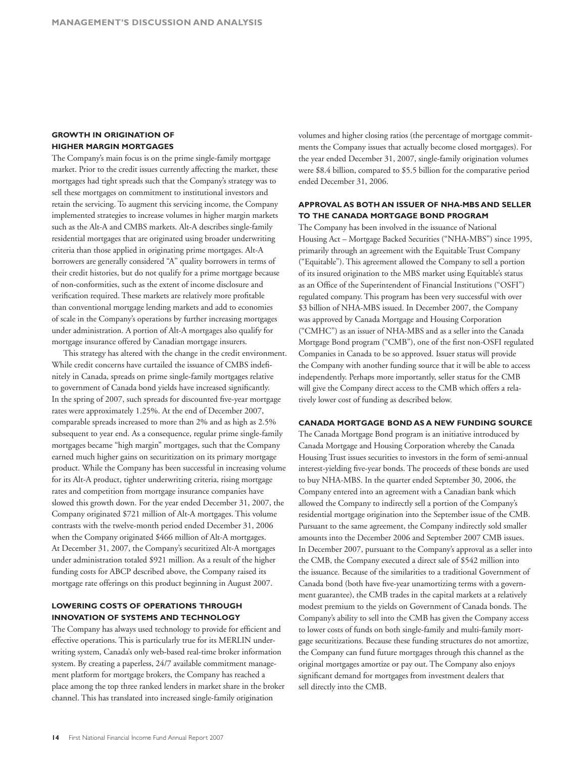### GROWTH IN ORIGINATION OF HIGHER MARGIN MORTGAGES

The Company's main focus is on the prime single-family mortgage market. Prior to the credit issues currently affecting the market, these mortgages had tight spreads such that the Company's strategy was to sell these mortgages on commitment to institutional investors and retain the servicing. To augment this servicing income, the Company implemented strategies to increase volumes in higher margin markets such as the Alt-A and CMBS markets. Alt-A describes single-family residential mortgages that are originated using broader underwriting criteria than those applied in originating prime mortgages. Alt-A borrowers are generally considered "A" quality borrowers in terms of their credit histories, but do not qualify for a prime mortgage because of non-conformities, such as the extent of income disclosure and verification required. These markets are relatively more profitable than conventional mortgage lending markets and add to economies of scale in the Company's operations by further increasing mortgages under administration. A portion of Alt-A mortgages also qualify for mortgage insurance offered by Canadian mortgage insurers.

This strategy has altered with the change in the credit environment. While credit concerns have curtailed the issuance of CMBS indefinitely in Canada, spreads on prime single-family mortgages relative to government of Canada bond yields have increased significantly. In the spring of 2007, such spreads for discounted five-year mortgage rates were approximately 1.25%. At the end of December 2007, comparable spreads increased to more than 2% and as high as 2.5% subsequent to year end. As a consequence, regular prime single-family mortgages became "high margin" mortgages, such that the Company earned much higher gains on securitization on its primary mortgage product. While the Company has been successful in increasing volume for its Alt-A product, tighter underwriting criteria, rising mortgage rates and competition from mortgage insurance companies have slowed this growth down. For the year ended December 31, 2007, the Company originated $721 million of Alt-A mortgages. This volume contrasts with the twelve-month period ended December 31, 2006 when the Company originated $466 million of Alt-A mortgages. At December 31, 2007, the Company's securitized Alt-A mortgages under administration totaled $921 million. As a result of the higher funding costs for ABCP described above, the Company raised its mortgage rate offerings on this product beginning in August 2007.

### LOWERING COSTS OF OPERATIONS THROUGH INNOVATION OF SYSTEMS AND TECHNOLOGY

The Company has always used technology to provide for efficient and effective operations. This is particularly true for its MERLIN underwriting system, Canada's only web-based real-time broker information system. By creating a paperless, 24/7 available commitment management platform for mortgage brokers, the Company has reached a place among the top three ranked lenders in market share in the broker channel. This has translated into increased single-family origination volumes and higher closing ratios (the percentage of mortgage commitments the Company issues that actually become closed mortgages). For the year ended December 31, 2007, single-family origination volumes were $8.4 billion, compared to $5.5 billion for the comparative period ended December 31, 2006.

### APPROVAL AS BOTH AN ISSUER OF NHA-MBS AND SELLER TO THE CANADA MORTGAGE BOND PROGRAM

The Company has been involved in the issuance of National Housing Act – Mortgage Backed Securities ("NHA-MBS") since 1995, primarily through an agreement with the Equitable Trust Company ("Equitable"). This agreement allowed the Company to sell a portion of its insured origination to the MBS market using Equitable's status as an Office of the Superintendent of Financial Institutions ("OSFI") regulated company. This program has been very successful with over $3 billion of NHA-MBS issued. In December 2007, the Company was approved by Canada Mortgage and Housing Corporation ("CMHC") as an issuer of NHA-MBS and as a seller into the Canada Mortgage Bond program ("CMB"), one of the first non-OSFI regulated Companies in Canada to be so approved. Issuer status will provide the Company with another funding source that it will be able to access independently. Perhaps more importantly, seller status for the CMB will give the Company direct access to the CMB which offers a relatively lower cost of funding as described below.

### CANADA MORTGAGE BOND AS A NEW FUNDING SOURCE

The Canada Mortgage Bond program is an initiative introduced by Canada Mortgage and Housing Corporation whereby the Canada Housing Trust issues securities to investors in the form of semi-annual interest-yielding five-year bonds. The proceeds of these bonds are used to buy NHA-MBS. In the quarter ended September 30, 2006, the Company entered into an agreement with a Canadian bank which allowed the Company to indirectly sell a portion of the Company's residential mortgage origination into the September issue of the CMB. Pursuant to the same agreement, the Company indirectly sold smaller amounts into the December 2006 and September 2007 CMB issues. In December 2007, pursuant to the Company's approval as a seller into the CMB, the Company executed a direct sale of $542 million into the issuance. Because of the similarities to a traditional Government of Canada bond (both have five-year unamortizing terms with a government guarantee), the CMB trades in the capital markets at a relatively modest premium to the yields on Government of Canada bonds. The Company's ability to sell into the CMB has given the Company access to lower costs of funds on both single-family and multi-family mortgage securitizations. Because these funding structures do not amortize, the Company can fund future mortgages through this channel as the original mortgages amortize or pay out. The Company also enjoys significant demand for mortgages from investment dealers that sell directly into the CMB.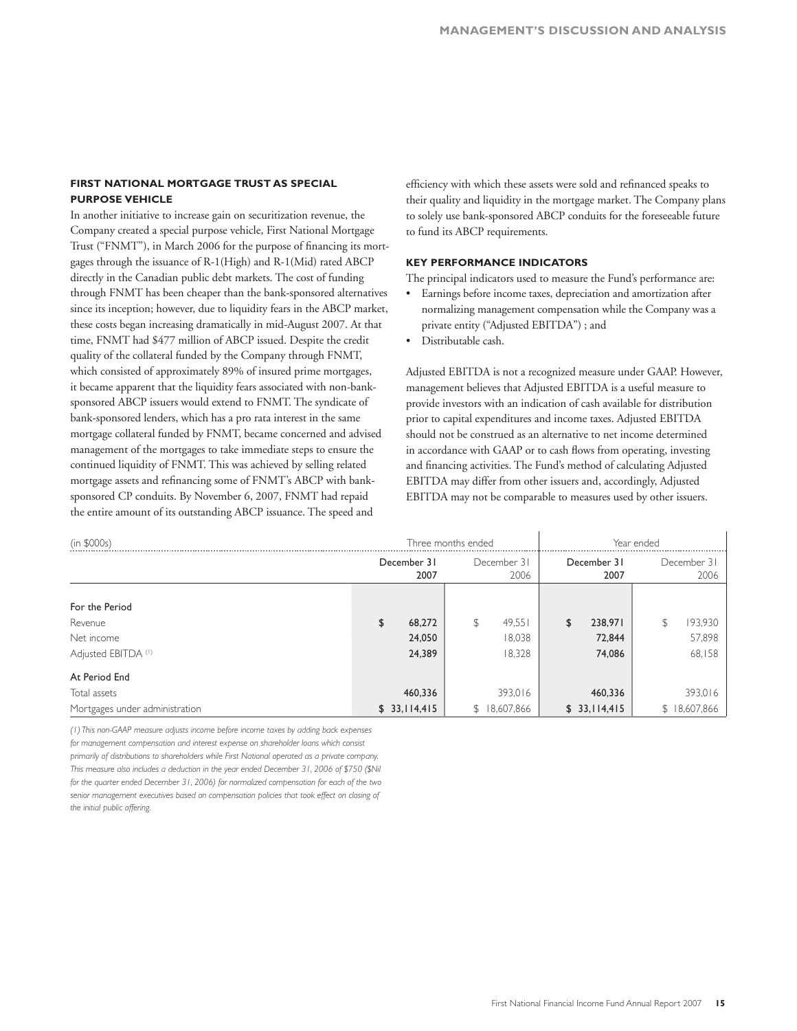### FIRST NATIONAL MORTGAGE TRUST AS SPECIAL PURPOSE VEHICLE

In another initiative to increase gain on securitization revenue, the Company created a special purpose vehicle, First National Mortgage Trust ("FNMT"), in March 2006 for the purpose of financing its mortgages through the issuance of R-1(High) and R-1(Mid) rated ABCP directly in the Canadian public debt markets. The cost of funding through FNMT has been cheaper than the bank-sponsored alternatives since its inception; however, due to liquidity fears in the ABCP market, these costs began increasing dramatically in mid-August 2007. At that time, FNMT had $477 million of ABCP issued. Despite the credit quality of the collateral funded by the Company through FNMT, which consisted of approximately 89% of insured prime mortgages, it became apparent that the liquidity fears associated with non-bank-sponsored ABCP issuers would extend to FNMT. The syndicate of bank-sponsored lenders, which has a pro rata interest in the same mortgage collateral funded by FNMT, became concerned and advised management of the mortgages to take immediate steps to ensure the continued liquidity of FNMT. This was achieved by selling related mortgage assets and refinancing some of FNMT's ABCP with bank-sponsored CP conduits. By November 6, 2007, FNMT had repaid the entire amount of its outstanding ABCP issuance. The speed and efficiency with which these assets were sold and refinanced speaks to their quality and liquidity in the mortgage market. The Company plans to solely use bank-sponsored ABCP conduits for the foreseeable future to fund its ABCP requirements.

### KEY PERFORMANCE INDICATORS

The principal indicators used to measure the Fund's performance are:

- Earnings before income taxes, depreciation and amortization after normalizing management compensation while the Company was a private entity ("Adjusted EBITDA") ; and
- Distributable cash.

Adjusted EBITDA is not a recognized measure under GAAP. However, management believes that Adjusted EBITDA is a useful measure to provide investors with an indication of cash available for distribution prior to capital expenditures and income taxes. Adjusted EBITDA should not be construed as an alternative to net income determined in accordance with GAAP or to cash flows from operating, investing and financing activities. The Fund's method of calculating Adjusted EBITDA may differ from other issuers and, accordingly, Adjusted EBITDA may not be comparable to measures used by other issuers.

| (in $000s) | Three months ended | | Year ended | |
|---|---|---|---|---|
| | **December 31 2007** | December 31 2006 | **December 31 2007** | December 31 2006 |
| **For the Period** | | | | |
| Revenue | **$ 68,272** | $ 49,551 | **$ 238,971** | $ 193,930 |
| Net income | **24,050** | 18,038 | **72,844** | 57,898 |
| Adjusted EBITDA [(1)] | **24,389** | 18,328 | **74,086** | 68,158 |
| **At Period End** | | | | |
| Total assets | **460,336** | 393,016 | **460,336** | 393,016 |
| Mortgages under administration | **$ 33,114,415** | $ 18,607,866 | **$ 33,114,415** | $ 18,607,866 |

*(1) This non-GAAP measure adjusts income before income taxes by adding back expenses for management compensation and interest expense on shareholder loans which consist primarily of distributions to shareholders while First National operated as a private company. This measure also includes a deduction in the year ended December 31, 2006 of $750 ($Nil for the quarter ended December 31, 2006) for normalized compensation for each of the two senior management executives based on compensation policies that took effect on closing of the initial public offering.*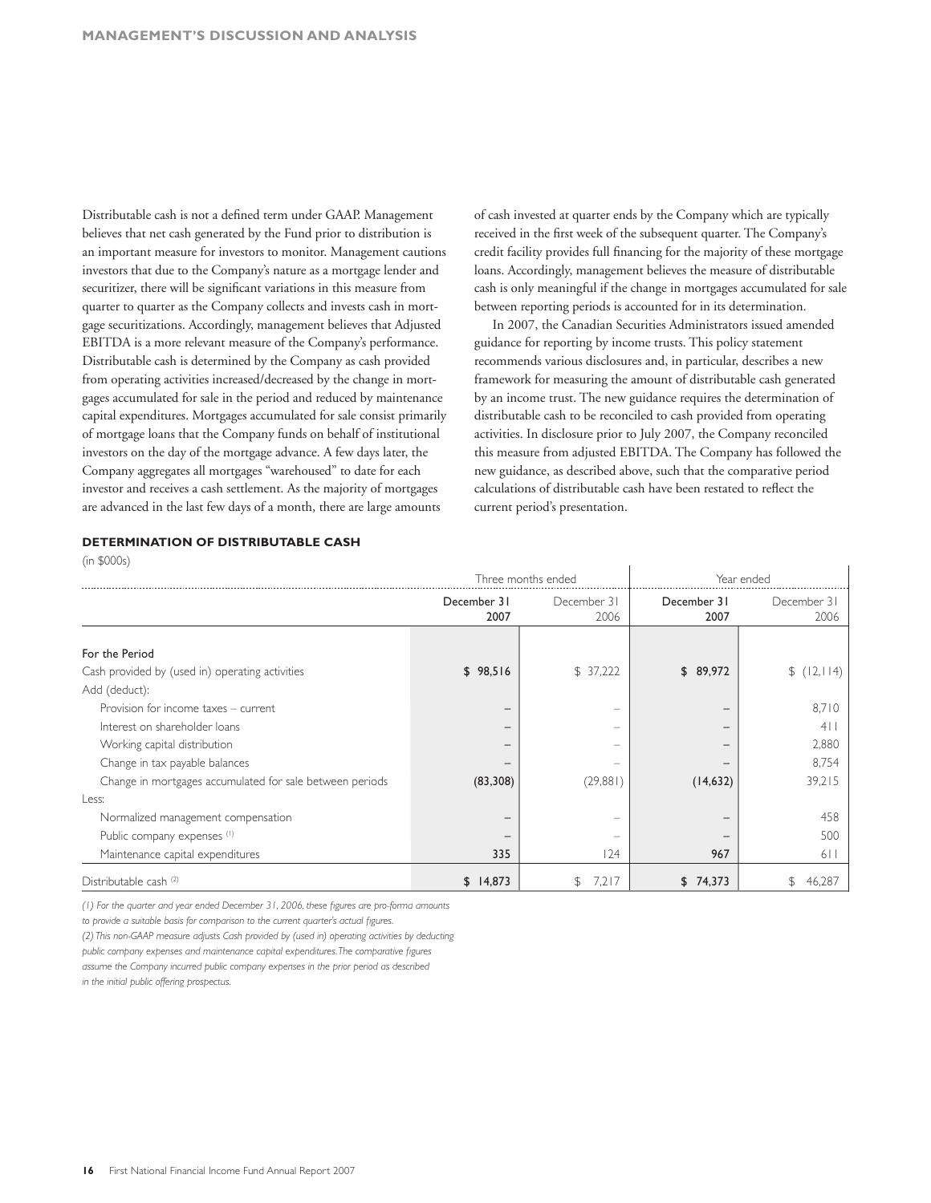Distributable cash is not a defined term under GAAP. Management believes that net cash generated by the Fund prior to distribution is an important measure for investors to monitor. Management cautions investors that due to the Company's nature as a mortgage lender and securitizer, there will be significant variations in this measure from quarter to quarter as the Company collects and invests cash in mortgage securitizations. Accordingly, management believes that Adjusted EBITDA is a more relevant measure of the Company's performance. Distributable cash is determined by the Company as cash provided from operating activities increased/decreased by the change in mortgages accumulated for sale in the period and reduced by maintenance capital expenditures. Mortgages accumulated for sale consist primarily of mortgage loans that the Company funds on behalf of institutional investors on the day of the mortgage advance. A few days later, the Company aggregates all mortgages "warehoused" to date for each investor and receives a cash settlement. As the majority of mortgages are advanced in the last few days of a month, there are large amounts of cash invested at quarter ends by the Company which are typically received in the first week of the subsequent quarter. The Company's credit facility provides full financing for the majority of these mortgage loans. Accordingly, management believes the measure of distributable cash is only meaningful if the change in mortgages accumulated for sale between reporting periods is accounted for in its determination.

In 2007, the Canadian Securities Administrators issued amended guidance for reporting by income trusts. This policy statement recommends various disclosures and, in particular, describes a new framework for measuring the amount of distributable cash generated by an income trust. The new guidance requires the determination of distributable cash to be reconciled to cash provided from operating activities. In disclosure prior to July 2007, the Company reconciled this measure from adjusted EBITDA. The Company has followed the new guidance, as described above, such that the comparative period calculations of distributable cash have been restated to reflect the current period's presentation.

**DETERMINATION OF DISTRIBUTABLE CASH**

(in $000s)

| | Three months ended | | Year ended | |
|---|---|---|---|---|
| | **December 31 2007** | December 31 2006 | **December 31 2007** | December 31 2006 |
| For the Period | | | | |
| Cash provided by (used in) operating activities | **$ 98,516** | $ 37,222 | **$ 89,972** | $ (12,114) |
| Add (deduct): | | | | |
| Provision for income taxes – current | **–** | – | **–** | 8,710 |
| Interest on shareholder loans | **–** | – | **–** | 411 |
| Working capital distribution | **–** | – | **–** | 2,880 |
| Change in tax payable balances | **–** | – | **–** | 8,754 |
| Change in mortgages accumulated for sale between periods | **(83,308)** | (29,881) | **(14,632)** | 39,215 |
| Less: | | | | |
| Normalized management compensation | **–** | – | **–** | 458 |
| Public company expenses [(1)] | **–** | – | **–** | 500 |
| Maintenance capital expenditures | **335** | 124 | **967** | 611 |
| Distributable cash [(2)] | **$ 14,873** | $ 7,217 | **$ 74,373** | $ 46,287 |

*(1) For the quarter and year ended December 31, 2006, these figures are pro-forma amounts to provide a suitable basis for comparison to the current quarter's actual figures.*

*(2) This non-GAAP measure adjusts Cash provided by (used in) operating activities by deducting public company expenses and maintenance capital expenditures. The comparative figures assume the Company incurred public company expenses in the prior period as described in the initial public offering prospectus.*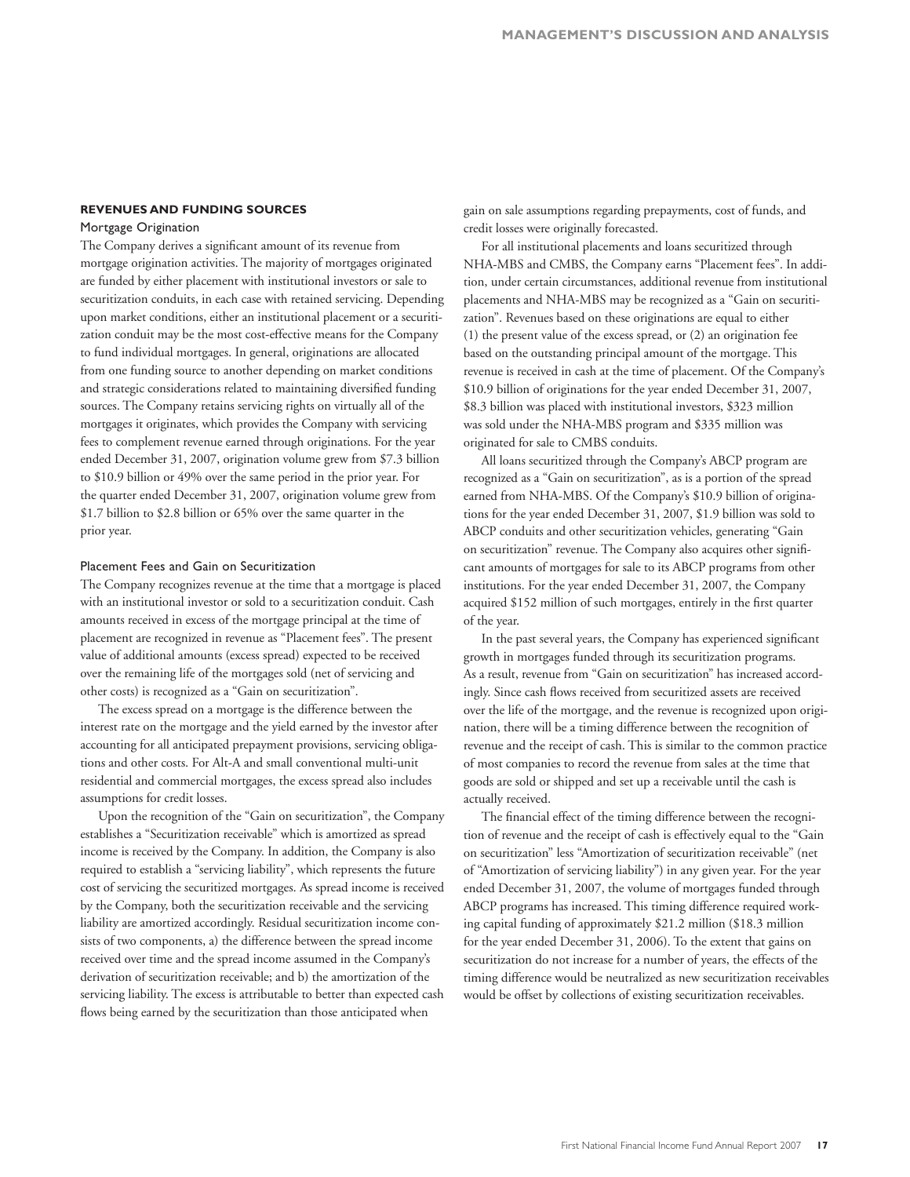## REVENUES AND FUNDING SOURCES

### Mortgage Origination

The Company derives a significant amount of its revenue from mortgage origination activities. The majority of mortgages originated are funded by either placement with institutional investors or sale to securitization conduits, in each case with retained servicing. Depending upon market conditions, either an institutional placement or a securitization conduit may be the most cost-effective means for the Company to fund individual mortgages. In general, originations are allocated from one funding source to another depending on market conditions and strategic considerations related to maintaining diversified funding sources. The Company retains servicing rights on virtually all of the mortgages it originates, which provides the Company with servicing fees to complement revenue earned through originations. For the year ended December 31, 2007, origination volume grew from $7.3 billion to $10.9 billion or 49% over the same period in the prior year. For the quarter ended December 31, 2007, origination volume grew from $1.7 billion to $2.8 billion or 65% over the same quarter in the prior year.

### Placement Fees and Gain on Securitization

The Company recognizes revenue at the time that a mortgage is placed with an institutional investor or sold to a securitization conduit. Cash amounts received in excess of the mortgage principal at the time of placement are recognized in revenue as "Placement fees". The present value of additional amounts (excess spread) expected to be received over the remaining life of the mortgages sold (net of servicing and other costs) is recognized as a "Gain on securitization".

The excess spread on a mortgage is the difference between the interest rate on the mortgage and the yield earned by the investor after accounting for all anticipated prepayment provisions, servicing obligations and other costs. For Alt-A and small conventional multi-unit residential and commercial mortgages, the excess spread also includes assumptions for credit losses.

Upon the recognition of the "Gain on securitization", the Company establishes a "Securitization receivable" which is amortized as spread income is received by the Company. In addition, the Company is also required to establish a "servicing liability", which represents the future cost of servicing the securitized mortgages. As spread income is received by the Company, both the securitization receivable and the servicing liability are amortized accordingly. Residual securitization income consists of two components, a) the difference between the spread income received over time and the spread income assumed in the Company's derivation of securitization receivable; and b) the amortization of the servicing liability. The excess is attributable to better than expected cash flows being earned by the securitization than those anticipated when gain on sale assumptions regarding prepayments, cost of funds, and credit losses were originally forecasted.

For all institutional placements and loans securitized through NHA-MBS and CMBS, the Company earns "Placement fees". In addition, under certain circumstances, additional revenue from institutional placements and NHA-MBS may be recognized as a "Gain on securitization". Revenues based on these originations are equal to either (1) the present value of the excess spread, or (2) an origination fee based on the outstanding principal amount of the mortgage. This revenue is received in cash at the time of placement. Of the Company's $10.9 billion of originations for the year ended December 31, 2007, $8.3 billion was placed with institutional investors, $323 million was sold under the NHA-MBS program and $335 million was originated for sale to CMBS conduits.

All loans securitized through the Company's ABCP program are recognized as a "Gain on securitization", as is a portion of the spread earned from NHA-MBS. Of the Company's $10.9 billion of originations for the year ended December 31, 2007, $1.9 billion was sold to ABCP conduits and other securitization vehicles, generating "Gain on securitization" revenue. The Company also acquires other significant amounts of mortgages for sale to its ABCP programs from other institutions. For the year ended December 31, 2007, the Company acquired $152 million of such mortgages, entirely in the first quarter of the year.

In the past several years, the Company has experienced significant growth in mortgages funded through its securitization programs. As a result, revenue from "Gain on securitization" has increased accordingly. Since cash flows received from securitized assets are received over the life of the mortgage, and the revenue is recognized upon origination, there will be a timing difference between the recognition of revenue and the receipt of cash. This is similar to the common practice of most companies to record the revenue from sales at the time that goods are sold or shipped and set up a receivable until the cash is actually received.

The financial effect of the timing difference between the recognition of revenue and the receipt of cash is effectively equal to the "Gain on securitization" less "Amortization of securitization receivable" (net of "Amortization of servicing liability") in any given year. For the year ended December 31, 2007, the volume of mortgages funded through ABCP programs has increased. This timing difference required working capital funding of approximately $21.2 million ($18.3 million for the year ended December 31, 2006). To the extent that gains on securitization do not increase for a number of years, the effects of the timing difference would be neutralized as new securitization receivables would be offset by collections of existing securitization receivables.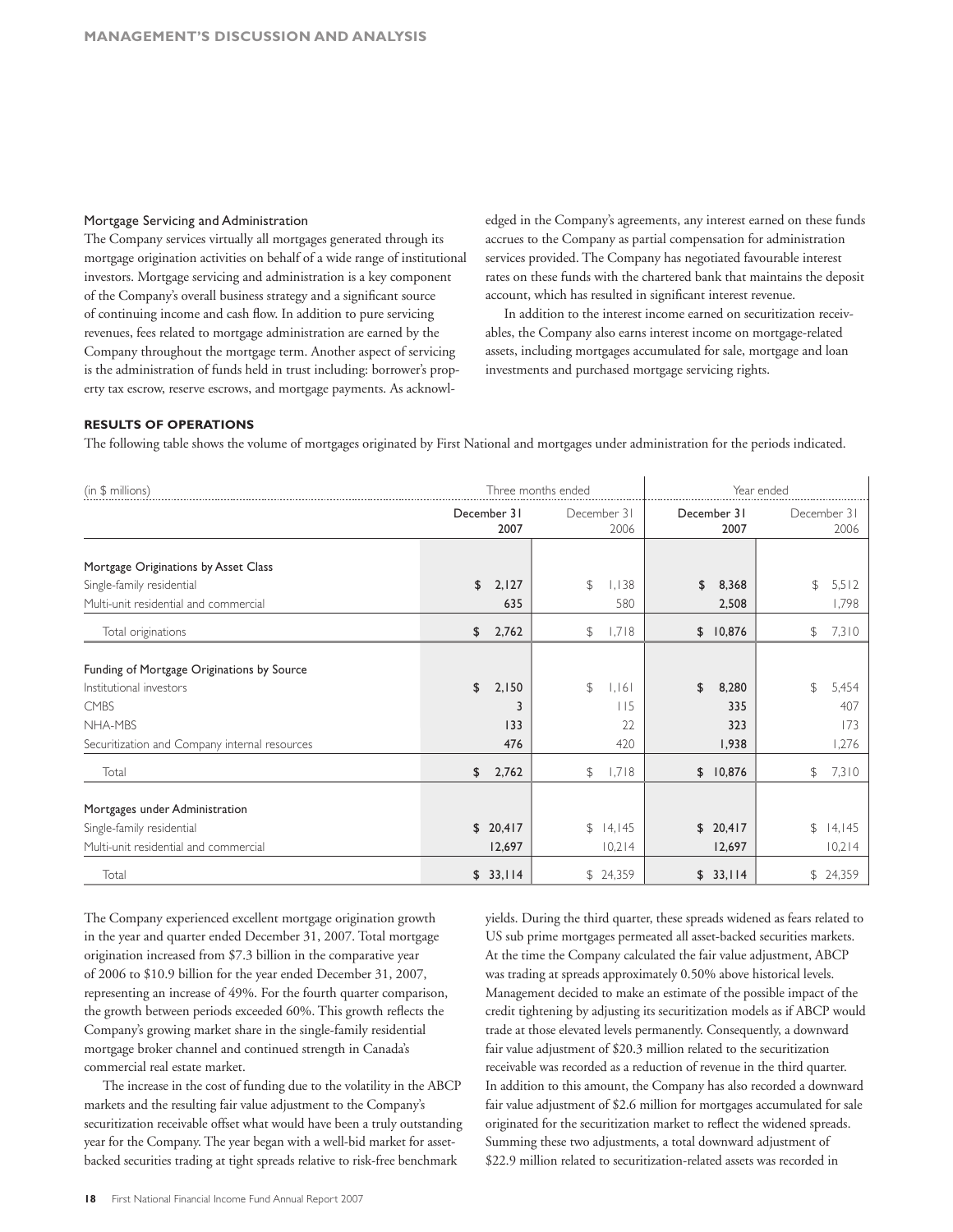### Mortgage Servicing and Administration

The Company services virtually all mortgages generated through its mortgage origination activities on behalf of a wide range of institutional investors. Mortgage servicing and administration is a key component of the Company's overall business strategy and a significant source of continuing income and cash flow. In addition to pure servicing revenues, fees related to mortgage administration are earned by the Company throughout the mortgage term. Another aspect of servicing is the administration of funds held in trust including: borrower's property tax escrow, reserve escrows, and mortgage payments. As acknowledged in the Company's agreements, any interest earned on these funds accrues to the Company as partial compensation for administration services provided. The Company has negotiated favourable interest rates on these funds with the chartered bank that maintains the deposit account, which has resulted in significant interest revenue.

In addition to the interest income earned on securitization receivables, the Company also earns interest income on mortgage-related assets, including mortgages accumulated for sale, mortgage and loan investments and purchased mortgage servicing rights.

## RESULTS OF OPERATIONS

The following table shows the volume of mortgages originated by First National and mortgages under administration for the periods indicated.

| (in $ millions) | Three months ended | | Year ended | |
|---|---|---|---|---|
| | **December 31 2007** | December 31 2006 | **December 31 2007** | December 31 2006 |
| **Mortgage Originations by Asset Class** | | | | |
| Single-family residential | **$ 2,127** | $ 1,138 | **$ 8,368** | $ 5,512 |
| Multi-unit residential and commercial | **635** | 580 | **2,508** | 1,798 |
| Total originations | **$ 2,762** | $ 1,718 | **$ 10,876** | $ 7,310 |
| **Funding of Mortgage Originations by Source** | | | | |
| Institutional investors | **$ 2,150** | $ 1,161 | **$ 8,280** | $ 5,454 |
| CMBS | **3** | 115 | **335** | 407 |
| NHA-MBS | **133** | 22 | **323** | 173 |
| Securitization and Company internal resources | **476** | 420 | **1,938** | 1,276 |
| Total | **$ 2,762** | $ 1,718 | **$ 10,876** | $ 7,310 |
| **Mortgages under Administration** | | | | |
| Single-family residential | **$ 20,417** | $ 14,145 | **$ 20,417** | $ 14,145 |
| Multi-unit residential and commercial | **12,697** | 10,214 | **12,697** | 10,214 |
| Total | **$ 33,114** | $ 24,359 | **$ 33,114** | $ 24,359 |

The Company experienced excellent mortgage origination growth in the year and quarter ended December 31, 2007. Total mortgage origination increased from $7.3 billion in the comparative year of 2006 to $10.9 billion for the year ended December 31, 2007, representing an increase of 49%. For the fourth quarter comparison, the growth between periods exceeded 60%. This growth reflects the Company's growing market share in the single-family residential mortgage broker channel and continued strength in Canada's commercial real estate market.

The increase in the cost of funding due to the volatility in the ABCP markets and the resulting fair value adjustment to the Company's securitization receivable offset what would have been a truly outstanding year for the Company. The year began with a well-bid market for asset-backed securities trading at tight spreads relative to risk-free benchmark yields. During the third quarter, these spreads widened as fears related to US sub prime mortgages permeated all asset-backed securities markets. At the time the Company calculated the fair value adjustment, ABCP was trading at spreads approximately 0.50% above historical levels. Management decided to make an estimate of the possible impact of the credit tightening by adjusting its securitization models as if ABCP would trade at those elevated levels permanently. Consequently, a downward fair value adjustment of $20.3 million related to the securitization receivable was recorded as a reduction of revenue in the third quarter. In addition to this amount, the Company has also recorded a downward fair value adjustment of $2.6 million for mortgages accumulated for sale originated for the securitization market to reflect the widened spreads. Summing these two adjustments, a total downward adjustment of $22.9 million related to securitization-related assets was recorded in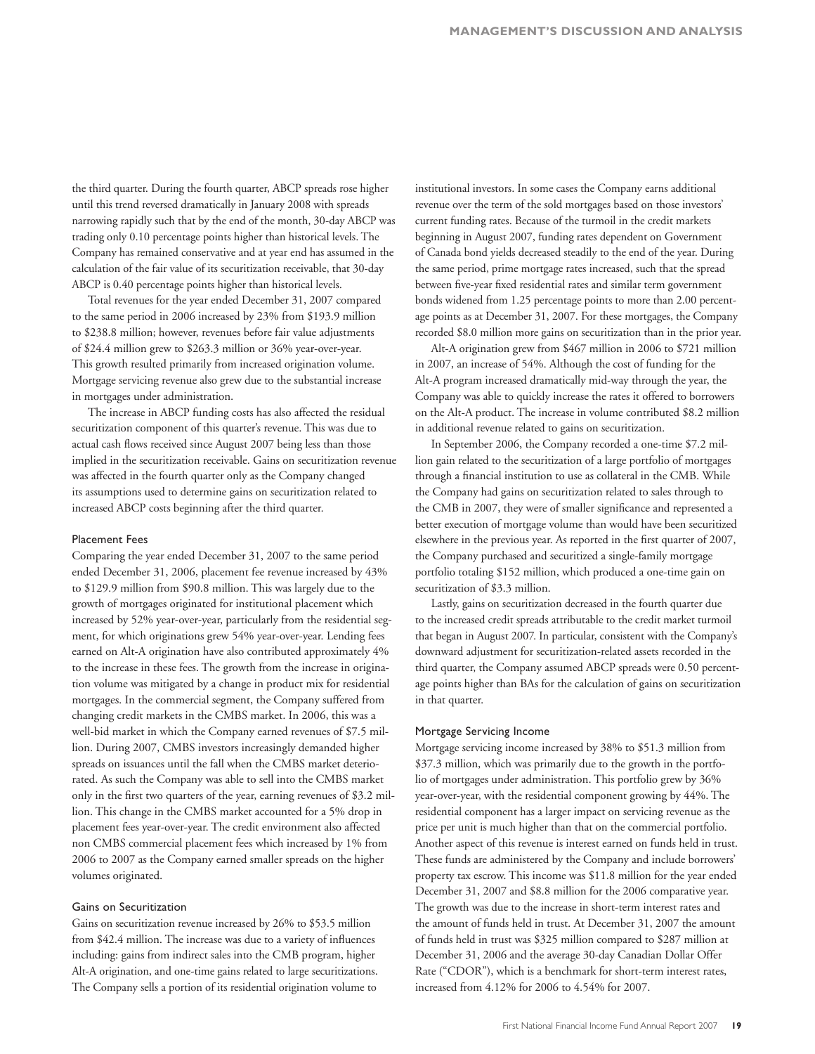the third quarter. During the fourth quarter, ABCP spreads rose higher until this trend reversed dramatically in January 2008 with spreads narrowing rapidly such that by the end of the month, 30-day ABCP was trading only 0.10 percentage points higher than historical levels. The Company has remained conservative and at year end has assumed in the calculation of the fair value of its securitization receivable, that 30-day ABCP is 0.40 percentage points higher than historical levels.

Total revenues for the year ended December 31, 2007 compared to the same period in 2006 increased by 23% from $193.9 million to $238.8 million; however, revenues before fair value adjustments of $24.4 million grew to $263.3 million or 36% year-over-year. This growth resulted primarily from increased origination volume. Mortgage servicing revenue also grew due to the substantial increase in mortgages under administration.

The increase in ABCP funding costs has also affected the residual securitization component of this quarter's revenue. This was due to actual cash flows received since August 2007 being less than those implied in the securitization receivable. Gains on securitization revenue was affected in the fourth quarter only as the Company changed its assumptions used to determine gains on securitization related to increased ABCP costs beginning after the third quarter.

### Placement Fees

Comparing the year ended December 31, 2007 to the same period ended December 31, 2006, placement fee revenue increased by 43% to $129.9 million from $90.8 million. This was largely due to the growth of mortgages originated for institutional placement which increased by 52% year-over-year, particularly from the residential segment, for which originations grew 54% year-over-year. Lending fees earned on Alt-A origination have also contributed approximately 4% to the increase in these fees. The growth from the increase in origination volume was mitigated by a change in product mix for residential mortgages. In the commercial segment, the Company suffered from changing credit markets in the CMBS market. In 2006, this was a well-bid market in which the Company earned revenues of $7.5 million. During 2007, CMBS investors increasingly demanded higher spreads on issuances until the fall when the CMBS market deteriorated. As such the Company was able to sell into the CMBS market only in the first two quarters of the year, earning revenues of $3.2 million. This change in the CMBS market accounted for a 5% drop in placement fees year-over-year. The credit environment also affected non CMBS commercial placement fees which increased by 1% from 2006 to 2007 as the Company earned smaller spreads on the higher volumes originated.

### Gains on Securitization

Gains on securitization revenue increased by 26% to $53.5 million from $42.4 million. The increase was due to a variety of influences including: gains from indirect sales into the CMB program, higher Alt-A origination, and one-time gains related to large securitizations. The Company sells a portion of its residential origination volume to institutional investors. In some cases the Company earns additional revenue over the term of the sold mortgages based on those investors' current funding rates. Because of the turmoil in the credit markets beginning in August 2007, funding rates dependent on Government of Canada bond yields decreased steadily to the end of the year. During the same period, prime mortgage rates increased, such that the spread between five-year fixed residential rates and similar term government bonds widened from 1.25 percentage points to more than 2.00 percentage points as at December 31, 2007. For these mortgages, the Company recorded $8.0 million more gains on securitization than in the prior year.

Alt-A origination grew from $467 million in 2006 to $721 million in 2007, an increase of 54%. Although the cost of funding for the Alt-A program increased dramatically mid-way through the year, the Company was able to quickly increase the rates it offered to borrowers on the Alt-A product. The increase in volume contributed $8.2 million in additional revenue related to gains on securitization.

In September 2006, the Company recorded a one-time $7.2 million gain related to the securitization of a large portfolio of mortgages through a financial institution to use as collateral in the CMB. While the Company had gains on securitization related to sales through to the CMB in 2007, they were of smaller significance and represented a better execution of mortgage volume than would have been securitized elsewhere in the previous year. As reported in the first quarter of 2007, the Company purchased and securitized a single-family mortgage portfolio totaling $152 million, which produced a one-time gain on securitization of $3.3 million.

Lastly, gains on securitization decreased in the fourth quarter due to the increased credit spreads attributable to the credit market turmoil that began in August 2007. In particular, consistent with the Company's downward adjustment for securitization-related assets recorded in the third quarter, the Company assumed ABCP spreads were 0.50 percentage points higher than BAs for the calculation of gains on securitization in that quarter.

### Mortgage Servicing Income

Mortgage servicing income increased by 38% to $51.3 million from $37.3 million, which was primarily due to the growth in the portfolio of mortgages under administration. This portfolio grew by 36% year-over-year, with the residential component growing by 44%. The residential component has a larger impact on servicing revenue as the price per unit is much higher than that on the commercial portfolio. Another aspect of this revenue is interest earned on funds held in trust. These funds are administered by the Company and include borrowers' property tax escrow. This income was $11.8 million for the year ended December 31, 2007 and $8.8 million for the 2006 comparative year. The growth was due to the increase in short-term interest rates and the amount of funds held in trust. At December 31, 2007 the amount of funds held in trust was $325 million compared to $287 million at December 31, 2006 and the average 30-day Canadian Dollar Offer Rate ("CDOR"), which is a benchmark for short-term interest rates, increased from 4.12% for 2006 to 4.54% for 2007.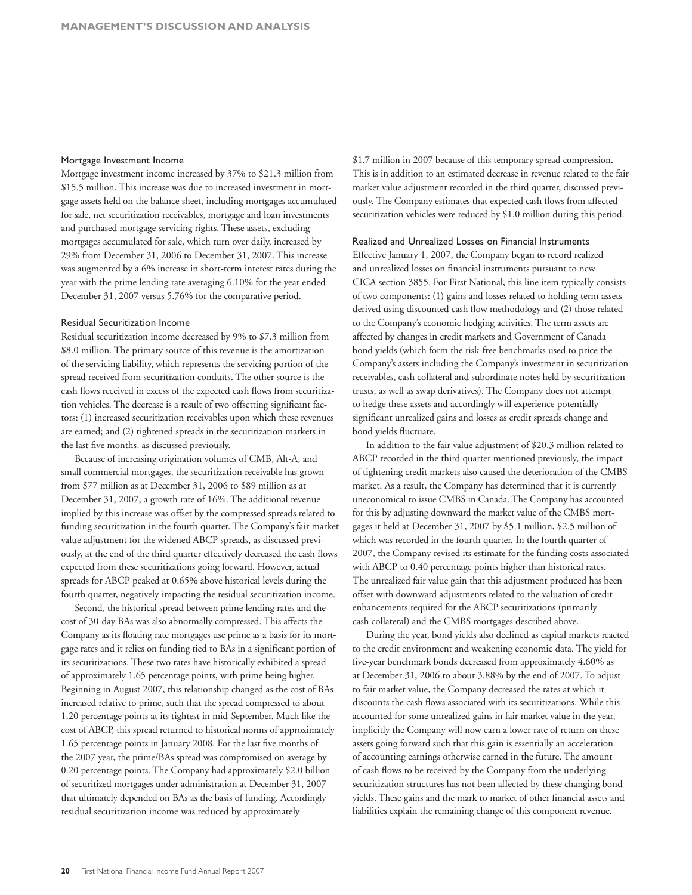### Mortgage Investment Income

Mortgage investment income increased by 37% to \$21.3 million from \$15.5 million. This increase was due to increased investment in mortgage assets held on the balance sheet, including mortgages accumulated for sale, net securitization receivables, mortgage and loan investments and purchased mortgage servicing rights. These assets, excluding mortgages accumulated for sale, which turn over daily, increased by 29% from December 31, 2006 to December 31, 2007. This increase was augmented by a 6% increase in short-term interest rates during the year with the prime lending rate averaging 6.10% for the year ended December 31, 2007 versus 5.76% for the comparative period.

### Residual Securitization Income

Residual securitization income decreased by 9% to \$7.3 million from \$8.0 million. The primary source of this revenue is the amortization of the servicing liability, which represents the servicing portion of the spread received from securitization conduits. The other source is the cash flows received in excess of the expected cash flows from securitization vehicles. The decrease is a result of two offsetting significant factors: (1) increased securitization receivables upon which these revenues are earned; and (2) tightened spreads in the securitization markets in the last five months, as discussed previously.

Because of increasing origination volumes of CMB, Alt-A, and small commercial mortgages, the securitization receivable has grown from \$77 million as at December 31, 2006 to \$89 million as at December 31, 2007, a growth rate of 16%. The additional revenue implied by this increase was offset by the compressed spreads related to funding securitization in the fourth quarter. The Company's fair market value adjustment for the widened ABCP spreads, as discussed previously, at the end of the third quarter effectively decreased the cash flows expected from these securitizations going forward. However, actual spreads for ABCP peaked at 0.65% above historical levels during the fourth quarter, negatively impacting the residual securitization income.

Second, the historical spread between prime lending rates and the cost of 30-day BAs was also abnormally compressed. This affects the Company as its floating rate mortgages use prime as a basis for its mortgage rates and it relies on funding tied to BAs in a significant portion of its securitizations. These two rates have historically exhibited a spread of approximately 1.65 percentage points, with prime being higher. Beginning in August 2007, this relationship changed as the cost of BAs increased relative to prime, such that the spread compressed to about 1.20 percentage points at its tightest in mid-September. Much like the cost of ABCP, this spread returned to historical norms of approximately 1.65 percentage points in January 2008. For the last five months of the 2007 year, the prime/BAs spread was compromised on average by 0.20 percentage points. The Company had approximately \$2.0 billion of securitized mortgages under administration at December 31, 2007 that ultimately depended on BAs as the basis of funding. Accordingly residual securitization income was reduced by approximately \$1.7 million in 2007 because of this temporary spread compression. This is in addition to an estimated decrease in revenue related to the fair market value adjustment recorded in the third quarter, discussed previously. The Company estimates that expected cash flows from affected securitization vehicles were reduced by \$1.0 million during this period.

### Realized and Unrealized Losses on Financial Instruments

Effective January 1, 2007, the Company began to record realized and unrealized losses on financial instruments pursuant to new CICA section 3855. For First National, this line item typically consists of two components: (1) gains and losses related to holding term assets derived using discounted cash flow methodology and (2) those related to the Company's economic hedging activities. The term assets are affected by changes in credit markets and Government of Canada bond yields (which form the risk-free benchmarks used to price the Company's assets including the Company's investment in securitization receivables, cash collateral and subordinate notes held by securitization trusts, as well as swap derivatives). The Company does not attempt to hedge these assets and accordingly will experience potentially significant unrealized gains and losses as credit spreads change and bond yields fluctuate.

In addition to the fair value adjustment of \$20.3 million related to ABCP recorded in the third quarter mentioned previously, the impact of tightening credit markets also caused the deterioration of the CMBS market. As a result, the Company has determined that it is currently uneconomical to issue CMBS in Canada. The Company has accounted for this by adjusting downward the market value of the CMBS mortgages it held at December 31, 2007 by \$5.1 million, \$2.5 million of which was recorded in the fourth quarter. In the fourth quarter of 2007, the Company revised its estimate for the funding costs associated with ABCP to 0.40 percentage points higher than historical rates. The unrealized fair value gain that this adjustment produced has been offset with downward adjustments related to the valuation of credit enhancements required for the ABCP securitizations (primarily cash collateral) and the CMBS mortgages described above.

During the year, bond yields also declined as capital markets reacted to the credit environment and weakening economic data. The yield for five-year benchmark bonds decreased from approximately 4.60% as at December 31, 2006 to about 3.88% by the end of 2007. To adjust to fair market value, the Company decreased the rates at which it discounts the cash flows associated with its securitizations. While this accounted for some unrealized gains in fair market value in the year, implicitly the Company will now earn a lower rate of return on these assets going forward such that this gain is essentially an acceleration of accounting earnings otherwise earned in the future. The amount of cash flows to be received by the Company from the underlying securitization structures has not been affected by these changing bond yields. These gains and the mark to market of other financial assets and liabilities explain the remaining change of this component revenue.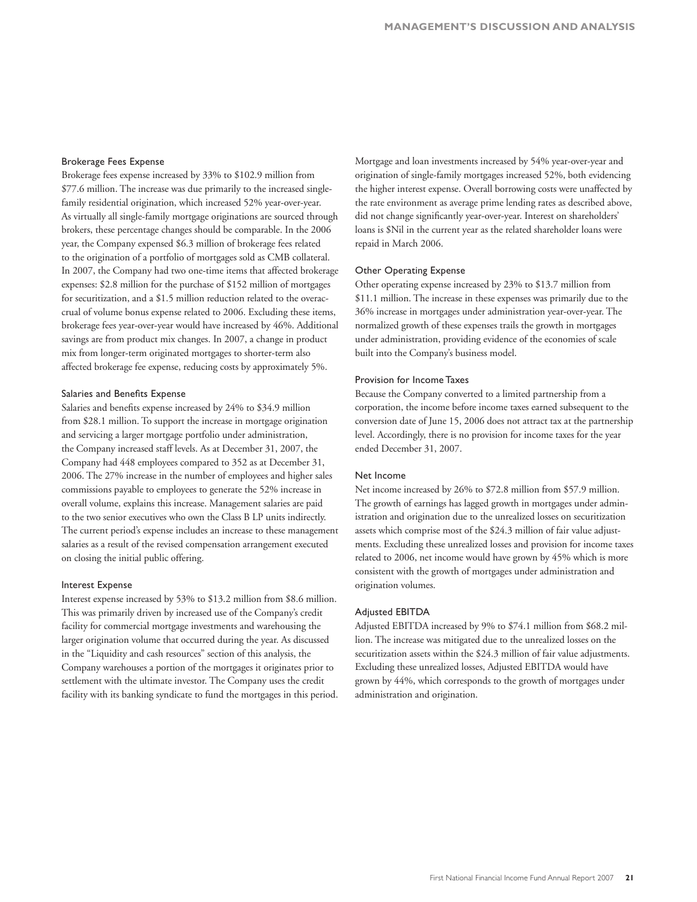### Brokerage Fees Expense

Brokerage fees expense increased by 33% to $102.9 million from $77.6 million. The increase was due primarily to the increased single-family residential origination, which increased 52% year-over-year. As virtually all single-family mortgage originations are sourced through brokers, these percentage changes should be comparable. In the 2006 year, the Company expensed $6.3 million of brokerage fees related to the origination of a portfolio of mortgages sold as CMB collateral. In 2007, the Company had two one-time items that affected brokerage expenses: $2.8 million for the purchase of $152 million of mortgages for securitization, and a $1.5 million reduction related to the overaccrual of volume bonus expense related to 2006. Excluding these items, brokerage fees year-over-year would have increased by 46%. Additional savings are from product mix changes. In 2007, a change in product mix from longer-term originated mortgages to shorter-term also affected brokerage fee expense, reducing costs by approximately 5%.

### Salaries and Benefits Expense

Salaries and benefits expense increased by 24% to $34.9 million from $28.1 million. To support the increase in mortgage origination and servicing a larger mortgage portfolio under administration, the Company increased staff levels. As at December 31, 2007, the Company had 448 employees compared to 352 as at December 31, 2006. The 27% increase in the number of employees and higher sales commissions payable to employees to generate the 52% increase in overall volume, explains this increase. Management salaries are paid to the two senior executives who own the Class B LP units indirectly. The current period's expense includes an increase to these management salaries as a result of the revised compensation arrangement executed on closing the initial public offering.

### Interest Expense

Interest expense increased by 53% to $13.2 million from $8.6 million. This was primarily driven by increased use of the Company's credit facility for commercial mortgage investments and warehousing the larger origination volume that occurred during the year. As discussed in the "Liquidity and cash resources" section of this analysis, the Company warehouses a portion of the mortgages it originates prior to settlement with the ultimate investor. The Company uses the credit facility with its banking syndicate to fund the mortgages in this period. Mortgage and loan investments increased by 54% year-over-year and origination of single-family mortgages increased 52%, both evidencing the higher interest expense. Overall borrowing costs were unaffected by the rate environment as average prime lending rates as described above, did not change significantly year-over-year. Interest on shareholders' loans is $Nil in the current year as the related shareholder loans were repaid in March 2006.

### Other Operating Expense

Other operating expense increased by 23% to $13.7 million from $11.1 million. The increase in these expenses was primarily due to the 36% increase in mortgages under administration year-over-year. The normalized growth of these expenses trails the growth in mortgages under administration, providing evidence of the economies of scale built into the Company's business model.

### Provision for Income Taxes

Because the Company converted to a limited partnership from a corporation, the income before income taxes earned subsequent to the conversion date of June 15, 2006 does not attract tax at the partnership level. Accordingly, there is no provision for income taxes for the year ended December 31, 2007.

### Net Income

Net income increased by 26% to $72.8 million from $57.9 million. The growth of earnings has lagged growth in mortgages under administration and origination due to the unrealized losses on securitization assets which comprise most of the $24.3 million of fair value adjustments. Excluding these unrealized losses and provision for income taxes related to 2006, net income would have grown by 45% which is more consistent with the growth of mortgages under administration and origination volumes.

### Adjusted EBITDA

Adjusted EBITDA increased by 9% to $74.1 million from $68.2 million. The increase was mitigated due to the unrealized losses on the securitization assets within the $24.3 million of fair value adjustments. Excluding these unrealized losses, Adjusted EBITDA would have grown by 44%, which corresponds to the growth of mortgages under administration and origination.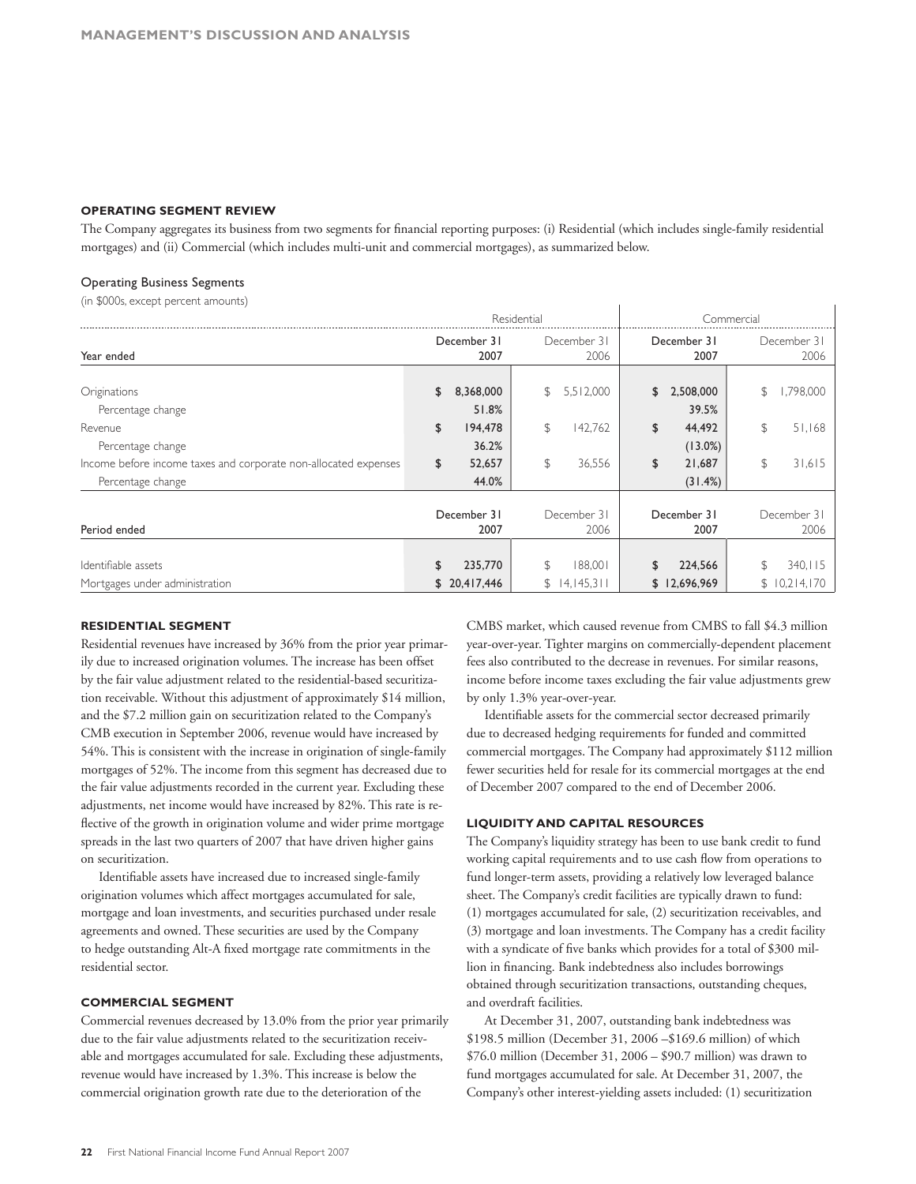## OPERATING SEGMENT REVIEW

The Company aggregates its business from two segments for financial reporting purposes: (i) Residential (which includes single-family residential mortgages) and (ii) Commercial (which includes multi-unit and commercial mortgages), as summarized below.

### Operating Business Segments

(in $000s, except percent amounts)

| | Residential | | Commercial | |
|---|---|---|---|---|
| Year ended | December 31 2007 | December 31 2006 | December 31 2007 | December 31 2006 |
| Originations | **$ 8,368,000** | $ 5,512,000 | **$ 2,508,000** | $ 1,798,000 |
| Percentage change | **51.8%** | | **39.5%** | |
| Revenue | **$ 194,478** | $ 142,762 | **$ 44,492** | $ 51,168 |
| Percentage change | **36.2%** | | **(13.0%)** | |
| Income before income taxes and corporate non-allocated expenses | **$ 52,657** | $ 36,556 | **$ 21,687** | $ 31,615 |
| Percentage change | **44.0%** | | **(31.4%)** | |
| Period ended | December 31 2007 | December 31 2006 | December 31 2007 | December 31 2006 |
| Identifiable assets | **$ 235,770** | $ 188,001 | **$ 224,566** | $ 340,115 |
| Mortgages under administration | **$ 20,417,446** | $ 14,145,311 | **$ 12,696,969** | $ 10,214,170 |

## RESIDENTIAL SEGMENT

Residential revenues have increased by 36% from the prior year primarily due to increased origination volumes. The increase has been offset by the fair value adjustment related to the residential-based securitization receivable. Without this adjustment of approximately $14 million, and the $7.2 million gain on securitization related to the Company's CMB execution in September 2006, revenue would have increased by 54%. This is consistent with the increase in origination of single-family mortgages of 52%. The income from this segment has decreased due to the fair value adjustments recorded in the current year. Excluding these adjustments, net income would have increased by 82%. This rate is reflective of the growth in origination volume and wider prime mortgage spreads in the last two quarters of 2007 that have driven higher gains on securitization.

Identifiable assets have increased due to increased single-family origination volumes which affect mortgages accumulated for sale, mortgage and loan investments, and securities purchased under resale agreements and owned. These securities are used by the Company to hedge outstanding Alt-A fixed mortgage rate commitments in the residential sector.

## COMMERCIAL SEGMENT

Commercial revenues decreased by 13.0% from the prior year primarily due to the fair value adjustments related to the securitization receivable and mortgages accumulated for sale. Excluding these adjustments, revenue would have increased by 1.3%. This increase is below the commercial origination growth rate due to the deterioration of the CMBS market, which caused revenue from CMBS to fall $4.3 million year-over-year. Tighter margins on commercially-dependent placement fees also contributed to the decrease in revenues. For similar reasons, income before income taxes excluding the fair value adjustments grew by only 1.3% year-over-year.

Identifiable assets for the commercial sector decreased primarily due to decreased hedging requirements for funded and committed commercial mortgages. The Company had approximately $112 million fewer securities held for resale for its commercial mortgages at the end of December 2007 compared to the end of December 2006.

## LIQUIDITY AND CAPITAL RESOURCES

The Company's liquidity strategy has been to use bank credit to fund working capital requirements and to use cash flow from operations to fund longer-term assets, providing a relatively low leveraged balance sheet. The Company's credit facilities are typically drawn to fund: (1) mortgages accumulated for sale, (2) securitization receivables, and (3) mortgage and loan investments. The Company has a credit facility with a syndicate of five banks which provides for a total of $300 million in financing. Bank indebtedness also includes borrowings obtained through securitization transactions, outstanding cheques, and overdraft facilities.

At December 31, 2007, outstanding bank indebtedness was $198.5 million (December 31, 2006 –$169.6 million) of which $76.0 million (December 31, 2006 – $90.7 million) was drawn to fund mortgages accumulated for sale. At December 31, 2007, the Company's other interest-yielding assets included: (1) securitization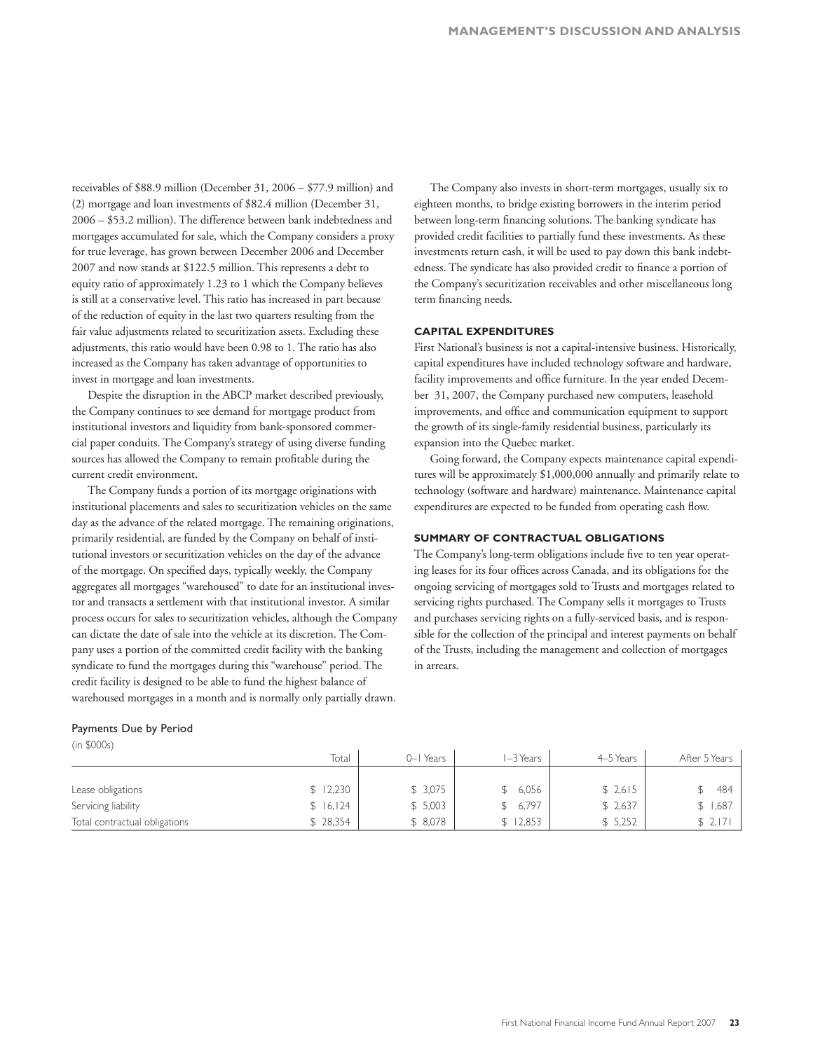receivables of $88.9 million (December 31, 2006 – $77.9 million) and (2) mortgage and loan investments of $82.4 million (December 31, 2006 – $53.2 million). The difference between bank indebtedness and mortgages accumulated for sale, which the Company considers a proxy for true leverage, has grown between December 2006 and December 2007 and now stands at $122.5 million. This represents a debt to equity ratio of approximately 1.23 to 1 which the Company believes is still at a conservative level. This ratio has increased in part because of the reduction of equity in the last two quarters resulting from the fair value adjustments related to securitization assets. Excluding these adjustments, this ratio would have been 0.98 to 1. The ratio has also increased as the Company has taken advantage of opportunities to invest in mortgage and loan investments.

Despite the disruption in the ABCP market described previously, the Company continues to see demand for mortgage product from institutional investors and liquidity from bank-sponsored commercial paper conduits. The Company's strategy of using diverse funding sources has allowed the Company to remain profitable during the current credit environment.

The Company funds a portion of its mortgage originations with institutional placements and sales to securitization vehicles on the same day as the advance of the related mortgage. The remaining originations, primarily residential, are funded by the Company on behalf of institutional investors or securitization vehicles on the day of the advance of the mortgage. On specified days, typically weekly, the Company aggregates all mortgages "warehoused" to date for an institutional investor and transacts a settlement with that institutional investor. A similar process occurs for sales to securitization vehicles, although the Company can dictate the date of sale into the vehicle at its discretion. The Company uses a portion of the committed credit facility with the banking syndicate to fund the mortgages during this "warehouse" period. The credit facility is designed to be able to fund the highest balance of warehoused mortgages in a month and is normally only partially drawn.

The Company also invests in short-term mortgages, usually six to eighteen months, to bridge existing borrowers in the interim period between long-term financing solutions. The banking syndicate has provided credit facilities to partially fund these investments. As these investments return cash, it will be used to pay down this bank indebtedness. The syndicate has also provided credit to finance a portion of the Company's securitization receivables and other miscellaneous long term financing needs.

### CAPITAL EXPENDITURES

First National's business is not a capital-intensive business. Historically, capital expenditures have included technology software and hardware, facility improvements and office furniture. In the year ended December 31, 2007, the Company purchased new computers, leasehold improvements, and office and communication equipment to support the growth of its single-family residential business, particularly its expansion into the Quebec market.

Going forward, the Company expects maintenance capital expenditures will be approximately $1,000,000 annually and primarily relate to technology (software and hardware) maintenance. Maintenance capital expenditures are expected to be funded from operating cash flow.

### SUMMARY OF CONTRACTUAL OBLIGATIONS

The Company's long-term obligations include five to ten year operating leases for its four offices across Canada, and its obligations for the ongoing servicing of mortgages sold to Trusts and mortgages related to servicing rights purchased. The Company sells it mortgages to Trusts and purchases servicing rights on a fully-serviced basis, and is responsible for the collection of the principal and interest payments on behalf of the Trusts, including the management and collection of mortgages in arrears.

Payments Due by Period

(in $000s)

| | Total | 0–1 Years | 1–3 Years | 4–5 Years | After 5 Years |
|---|---|---|---|---|---|
| Lease obligations | $ 12,230 | $ 3,075 | $ 6,056 | $ 2,615 | $ 484 |
| Servicing liability | $ 16,124 | $ 5,003 | $ 6,797 | $ 2,637 | $ 1,687 |
| Total contractual obligations | $ 28,354 | $ 8,078 | $ 12,853 | $ 5,252 | $ 2,171 |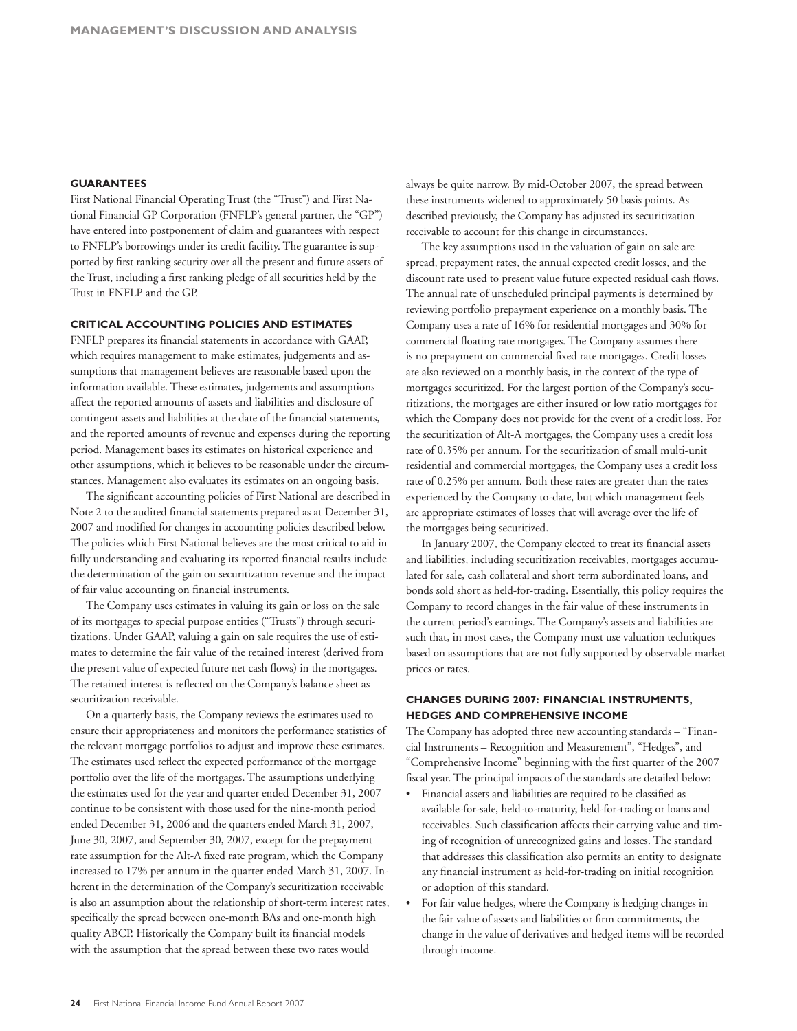## GUARANTEES

First National Financial Operating Trust (the "Trust") and First National Financial GP Corporation (FNFLP's general partner, the "GP") have entered into postponement of claim and guarantees with respect to FNFLP's borrowings under its credit facility. The guarantee is supported by first ranking security over all the present and future assets of the Trust, including a first ranking pledge of all securities held by the Trust in FNFLP and the GP.

## CRITICAL ACCOUNTING POLICIES AND ESTIMATES

FNFLP prepares its financial statements in accordance with GAAP, which requires management to make estimates, judgements and assumptions that management believes are reasonable based upon the information available. These estimates, judgements and assumptions affect the reported amounts of assets and liabilities and disclosure of contingent assets and liabilities at the date of the financial statements, and the reported amounts of revenue and expenses during the reporting period. Management bases its estimates on historical experience and other assumptions, which it believes to be reasonable under the circumstances. Management also evaluates its estimates on an ongoing basis.

The significant accounting policies of First National are described in Note 2 to the audited financial statements prepared as at December 31, 2007 and modified for changes in accounting policies described below. The policies which First National believes are the most critical to aid in fully understanding and evaluating its reported financial results include the determination of the gain on securitization revenue and the impact of fair value accounting on financial instruments.

The Company uses estimates in valuing its gain or loss on the sale of its mortgages to special purpose entities ("Trusts") through securitizations. Under GAAP, valuing a gain on sale requires the use of estimates to determine the fair value of the retained interest (derived from the present value of expected future net cash flows) in the mortgages. The retained interest is reflected on the Company's balance sheet as securitization receivable.

On a quarterly basis, the Company reviews the estimates used to ensure their appropriateness and monitors the performance statistics of the relevant mortgage portfolios to adjust and improve these estimates. The estimates used reflect the expected performance of the mortgage portfolio over the life of the mortgages. The assumptions underlying the estimates used for the year and quarter ended December 31, 2007 continue to be consistent with those used for the nine-month period ended December 31, 2006 and the quarters ended March 31, 2007, June 30, 2007, and September 30, 2007, except for the prepayment rate assumption for the Alt-A fixed rate program, which the Company increased to 17% per annum in the quarter ended March 31, 2007. Inherent in the determination of the Company's securitization receivable is also an assumption about the relationship of short-term interest rates, specifically the spread between one-month BAs and one-month high quality ABCP. Historically the Company built its financial models with the assumption that the spread between these two rates would always be quite narrow. By mid-October 2007, the spread between these instruments widened to approximately 50 basis points. As described previously, the Company has adjusted its securitization receivable to account for this change in circumstances.

The key assumptions used in the valuation of gain on sale are spread, prepayment rates, the annual expected credit losses, and the discount rate used to present value future expected residual cash flows. The annual rate of unscheduled principal payments is determined by reviewing portfolio prepayment experience on a monthly basis. The Company uses a rate of 16% for residential mortgages and 30% for commercial floating rate mortgages. The Company assumes there is no prepayment on commercial fixed rate mortgages. Credit losses are also reviewed on a monthly basis, in the context of the type of mortgages securitized. For the largest portion of the Company's securitizations, the mortgages are either insured or low ratio mortgages for which the Company does not provide for the event of a credit loss. For the securitization of Alt-A mortgages, the Company uses a credit loss rate of 0.35% per annum. For the securitization of small multi-unit residential and commercial mortgages, the Company uses a credit loss rate of 0.25% per annum. Both these rates are greater than the rates experienced by the Company to-date, but which management feels are appropriate estimates of losses that will average over the life of the mortgages being securitized.

In January 2007, the Company elected to treat its financial assets and liabilities, including securitization receivables, mortgages accumulated for sale, cash collateral and short term subordinated loans, and bonds sold short as held-for-trading. Essentially, this policy requires the Company to record changes in the fair value of these instruments in the current period's earnings. The Company's assets and liabilities are such that, in most cases, the Company must use valuation techniques based on assumptions that are not fully supported by observable market prices or rates.

## CHANGES DURING 2007: FINANCIAL INSTRUMENTS, HEDGES AND COMPREHENSIVE INCOME

The Company has adopted three new accounting standards – "Financial Instruments – Recognition and Measurement", "Hedges", and "Comprehensive Income" beginning with the first quarter of the 2007 fiscal year. The principal impacts of the standards are detailed below:

- Financial assets and liabilities are required to be classified as available-for-sale, held-to-maturity, held-for-trading or loans and receivables. Such classification affects their carrying value and timing of recognition of unrecognized gains and losses. The standard that addresses this classification also permits an entity to designate any financial instrument as held-for-trading on initial recognition or adoption of this standard.
- For fair value hedges, where the Company is hedging changes in the fair value of assets and liabilities or firm commitments, the change in the value of derivatives and hedged items will be recorded through income.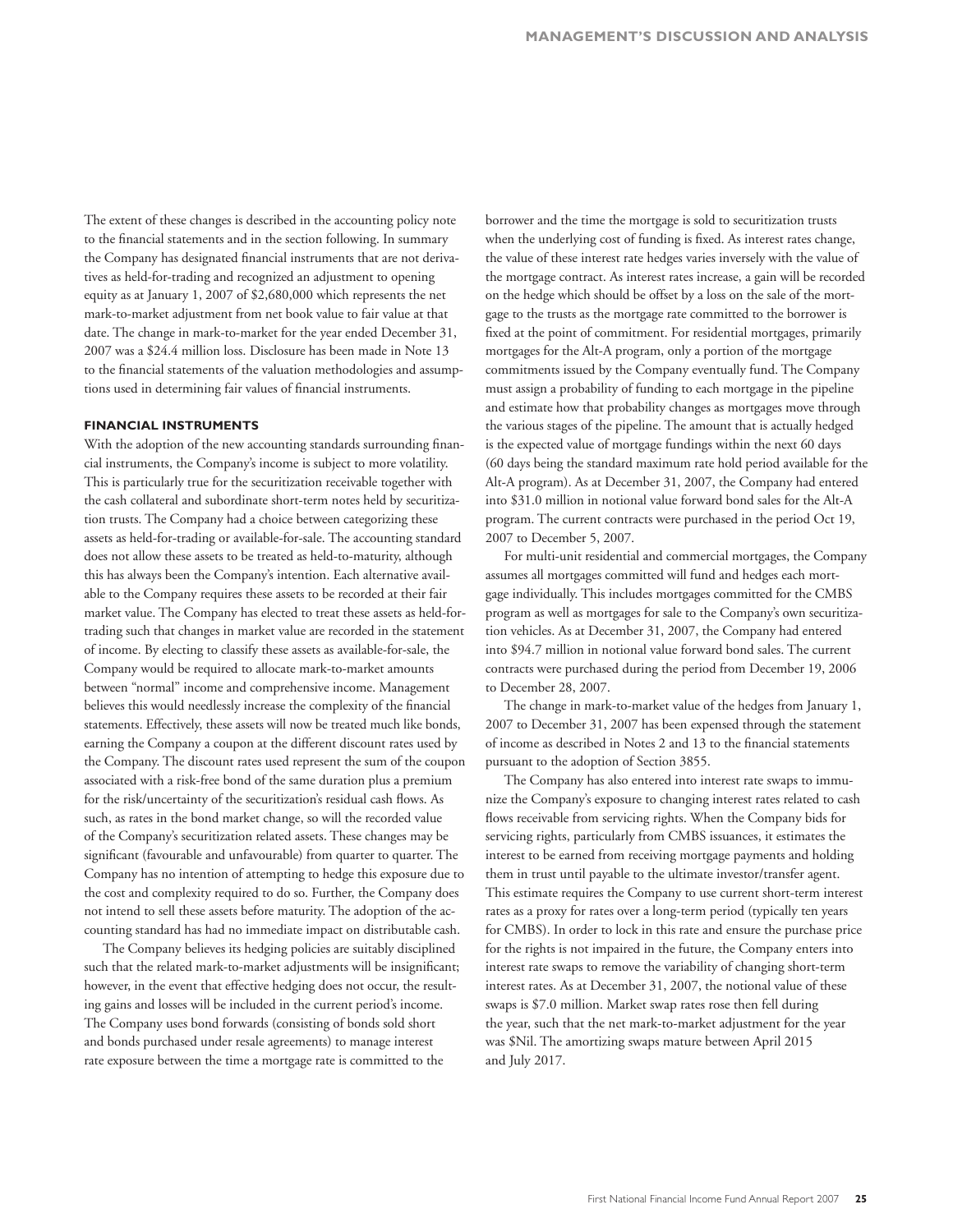The extent of these changes is described in the accounting policy note to the financial statements and in the section following. In summary the Company has designated financial instruments that are not derivatives as held-for-trading and recognized an adjustment to opening equity as at January 1, 2007 of $2,680,000 which represents the net mark-to-market adjustment from net book value to fair value at that date. The change in mark-to-market for the year ended December 31, 2007 was a $24.4 million loss. Disclosure has been made in Note 13 to the financial statements of the valuation methodologies and assumptions used in determining fair values of financial instruments.

### FINANCIAL INSTRUMENTS

With the adoption of the new accounting standards surrounding financial instruments, the Company's income is subject to more volatility. This is particularly true for the securitization receivable together with the cash collateral and subordinate short-term notes held by securitization trusts. The Company had a choice between categorizing these assets as held-for-trading or available-for-sale. The accounting standard does not allow these assets to be treated as held-to-maturity, although this has always been the Company's intention. Each alternative available to the Company requires these assets to be recorded at their fair market value. The Company has elected to treat these assets as held-for-trading such that changes in market value are recorded in the statement of income. By electing to classify these assets as available-for-sale, the Company would be required to allocate mark-to-market amounts between "normal" income and comprehensive income. Management believes this would needlessly increase the complexity of the financial statements. Effectively, these assets will now be treated much like bonds, earning the Company a coupon at the different discount rates used by the Company. The discount rates used represent the sum of the coupon associated with a risk-free bond of the same duration plus a premium for the risk/uncertainty of the securitization's residual cash flows. As such, as rates in the bond market change, so will the recorded value of the Company's securitization related assets. These changes may be significant (favourable and unfavourable) from quarter to quarter. The Company has no intention of attempting to hedge this exposure due to the cost and complexity required to do so. Further, the Company does not intend to sell these assets before maturity. The adoption of the accounting standard has had no immediate impact on distributable cash.

The Company believes its hedging policies are suitably disciplined such that the related mark-to-market adjustments will be insignificant; however, in the event that effective hedging does not occur, the resulting gains and losses will be included in the current period's income. The Company uses bond forwards (consisting of bonds sold short and bonds purchased under resale agreements) to manage interest rate exposure between the time a mortgage rate is committed to the borrower and the time the mortgage is sold to securitization trusts when the underlying cost of funding is fixed. As interest rates change, the value of these interest rate hedges varies inversely with the value of the mortgage contract. As interest rates increase, a gain will be recorded on the hedge which should be offset by a loss on the sale of the mortgage to the trusts as the mortgage rate committed to the borrower is fixed at the point of commitment. For residential mortgages, primarily mortgages for the Alt-A program, only a portion of the mortgage commitments issued by the Company eventually fund. The Company must assign a probability of funding to each mortgage in the pipeline and estimate how that probability changes as mortgages move through the various stages of the pipeline. The amount that is actually hedged is the expected value of mortgage fundings within the next 60 days (60 days being the standard maximum rate hold period available for the Alt-A program). As at December 31, 2007, the Company had entered into $31.0 million in notional value forward bond sales for the Alt-A program. The current contracts were purchased in the period Oct 19, 2007 to December 5, 2007.

For multi-unit residential and commercial mortgages, the Company assumes all mortgages committed will fund and hedges each mortgage individually. This includes mortgages committed for the CMBS program as well as mortgages for sale to the Company's own securitization vehicles. As at December 31, 2007, the Company had entered into $94.7 million in notional value forward bond sales. The current contracts were purchased during the period from December 19, 2006 to December 28, 2007.

The change in mark-to-market value of the hedges from January 1, 2007 to December 31, 2007 has been expensed through the statement of income as described in Notes 2 and 13 to the financial statements pursuant to the adoption of Section 3855.

The Company has also entered into interest rate swaps to immunize the Company's exposure to changing interest rates related to cash flows receivable from servicing rights. When the Company bids for servicing rights, particularly from CMBS issuances, it estimates the interest to be earned from receiving mortgage payments and holding them in trust until payable to the ultimate investor/transfer agent. This estimate requires the Company to use current short-term interest rates as a proxy for rates over a long-term period (typically ten years for CMBS). In order to lock in this rate and ensure the purchase price for the rights is not impaired in the future, the Company enters into interest rate swaps to remove the variability of changing short-term interest rates. As at December 31, 2007, the notional value of these swaps is $7.0 million. Market swap rates rose then fell during the year, such that the net mark-to-market adjustment for the year was $Nil. The amortizing swaps mature between April 2015 and July 2017.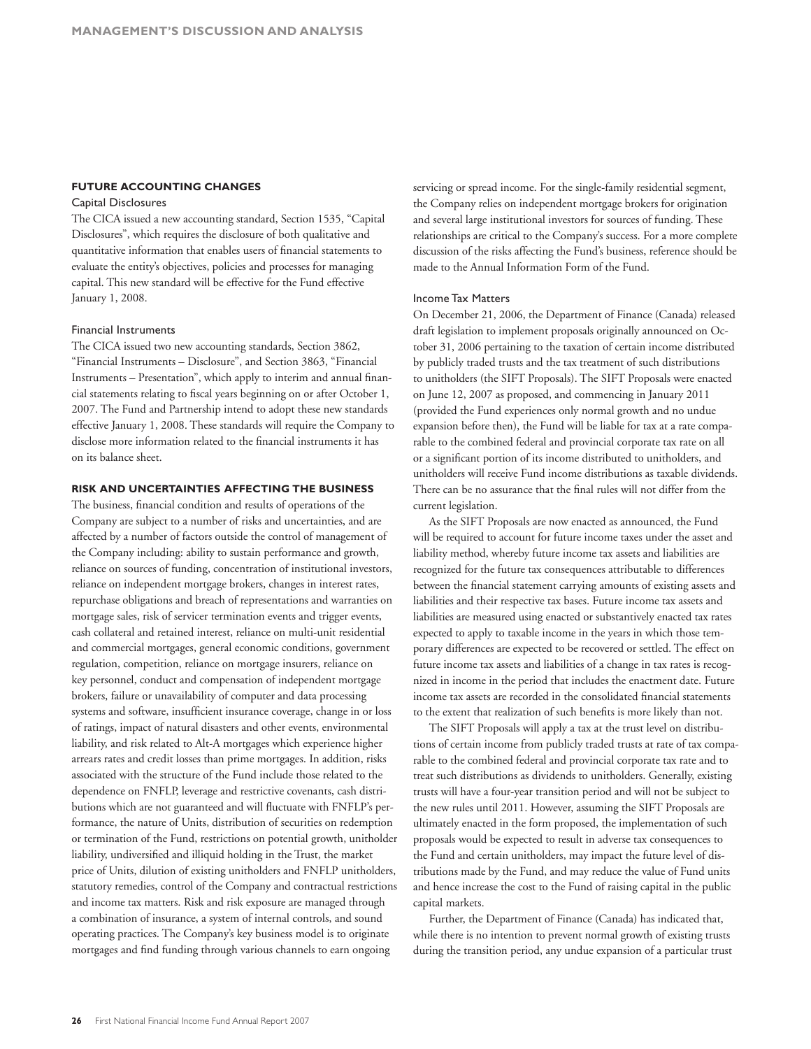## FUTURE ACCOUNTING CHANGES

### Capital Disclosures

The CICA issued a new accounting standard, Section 1535, "Capital Disclosures", which requires the disclosure of both qualitative and quantitative information that enables users of financial statements to evaluate the entity's objectives, policies and processes for managing capital. This new standard will be effective for the Fund effective January 1, 2008.

### Financial Instruments

The CICA issued two new accounting standards, Section 3862, "Financial Instruments – Disclosure", and Section 3863, "Financial Instruments – Presentation", which apply to interim and annual financial statements relating to fiscal years beginning on or after October 1, 2007. The Fund and Partnership intend to adopt these new standards effective January 1, 2008. These standards will require the Company to disclose more information related to the financial instruments it has on its balance sheet.

## RISK AND UNCERTAINTIES AFFECTING THE BUSINESS

The business, financial condition and results of operations of the Company are subject to a number of risks and uncertainties, and are affected by a number of factors outside the control of management of the Company including: ability to sustain performance and growth, reliance on sources of funding, concentration of institutional investors, reliance on independent mortgage brokers, changes in interest rates, repurchase obligations and breach of representations and warranties on mortgage sales, risk of servicer termination events and trigger events, cash collateral and retained interest, reliance on multi-unit residential and commercial mortgages, general economic conditions, government regulation, competition, reliance on mortgage insurers, reliance on key personnel, conduct and compensation of independent mortgage brokers, failure or unavailability of computer and data processing systems and software, insufficient insurance coverage, change in or loss of ratings, impact of natural disasters and other events, environmental liability, and risk related to Alt-A mortgages which experience higher arrears rates and credit losses than prime mortgages. In addition, risks associated with the structure of the Fund include those related to the dependence on FNFLP, leverage and restrictive covenants, cash distributions which are not guaranteed and will fluctuate with FNFLP's performance, the nature of Units, distribution of securities on redemption or termination of the Fund, restrictions on potential growth, unitholder liability, undiversified and illiquid holding in the Trust, the market price of Units, dilution of existing unitholders and FNFLP unitholders, statutory remedies, control of the Company and contractual restrictions and income tax matters. Risk and risk exposure are managed through a combination of insurance, a system of internal controls, and sound operating practices. The Company's key business model is to originate mortgages and find funding through various channels to earn ongoing servicing or spread income. For the single-family residential segment, the Company relies on independent mortgage brokers for origination and several large institutional investors for sources of funding. These relationships are critical to the Company's success. For a more complete discussion of the risks affecting the Fund's business, reference should be made to the Annual Information Form of the Fund.

### Income Tax Matters

On December 21, 2006, the Department of Finance (Canada) released draft legislation to implement proposals originally announced on October 31, 2006 pertaining to the taxation of certain income distributed by publicly traded trusts and the tax treatment of such distributions to unitholders (the SIFT Proposals). The SIFT Proposals were enacted on June 12, 2007 as proposed, and commencing in January 2011 (provided the Fund experiences only normal growth and no undue expansion before then), the Fund will be liable for tax at a rate comparable to the combined federal and provincial corporate tax rate on all or a significant portion of its income distributed to unitholders, and unitholders will receive Fund income distributions as taxable dividends. There can be no assurance that the final rules will not differ from the current legislation.

As the SIFT Proposals are now enacted as announced, the Fund will be required to account for future income taxes under the asset and liability method, whereby future income tax assets and liabilities are recognized for the future tax consequences attributable to differences between the financial statement carrying amounts of existing assets and liabilities and their respective tax bases. Future income tax assets and liabilities are measured using enacted or substantively enacted tax rates expected to apply to taxable income in the years in which those temporary differences are expected to be recovered or settled. The effect on future income tax assets and liabilities of a change in tax rates is recognized in income in the period that includes the enactment date. Future income tax assets are recorded in the consolidated financial statements to the extent that realization of such benefits is more likely than not.

The SIFT Proposals will apply a tax at the trust level on distributions of certain income from publicly traded trusts at rate of tax comparable to the combined federal and provincial corporate tax rate and to treat such distributions as dividends to unitholders. Generally, existing trusts will have a four-year transition period and will not be subject to the new rules until 2011. However, assuming the SIFT Proposals are ultimately enacted in the form proposed, the implementation of such proposals would be expected to result in adverse tax consequences to the Fund and certain unitholders, may impact the future level of distributions made by the Fund, and may reduce the value of Fund units and hence increase the cost to the Fund of raising capital in the public capital markets.

Further, the Department of Finance (Canada) has indicated that, while there is no intention to prevent normal growth of existing trusts during the transition period, any undue expansion of a particular trust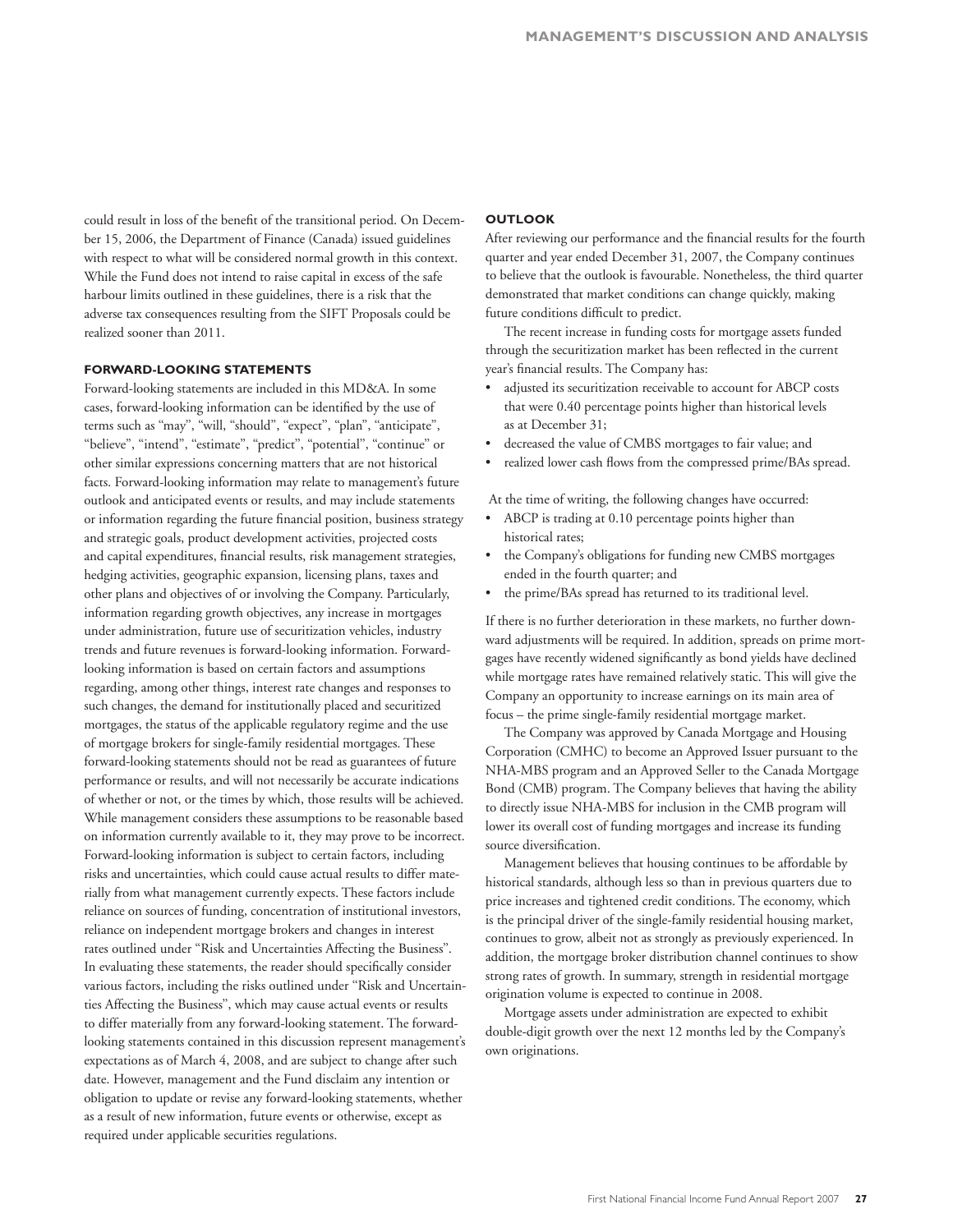could result in loss of the benefit of the transitional period. On December 15, 2006, the Department of Finance (Canada) issued guidelines with respect to what will be considered normal growth in this context. While the Fund does not intend to raise capital in excess of the safe harbour limits outlined in these guidelines, there is a risk that the adverse tax consequences resulting from the SIFT Proposals could be realized sooner than 2011.

### FORWARD-LOOKING STATEMENTS

Forward-looking statements are included in this MD&A. In some cases, forward-looking information can be identified by the use of terms such as "may", "will, "should", "expect", "plan", "anticipate", "believe", "intend", "estimate", "predict", "potential", "continue" or other similar expressions concerning matters that are not historical facts. Forward-looking information may relate to management's future outlook and anticipated events or results, and may include statements or information regarding the future financial position, business strategy and strategic goals, product development activities, projected costs and capital expenditures, financial results, risk management strategies, hedging activities, geographic expansion, licensing plans, taxes and other plans and objectives of or involving the Company. Particularly, information regarding growth objectives, any increase in mortgages under administration, future use of securitization vehicles, industry trends and future revenues is forward-looking information. Forward-looking information is based on certain factors and assumptions regarding, among other things, interest rate changes and responses to such changes, the demand for institutionally placed and securitized mortgages, the status of the applicable regulatory regime and the use of mortgage brokers for single-family residential mortgages. These forward-looking statements should not be read as guarantees of future performance or results, and will not necessarily be accurate indications of whether or not, or the times by which, those results will be achieved. While management considers these assumptions to be reasonable based on information currently available to it, they may prove to be incorrect. Forward-looking information is subject to certain factors, including risks and uncertainties, which could cause actual results to differ materially from what management currently expects. These factors include reliance on sources of funding, concentration of institutional investors, reliance on independent mortgage brokers and changes in interest rates outlined under "Risk and Uncertainties Affecting the Business". In evaluating these statements, the reader should specifically consider various factors, including the risks outlined under "Risk and Uncertainties Affecting the Business", which may cause actual events or results to differ materially from any forward-looking statement. The forward-looking statements contained in this discussion represent management's expectations as of March 4, 2008, and are subject to change after such date. However, management and the Fund disclaim any intention or obligation to update or revise any forward-looking statements, whether as a result of new information, future events or otherwise, except as required under applicable securities regulations.

### OUTLOOK

After reviewing our performance and the financial results for the fourth quarter and year ended December 31, 2007, the Company continues to believe that the outlook is favourable. Nonetheless, the third quarter demonstrated that market conditions can change quickly, making future conditions difficult to predict.

The recent increase in funding costs for mortgage assets funded through the securitization market has been reflected in the current year's financial results. The Company has:

- adjusted its securitization receivable to account for ABCP costs that were 0.40 percentage points higher than historical levels as at December 31;
- decreased the value of CMBS mortgages to fair value; and
- realized lower cash flows from the compressed prime/BAs spread.

At the time of writing, the following changes have occurred:

- ABCP is trading at 0.10 percentage points higher than historical rates;
- the Company's obligations for funding new CMBS mortgages ended in the fourth quarter; and
- the prime/BAs spread has returned to its traditional level.

If there is no further deterioration in these markets, no further downward adjustments will be required. In addition, spreads on prime mortgages have recently widened significantly as bond yields have declined while mortgage rates have remained relatively static. This will give the Company an opportunity to increase earnings on its main area of focus – the prime single-family residential mortgage market.

The Company was approved by Canada Mortgage and Housing Corporation (CMHC) to become an Approved Issuer pursuant to the NHA-MBS program and an Approved Seller to the Canada Mortgage Bond (CMB) program. The Company believes that having the ability to directly issue NHA-MBS for inclusion in the CMB program will lower its overall cost of funding mortgages and increase its funding source diversification.

Management believes that housing continues to be affordable by historical standards, although less so than in previous quarters due to price increases and tightened credit conditions. The economy, which is the principal driver of the single-family residential housing market, continues to grow, albeit not as strongly as previously experienced. In addition, the mortgage broker distribution channel continues to show strong rates of growth. In summary, strength in residential mortgage origination volume is expected to continue in 2008.

Mortgage assets under administration are expected to exhibit double-digit growth over the next 12 months led by the Company's own originations.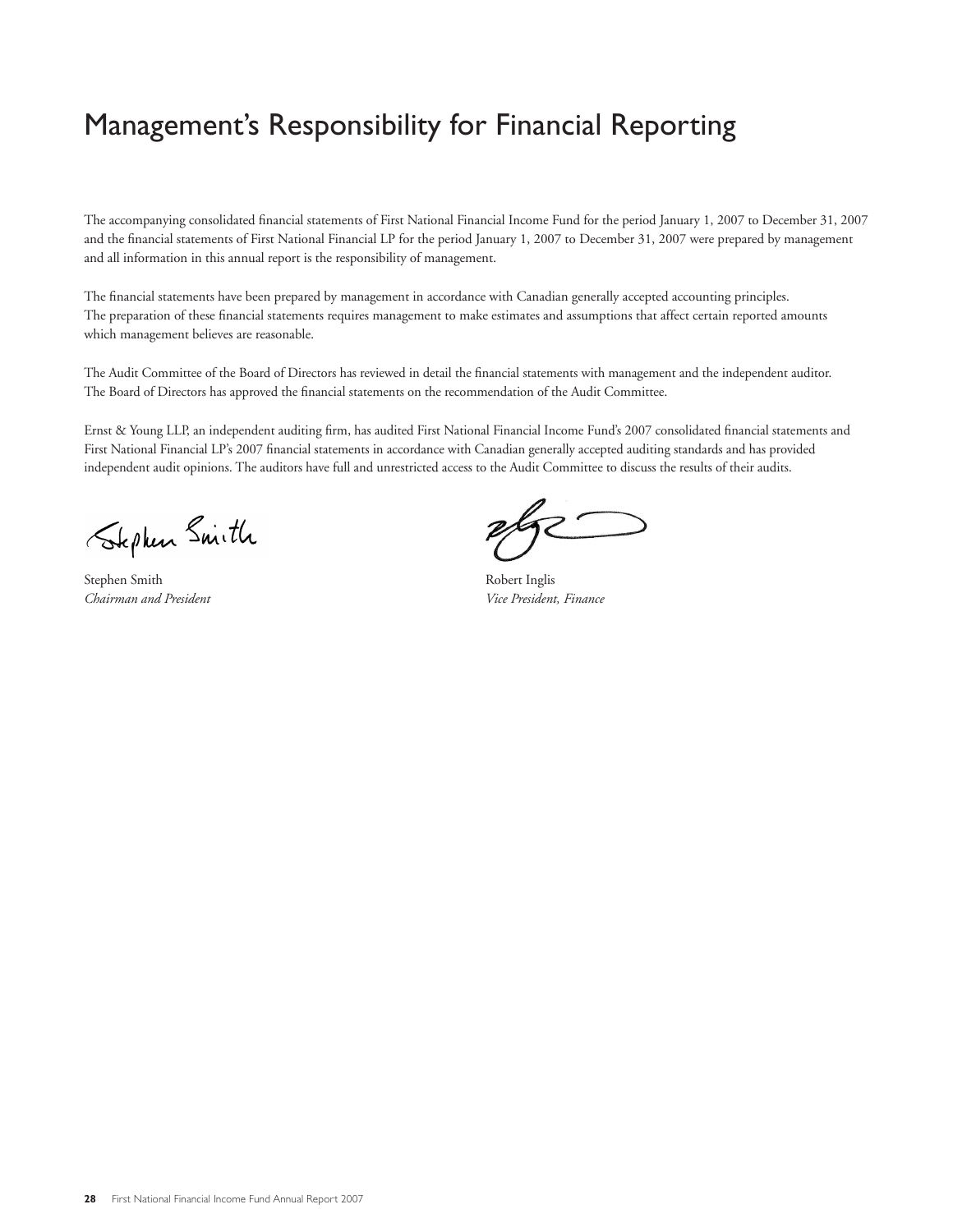# Management's Responsibility for Financial Reporting

The accompanying consolidated financial statements of First National Financial Income Fund for the period January 1, 2007 to December 31, 2007 and the financial statements of First National Financial LP for the period January 1, 2007 to December 31, 2007 were prepared by management and all information in this annual report is the responsibility of management.

The financial statements have been prepared by management in accordance with Canadian generally accepted accounting principles. The preparation of these financial statements requires management to make estimates and assumptions that affect certain reported amounts which management believes are reasonable.

The Audit Committee of the Board of Directors has reviewed in detail the financial statements with management and the independent auditor. The Board of Directors has approved the financial statements on the recommendation of the Audit Committee.

Ernst & Young LLP, an independent auditing firm, has audited First National Financial Income Fund's 2007 consolidated financial statements and First National Financial LP's 2007 financial statements in accordance with Canadian generally accepted auditing standards and has provided independent audit opinions. The auditors have full and unrestricted access to the Audit Committee to discuss the results of their audits.

Stephen Smith
*Chairman and President*

Robert Inglis
*Vice President, Finance*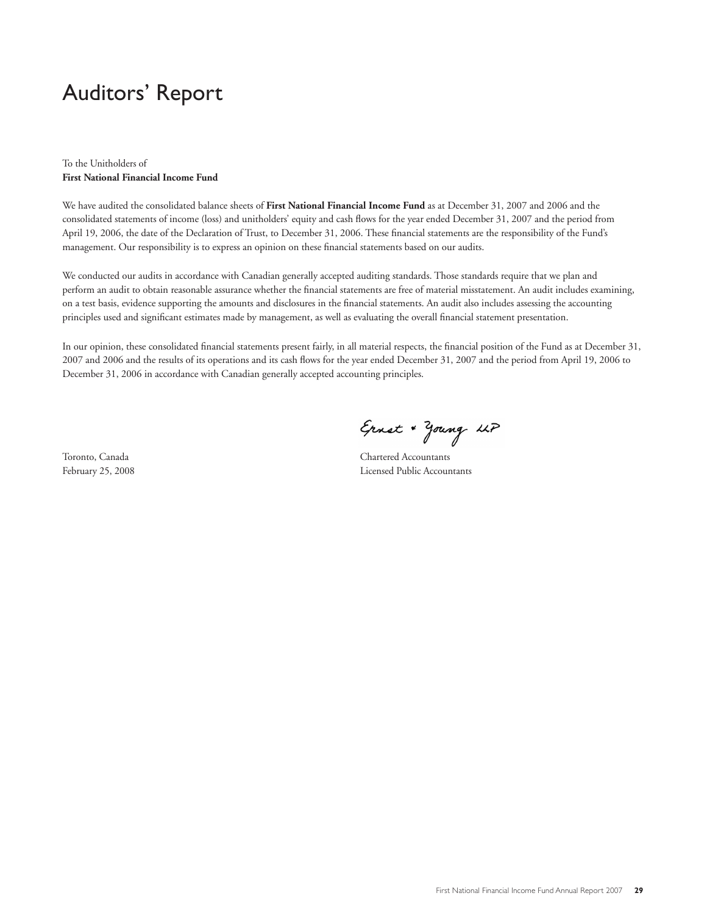# Auditors' Report

To the Unitholders of
**First National Financial Income Fund**

We have audited the consolidated balance sheets of **First National Financial Income Fund** as at December 31, 2007 and 2006 and the consolidated statements of income (loss) and unitholders' equity and cash flows for the year ended December 31, 2007 and the period from April 19, 2006, the date of the Declaration of Trust, to December 31, 2006. These financial statements are the responsibility of the Fund's management. Our responsibility is to express an opinion on these financial statements based on our audits.

We conducted our audits in accordance with Canadian generally accepted auditing standards. Those standards require that we plan and perform an audit to obtain reasonable assurance whether the financial statements are free of material misstatement. An audit includes examining, on a test basis, evidence supporting the amounts and disclosures in the financial statements. An audit also includes assessing the accounting principles used and significant estimates made by management, as well as evaluating the overall financial statement presentation.

In our opinion, these consolidated financial statements present fairly, in all material respects, the financial position of the Fund as at December 31, 2007 and 2006 and the results of its operations and its cash flows for the year ended December 31, 2007 and the period from April 19, 2006 to December 31, 2006 in accordance with Canadian generally accepted accounting principles.

Ernst & Young LLP

Toronto, Canada
February 25, 2008

Chartered Accountants
Licensed Public Accountants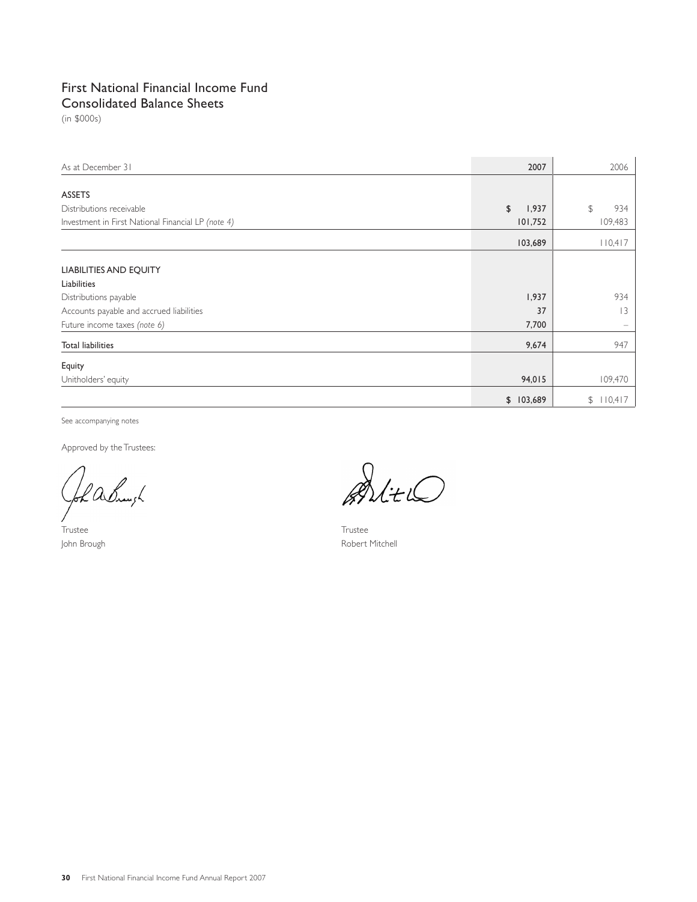# First National Financial Income Fund
## Consolidated Balance Sheets

(in $000s)

| As at December 31 | 2007 | 2006 |
|---|---|---|
| **ASSETS** | | |
| Distributions receivable | $ 1,937 | $ 934 |
| Investment in First National Financial LP *(note 4)* | 101,752 | 109,483 |
| | 103,689 | 110,417 |
| **LIABILITIES AND EQUITY** | | |
| **Liabilities** | | |
| Distributions payable | 1,937 | 934 |
| Accounts payable and accrued liabilities | 37 | 13 |
| Future income taxes *(note 6)* | 7,700 | – |
| **Total liabilities** | 9,674 | 947 |
| **Equity** | | |
| Unitholders' equity | 94,015 | 109,470 |
| | $ 103,689 | $ 110,417 |

See accompanying notes

Approved by the Trustees:

Trustee
John Brough

Trustee
Robert Mitchell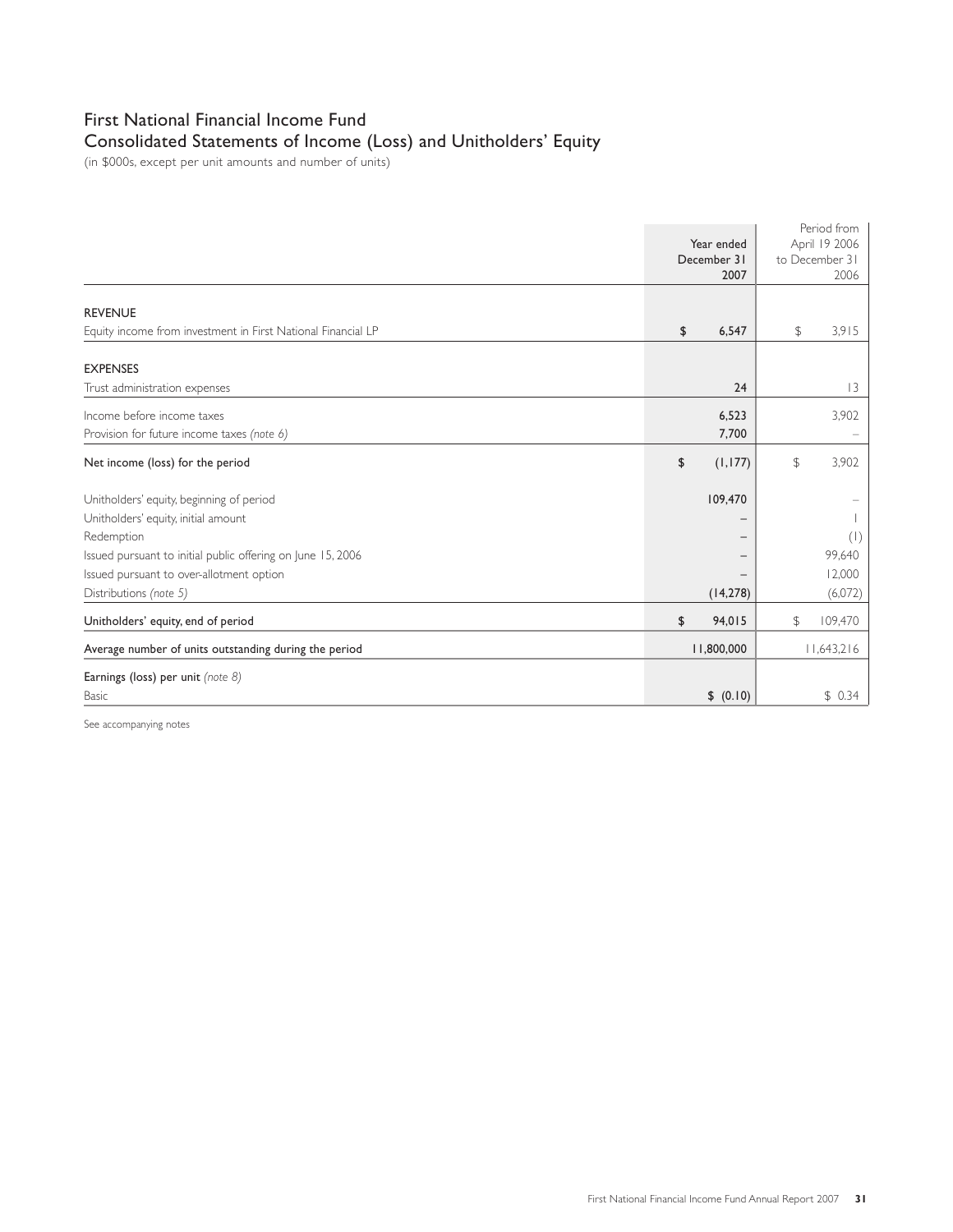# First National Financial Income Fund

## Consolidated Statements of Income (Loss) and Unitholders' Equity

(in $000s, except per unit amounts and number of units)

| | Year ended December 31 2007 | Period from April 19 2006 to December 31 2006 |
|---|---|---|
| **REVENUE** | | |
| Equity income from investment in First National Financial LP | $ 6,547 | $ 3,915 |
| **EXPENSES** | | |
| Trust administration expenses | 24 | 13 |
| Income before income taxes | 6,523 | 3,902 |
| Provision for future income taxes *(note 6)* | 7,700 | – |
| **Net income (loss) for the period** | $ (1,177) | $ 3,902 |
| Unitholders' equity, beginning of period | 109,470 | – |
| Unitholders' equity, initial amount | – | 1 |
| Redemption | – | (1) |
| Issued pursuant to initial public offering on June 15, 2006 | – | 99,640 |
| Issued pursuant to over-allotment option | – | 12,000 |
| Distributions *(note 5)* | (14,278) | (6,072) |
| **Unitholders' equity, end of period** | $ 94,015 | $ 109,470 |
| **Average number of units outstanding during the period** | 11,800,000 | 11,643,216 |
| **Earnings (loss) per unit** *(note 8)* | | |
| Basic | $ (0.10) | $ 0.34 |

See accompanying notes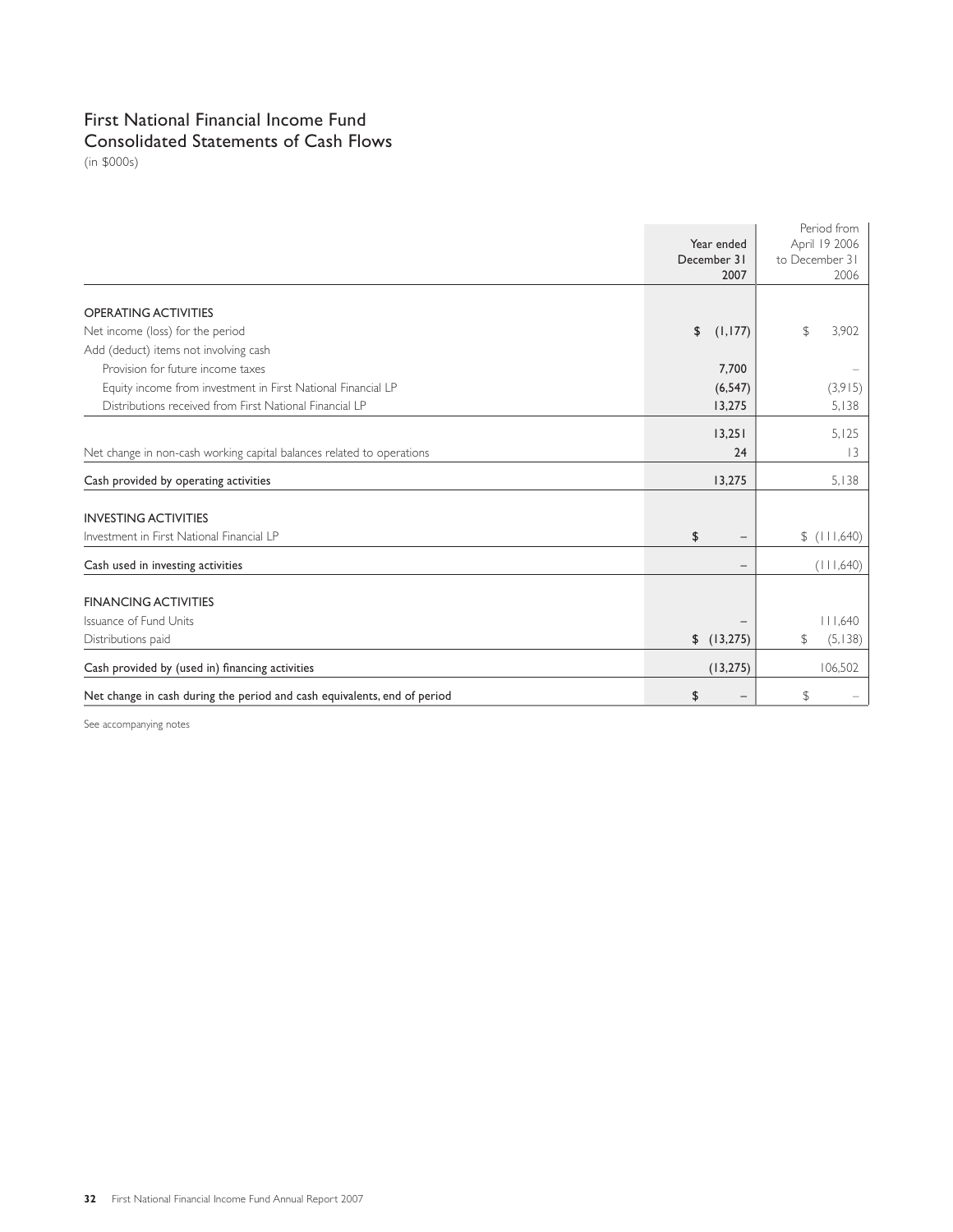# First National Financial Income Fund
## Consolidated Statements of Cash Flows

(in $000s)

| | Year ended December 31 2007 | Period from April 19 2006 to December 31 2006 |
|---|---|---|
| **OPERATING ACTIVITIES** | | |
| Net income (loss) for the period | $ (1,177) | $ 3,902 |
| Add (deduct) items not involving cash | | |
| Provision for future income taxes | 7,700 | – |
| Equity income from investment in First National Financial LP | (6,547) | (3,915) |
| Distributions received from First National Financial LP | 13,275 | 5,138 |
| | 13,251 | 5,125 |
| Net change in non-cash working capital balances related to operations | 24 | 13 |
| Cash provided by operating activities | 13,275 | 5,138 |
| **INVESTING ACTIVITIES** | | |
| Investment in First National Financial LP | $ – | $ (111,640) |
| Cash used in investing activities | – | (111,640) |
| **FINANCING ACTIVITIES** | | |
| Issuance of Fund Units | – | 111,640 |
| Distributions paid | $ (13,275) | $ (5,138) |
| Cash provided by (used in) financing activities | (13,275) | 106,502 |
| Net change in cash during the period and cash equivalents, end of period | $ – | $ – |

See accompanying notes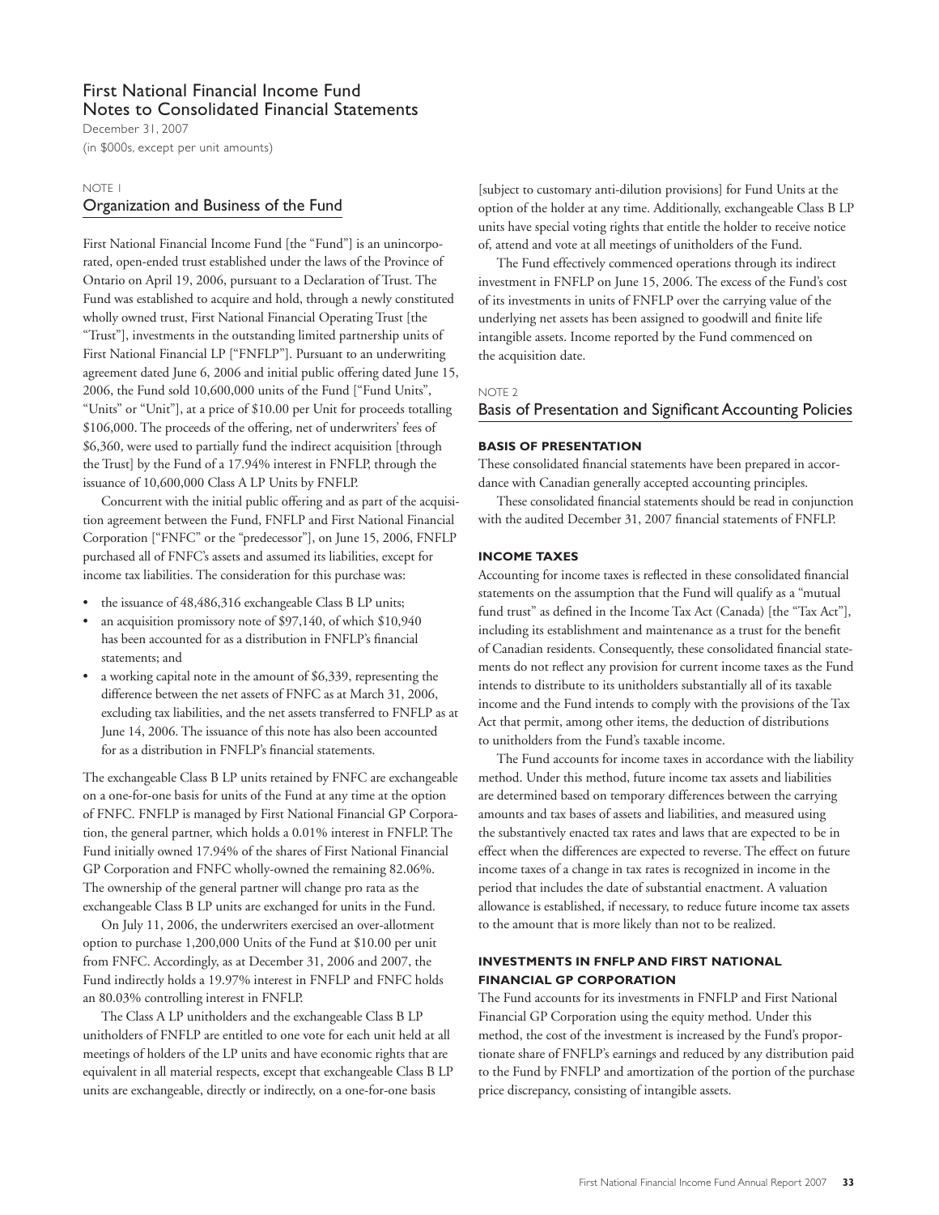# First National Financial Income Fund
# Notes to Consolidated Financial Statements

December 31, 2007

(in $000s, except per unit amounts)

NOTE 1

## Organization and Business of the Fund

First National Financial Income Fund [the "Fund"] is an unincorporated, open-ended trust established under the laws of the Province of Ontario on April 19, 2006, pursuant to a Declaration of Trust. The Fund was established to acquire and hold, through a newly constituted wholly owned trust, First National Financial Operating Trust [the "Trust"], investments in the outstanding limited partnership units of First National Financial LP ["FNFLP"]. Pursuant to an underwriting agreement dated June 6, 2006 and initial public offering dated June 15, 2006, the Fund sold 10,600,000 units of the Fund ["Fund Units", "Units" or "Unit"], at a price of $10.00 per Unit for proceeds totalling $106,000. The proceeds of the offering, net of underwriters' fees of $6,360, were used to partially fund the indirect acquisition [through the Trust] by the Fund of a 17.94% interest in FNFLP, through the issuance of 10,600,000 Class A LP Units by FNFLP.

Concurrent with the initial public offering and as part of the acquisition agreement between the Fund, FNFLP and First National Financial Corporation ["FNFC" or the "predecessor"], on June 15, 2006, FNFLP purchased all of FNFC's assets and assumed its liabilities, except for income tax liabilities. The consideration for this purchase was:

- the issuance of 48,486,316 exchangeable Class B LP units;
- an acquisition promissory note of $97,140, of which $10,940 has been accounted for as a distribution in FNFLP's financial statements; and
- a working capital note in the amount of $6,339, representing the difference between the net assets of FNFC as at March 31, 2006, excluding tax liabilities, and the net assets transferred to FNFLP as at June 14, 2006. The issuance of this note has also been accounted for as a distribution in FNFLP's financial statements.

The exchangeable Class B LP units retained by FNFC are exchangeable on a one-for-one basis for units of the Fund at any time at the option of FNFC. FNFLP is managed by First National Financial GP Corporation, the general partner, which holds a 0.01% interest in FNFLP. The Fund initially owned 17.94% of the shares of First National Financial GP Corporation and FNFC wholly-owned the remaining 82.06%. The ownership of the general partner will change pro rata as the exchangeable Class B LP units are exchanged for units in the Fund.

On July 11, 2006, the underwriters exercised an over-allotment option to purchase 1,200,000 Units of the Fund at $10.00 per unit from FNFC. Accordingly, as at December 31, 2006 and 2007, the Fund indirectly holds a 19.97% interest in FNFLP and FNFC holds an 80.03% controlling interest in FNFLP.

The Class A LP unitholders and the exchangeable Class B LP unitholders of FNFLP are entitled to one vote for each unit held at all meetings of holders of the LP units and have economic rights that are equivalent in all material respects, except that exchangeable Class B LP units are exchangeable, directly or indirectly, on a one-for-one basis [subject to customary anti-dilution provisions] for Fund Units at the option of the holder at any time. Additionally, exchangeable Class B LP units have special voting rights that entitle the holder to receive notice of, attend and vote at all meetings of unitholders of the Fund.

The Fund effectively commenced operations through its indirect investment in FNFLP on June 15, 2006. The excess of the Fund's cost of its investments in units of FNFLP over the carrying value of the underlying net assets has been assigned to goodwill and finite life intangible assets. Income reported by the Fund commenced on the acquisition date.

NOTE 2

## Basis of Presentation and Significant Accounting Policies

### BASIS OF PRESENTATION

These consolidated financial statements have been prepared in accordance with Canadian generally accepted accounting principles.

These consolidated financial statements should be read in conjunction with the audited December 31, 2007 financial statements of FNFLP.

### INCOME TAXES

Accounting for income taxes is reflected in these consolidated financial statements on the assumption that the Fund will qualify as a "mutual fund trust" as defined in the Income Tax Act (Canada) [the "Tax Act"], including its establishment and maintenance as a trust for the benefit of Canadian residents. Consequently, these consolidated financial statements do not reflect any provision for current income taxes as the Fund intends to distribute to its unitholders substantially all of its taxable income and the Fund intends to comply with the provisions of the Tax Act that permit, among other items, the deduction of distributions to unitholders from the Fund's taxable income.

The Fund accounts for income taxes in accordance with the liability method. Under this method, future income tax assets and liabilities are determined based on temporary differences between the carrying amounts and tax bases of assets and liabilities, and measured using the substantively enacted tax rates and laws that are expected to be in effect when the differences are expected to reverse. The effect on future income taxes of a change in tax rates is recognized in income in the period that includes the date of substantial enactment. A valuation allowance is established, if necessary, to reduce future income tax assets to the amount that is more likely than not to be realized.

### INVESTMENTS IN FNFLP AND FIRST NATIONAL FINANCIAL GP CORPORATION

The Fund accounts for its investments in FNFLP and First National Financial GP Corporation using the equity method. Under this method, the cost of the investment is increased by the Fund's proportionate share of FNFLP's earnings and reduced by any distribution paid to the Fund by FNFLP and amortization of the portion of the purchase price discrepancy, consisting of intangible assets.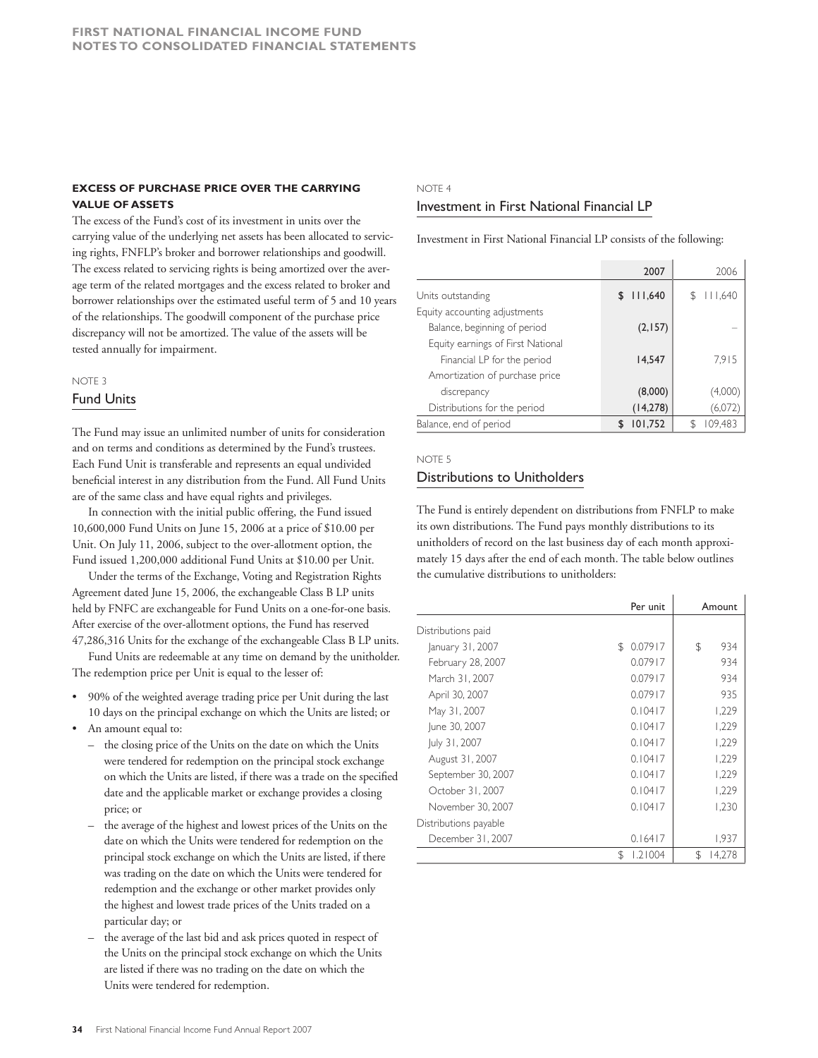**EXCESS OF PURCHASE PRICE OVER THE CARRYING VALUE OF ASSETS**

The excess of the Fund's cost of its investment in units over the carrying value of the underlying net assets has been allocated to servicing rights, FNFLP's broker and borrower relationships and goodwill. The excess related to servicing rights is being amortized over the average term of the related mortgages and the excess related to broker and borrower relationships over the estimated useful term of 5 and 10 years of the relationships. The goodwill component of the purchase price discrepancy will not be amortized. The value of the assets will be tested annually for impairment.

NOTE 3

## Fund Units

The Fund may issue an unlimited number of units for consideration and on terms and conditions as determined by the Fund's trustees. Each Fund Unit is transferable and represents an equal undivided beneficial interest in any distribution from the Fund. All Fund Units are of the same class and have equal rights and privileges.

In connection with the initial public offering, the Fund issued 10,600,000 Fund Units on June 15, 2006 at a price of $10.00 per Unit. On July 11, 2006, subject to the over-allotment option, the Fund issued 1,200,000 additional Fund Units at $10.00 per Unit.

Under the terms of the Exchange, Voting and Registration Rights Agreement dated June 15, 2006, the exchangeable Class B LP units held by FNFC are exchangeable for Fund Units on a one-for-one basis. After exercise of the over-allotment options, the Fund has reserved 47,286,316 Units for the exchange of the exchangeable Class B LP units.

Fund Units are redeemable at any time on demand by the unitholder. The redemption price per Unit is equal to the lesser of:

- 90% of the weighted average trading price per Unit during the last 10 days on the principal exchange on which the Units are listed; or
- An amount equal to:
  - the closing price of the Units on the date on which the Units were tendered for redemption on the principal stock exchange on which the Units are listed, if there was a trade on the specified date and the applicable market or exchange provides a closing price; or
  - the average of the highest and lowest prices of the Units on the date on which the Units were tendered for redemption on the principal stock exchange on which the Units are listed, if there was trading on the date on which the Units were tendered for redemption and the exchange or other market provides only the highest and lowest trade prices of the Units traded on a particular day; or
  - the average of the last bid and ask prices quoted in respect of the Units on the principal stock exchange on which the Units are listed if there was no trading on the date on which the Units were tendered for redemption.

NOTE 4

## Investment in First National Financial LP

Investment in First National Financial LP consists of the following:

| | 2007 | 2006 |
|---|---|---|
| Units outstanding | $ 111,640 | $ 111,640 |
| Equity accounting adjustments | | |
| Balance, beginning of period | (2,157) | – |
| Equity earnings of First National Financial LP for the period | 14,547 | 7,915 |
| Amortization of purchase price discrepancy | (8,000) | (4,000) |
| Distributions for the period | (14,278) | (6,072) |
| Balance, end of period | $ 101,752 | $ 109,483 |

NOTE 5

## Distributions to Unitholders

The Fund is entirely dependent on distributions from FNFLP to make its own distributions. The Fund pays monthly distributions to its unitholders of record on the last business day of each month approximately 15 days after the end of each month. The table below outlines the cumulative distributions to unitholders:

| | Per unit | Amount |
|---|---|---|
| Distributions paid | | |
| January 31, 2007 | $ 0.07917 | $ 934 |
| February 28, 2007 | 0.07917 | 934 |
| March 31, 2007 | 0.07917 | 934 |
| April 30, 2007 | 0.07917 | 935 |
| May 31, 2007 | 0.10417 | 1,229 |
| June 30, 2007 | 0.10417 | 1,229 |
| July 31, 2007 | 0.10417 | 1,229 |
| August 31, 2007 | 0.10417 | 1,229 |
| September 30, 2007 | 0.10417 | 1,229 |
| October 31, 2007 | 0.10417 | 1,229 |
| November 30, 2007 | 0.10417 | 1,230 |
| Distributions payable | | |
| December 31, 2007 | 0.16417 | 1,937 |
| | $ 1.21004 | $ 14,278 |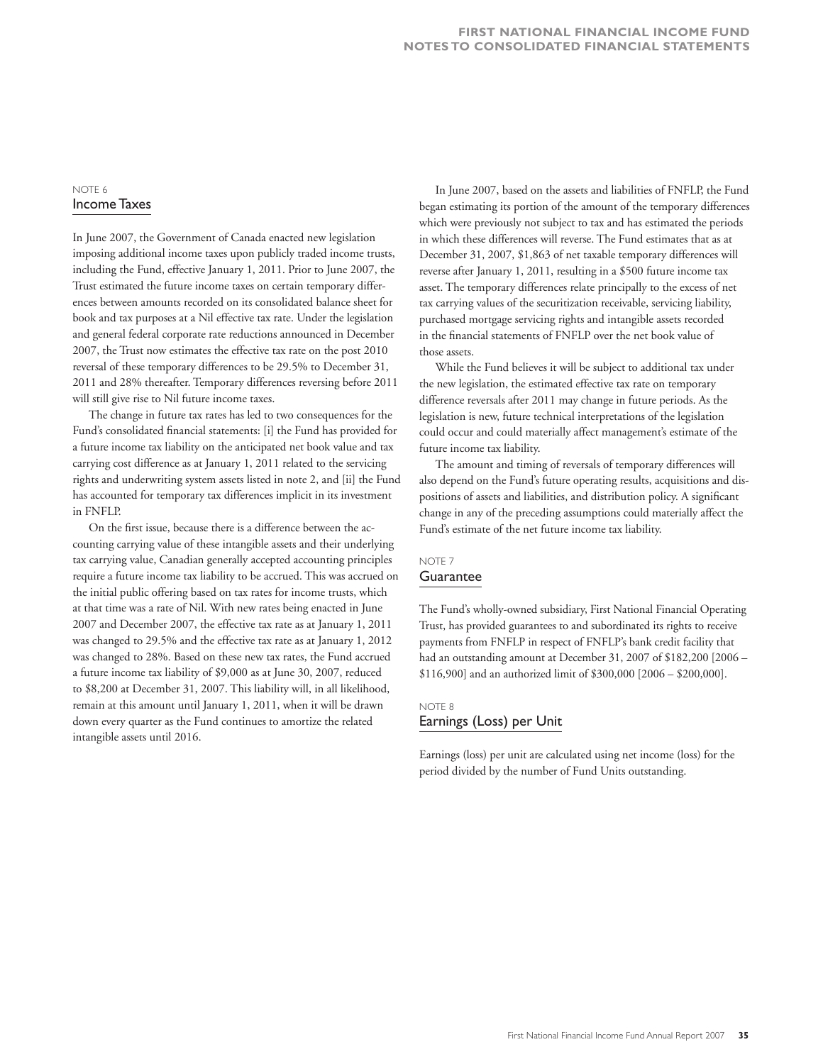## NOTE 6
## Income Taxes

In June 2007, the Government of Canada enacted new legislation imposing additional income taxes upon publicly traded income trusts, including the Fund, effective January 1, 2011. Prior to June 2007, the Trust estimated the future income taxes on certain temporary differences between amounts recorded on its consolidated balance sheet for book and tax purposes at a Nil effective tax rate. Under the legislation and general federal corporate rate reductions announced in December 2007, the Trust now estimates the effective tax rate on the post 2010 reversal of these temporary differences to be 29.5% to December 31, 2011 and 28% thereafter. Temporary differences reversing before 2011 will still give rise to Nil future income taxes.

The change in future tax rates has led to two consequences for the Fund's consolidated financial statements: [i] the Fund has provided for a future income tax liability on the anticipated net book value and tax carrying cost difference as at January 1, 2011 related to the servicing rights and underwriting system assets listed in note 2, and [ii] the Fund has accounted for temporary tax differences implicit in its investment in FNFLP.

On the first issue, because there is a difference between the accounting carrying value of these intangible assets and their underlying tax carrying value, Canadian generally accepted accounting principles require a future income tax liability to be accrued. This was accrued on the initial public offering based on tax rates for income trusts, which at that time was a rate of Nil. With new rates being enacted in June 2007 and December 2007, the effective tax rate as at January 1, 2011 was changed to 29.5% and the effective tax rate as at January 1, 2012 was changed to 28%. Based on these new tax rates, the Fund accrued a future income tax liability of $9,000 as at June 30, 2007, reduced to $8,200 at December 31, 2007. This liability will, in all likelihood, remain at this amount until January 1, 2011, when it will be drawn down every quarter as the Fund continues to amortize the related intangible assets until 2016.

In June 2007, based on the assets and liabilities of FNFLP, the Fund began estimating its portion of the amount of the temporary differences which were previously not subject to tax and has estimated the periods in which these differences will reverse. The Fund estimates that as at December 31, 2007, $1,863 of net taxable temporary differences will reverse after January 1, 2011, resulting in a $500 future income tax asset. The temporary differences relate principally to the excess of net tax carrying values of the securitization receivable, servicing liability, purchased mortgage servicing rights and intangible assets recorded in the financial statements of FNFLP over the net book value of those assets.

While the Fund believes it will be subject to additional tax under the new legislation, the estimated effective tax rate on temporary difference reversals after 2011 may change in future periods. As the legislation is new, future technical interpretations of the legislation could occur and could materially affect management's estimate of the future income tax liability.

The amount and timing of reversals of temporary differences will also depend on the Fund's future operating results, acquisitions and dispositions of assets and liabilities, and distribution policy. A significant change in any of the preceding assumptions could materially affect the Fund's estimate of the net future income tax liability.

## NOTE 7
## Guarantee

The Fund's wholly-owned subsidiary, First National Financial Operating Trust, has provided guarantees to and subordinated its rights to receive payments from FNFLP in respect of FNFLP's bank credit facility that had an outstanding amount at December 31, 2007 of $182,200 [2006 – $116,900] and an authorized limit of $300,000 [2006 – $200,000].

## NOTE 8
## Earnings (Loss) per Unit

Earnings (loss) per unit are calculated using net income (loss) for the period divided by the number of Fund Units outstanding.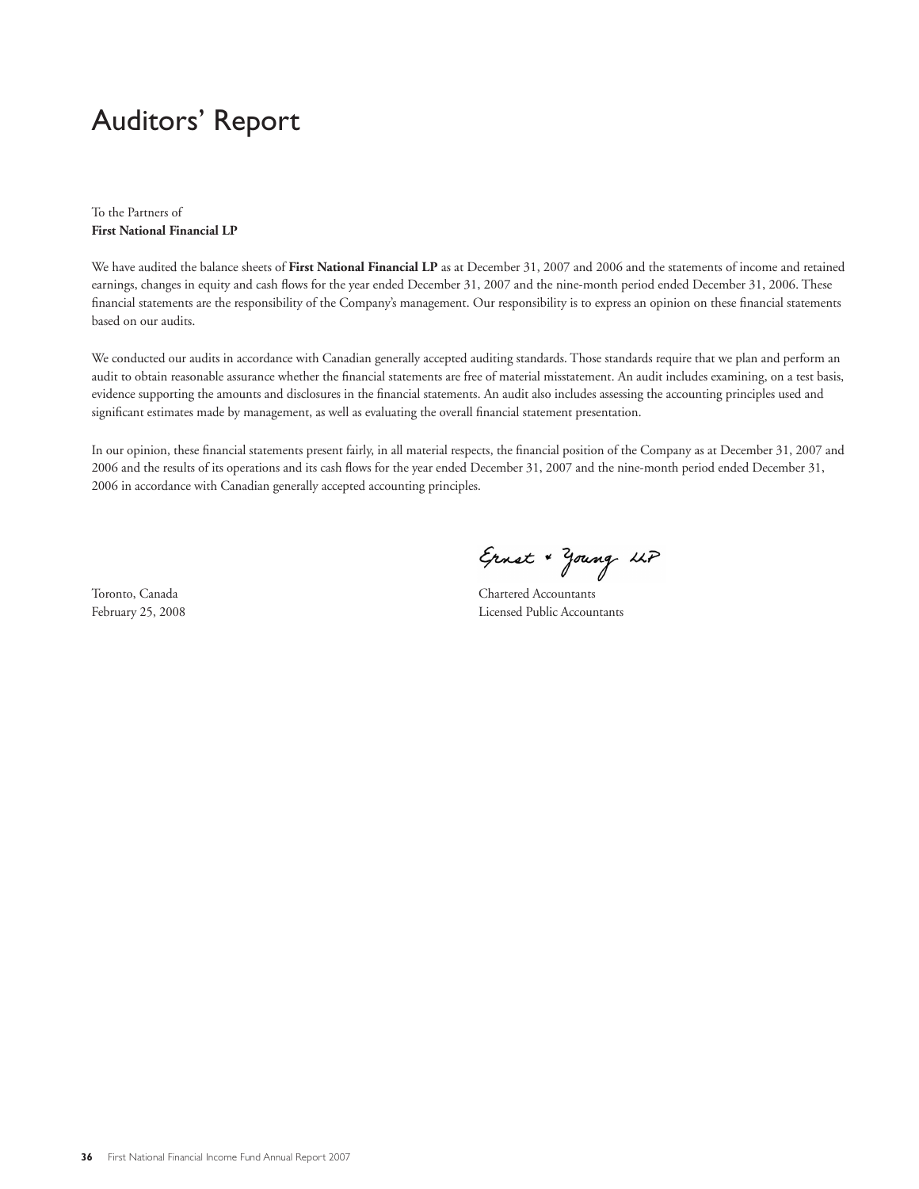# Auditors' Report

To the Partners of
**First National Financial LP**

We have audited the balance sheets of **First National Financial LP** as at December 31, 2007 and 2006 and the statements of income and retained earnings, changes in equity and cash flows for the year ended December 31, 2007 and the nine-month period ended December 31, 2006. These financial statements are the responsibility of the Company's management. Our responsibility is to express an opinion on these financial statements based on our audits.

We conducted our audits in accordance with Canadian generally accepted auditing standards. Those standards require that we plan and perform an audit to obtain reasonable assurance whether the financial statements are free of material misstatement. An audit includes examining, on a test basis, evidence supporting the amounts and disclosures in the financial statements. An audit also includes assessing the accounting principles used and significant estimates made by management, as well as evaluating the overall financial statement presentation.

In our opinion, these financial statements present fairly, in all material respects, the financial position of the Company as at December 31, 2007 and 2006 and the results of its operations and its cash flows for the year ended December 31, 2007 and the nine-month period ended December 31, 2006 in accordance with Canadian generally accepted accounting principles.

Ernst & Young LLP

Toronto, Canada
February 25, 2008

Chartered Accountants
Licensed Public Accountants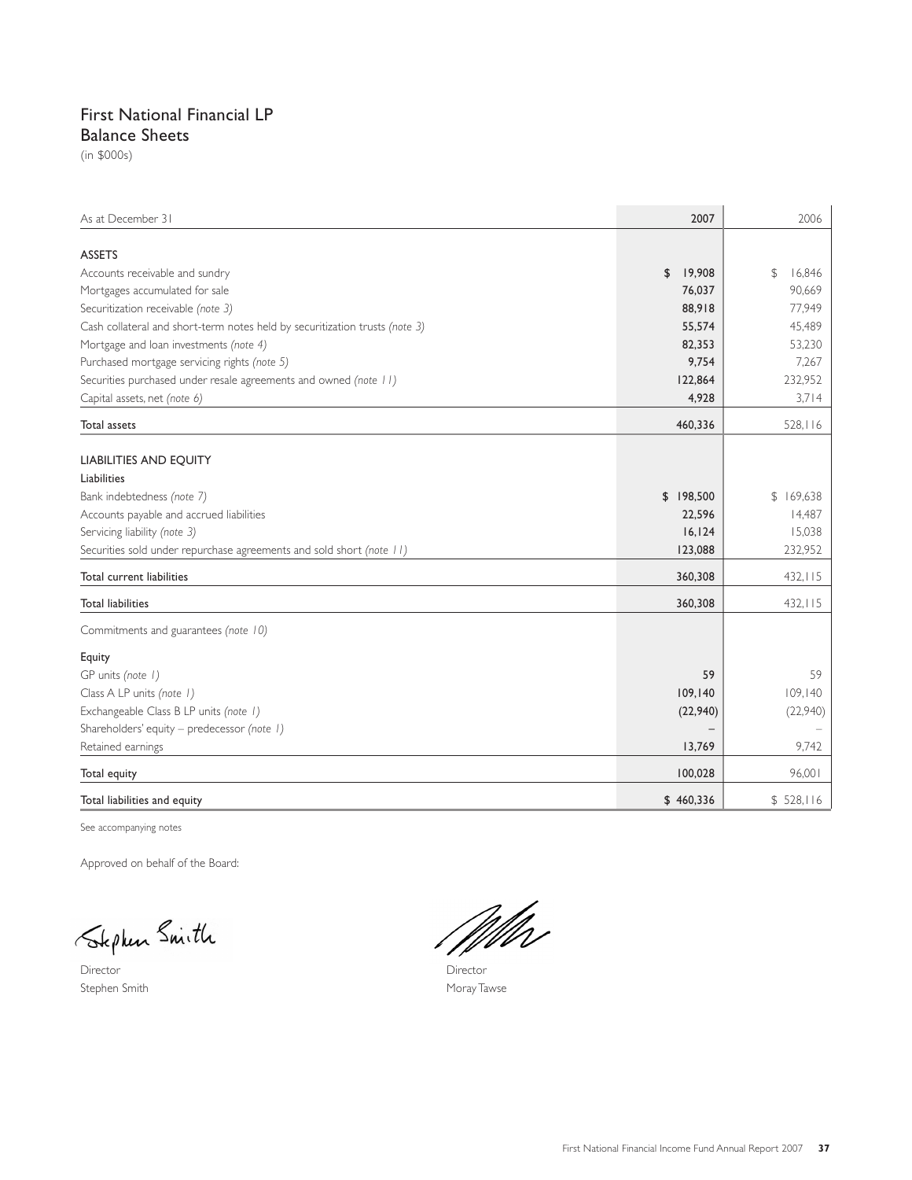# First National Financial LP
## Balance Sheets
(in $000s)

| As at December 31 | 2007 | 2006 |
|---|---|---|
| **ASSETS** | | |
| Accounts receivable and sundry | **$ 19,908** | $ 16,846 |
| Mortgages accumulated for sale | **76,037** | 90,669 |
| Securitization receivable *(note 3)* | **88,918** | 77,949 |
| Cash collateral and short-term notes held by securitization trusts *(note 3)* | **55,574** | 45,489 |
| Mortgage and loan investments *(note 4)* | **82,353** | 53,230 |
| Purchased mortgage servicing rights *(note 5)* | **9,754** | 7,267 |
| Securities purchased under resale agreements and owned *(note 11)* | **122,864** | 232,952 |
| Capital assets, net *(note 6)* | **4,928** | 3,714 |
| Total assets | **460,336** | 528,116 |
| **LIABILITIES AND EQUITY** | | |
| Liabilities | | |
| Bank indebtedness *(note 7)* | **$ 198,500** | $ 169,638 |
| Accounts payable and accrued liabilities | **22,596** | 14,487 |
| Servicing liability *(note 3)* | **16,124** | 15,038 |
| Securities sold under repurchase agreements and sold short *(note 11)* | **123,088** | 232,952 |
| Total current liabilities | **360,308** | 432,115 |
| Total liabilities | **360,308** | 432,115 |
| Commitments and guarantees *(note 10)* | | |
| Equity | | |
| GP units *(note 1)* | **59** | 59 |
| Class A LP units *(note 1)* | **109,140** | 109,140 |
| Exchangeable Class B LP units *(note 1)* | **(22,940)** | (22,940) |
| Shareholders' equity – predecessor *(note 1)* | **–** | – |
| Retained earnings | **13,769** | 9,742 |
| Total equity | **100,028** | 96,001 |
| Total liabilities and equity | **$ 460,336** | $ 528,116 |

See accompanying notes

Approved on behalf of the Board:

Director
Stephen Smith

Director
Moray Tawse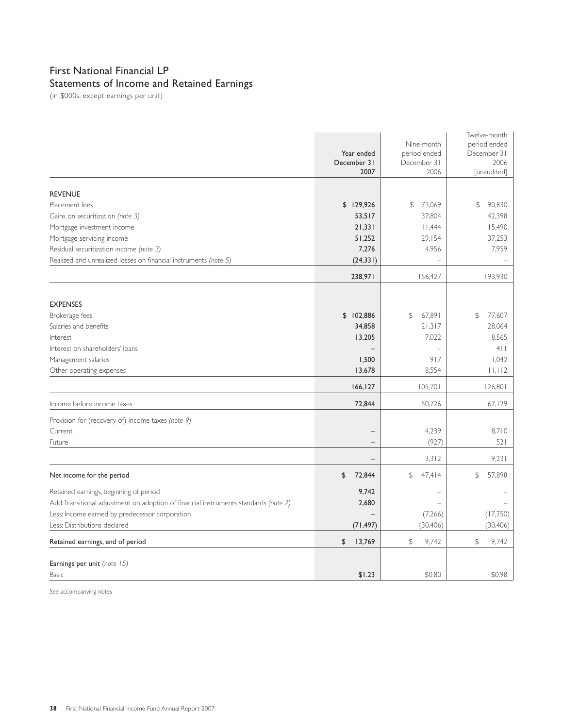# First National Financial LP
## Statements of Income and Retained Earnings

(in $000s, except earnings per unit)

| | Year ended December 31 2007 | Nine-month period ended December 31 2006 | Twelve-month period ended December 31 2006 [unaudited] |
|---|---|---|---|
| **REVENUE** | | | |
| Placement fees | **$ 129,926** | $ 73,069 | $ 90,830 |
| Gains on securitization *(note 3)* | **53,517** | 37,804 | 42,398 |
| Mortgage investment income | **21,331** | 11,444 | 15,490 |
| Mortgage servicing income | **51,252** | 29,154 | 37,253 |
| Residual securitization income *(note 3)* | **7,276** | 4,956 | 7,959 |
| Realized and unrealized losses on financial instruments *(note 5)* | **(24,331)** | – | – |
| | **238,971** | 156,427 | 193,930 |
| **EXPENSES** | | | |
| Brokerage fees | **$ 102,886** | $ 67,891 | $ 77,607 |
| Salaries and benefits | **34,858** | 21,317 | 28,064 |
| Interest | **13,205** | 7,022 | 8,565 |
| Interest on shareholders' loans | **–** | – | 411 |
| Management salaries | **1,500** | 917 | 1,042 |
| Other operating expenses | **13,678** | 8,554 | 11,112 |
| | **166,127** | 105,701 | 126,801 |
| Income before income taxes | **72,844** | 50,726 | 67,129 |
| Provision for (recovery of) income taxes *(note 9)* | | | |
| Current | **–** | 4,239 | 8,710 |
| Future | **–** | (927) | 521 |
| | **–** | 3,312 | 9,231 |
| **Net income for the period** | **$ 72,844** | $ 47,414 | $ 57,898 |
| Retained earnings, beginning of period | **9,742** | – | – |
| Add: Transitional adjustment on adoption of financial instruments standards *(note 2)* | **2,680** | – | – |
| Less: Income earned by predecessor corporation | **–** | (7,266) | (17,750) |
| Less: Distributions declared | **(71,497)** | (30,406) | (30,406) |
| **Retained earnings, end of period** | **$ 13,769** | $ 9,742 | $ 9,742 |
| **Earnings per unit** *(note 15)* | | | |
| Basic | **$1.23** | $0.80 | $0.98 |

See accompanying notes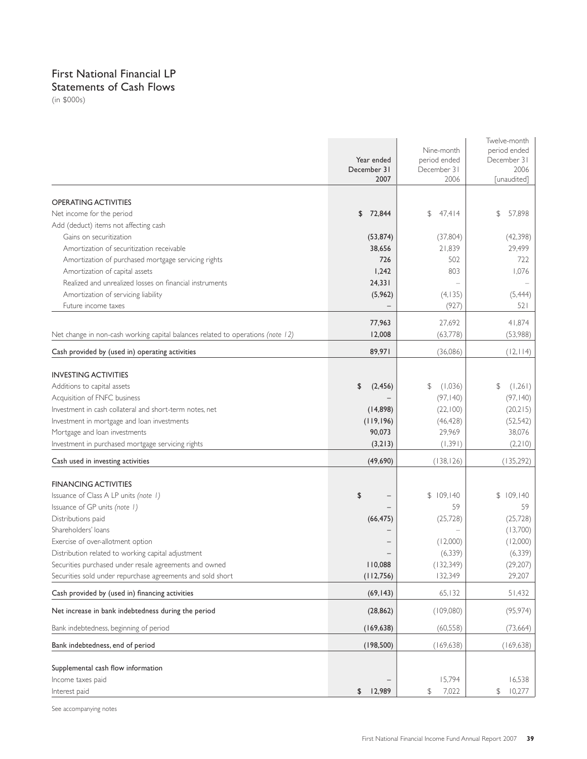# First National Financial LP
## Statements of Cash Flows

(in $000s)

| | Year ended December 31 2007 | Nine-month period ended December 31 2006 | Twelve-month period ended December 31 2006 [unaudited] |
|---|---|---|---|
| **OPERATING ACTIVITIES** | | | |
| Net income for the period | $ 72,844 | $ 47,414 | $ 57,898 |
| Add (deduct) items not affecting cash | | | |
| Gains on securitization | (53,874) | (37,804) | (42,398) |
| Amortization of securitization receivable | 38,656 | 21,839 | 29,499 |
| Amortization of purchased mortgage servicing rights | 726 | 502 | 722 |
| Amortization of capital assets | 1,242 | 803 | 1,076 |
| Realized and unrealized losses on financial instruments | 24,331 | – | – |
| Amortization of servicing liability | (5,962) | (4,135) | (5,444) |
| Future income taxes | – | (927) | 521 |
| | 77,963 | 27,692 | 41,874 |
| Net change in non-cash working capital balances related to operations *(note 12)* | 12,008 | (63,778) | (53,988) |
| Cash provided by (used in) operating activities | 89,971 | (36,086) | (12,114) |
| **INVESTING ACTIVITIES** | | | |
| Additions to capital assets | $ (2,456) | $ (1,036) | $ (1,261) |
| Acquisition of FNFC business | – | (97,140) | (97,140) |
| Investment in cash collateral and short-term notes, net | (14,898) | (22,100) | (20,215) |
| Investment in mortgage and loan investments | (119,196) | (46,428) | (52,542) |
| Mortgage and loan investments | 90,073 | 29,969 | 38,076 |
| Investment in purchased mortgage servicing rights | (3,213) | (1,391) | (2,210) |
| Cash used in investing activities | (49,690) | (138,126) | (135,292) |
| **FINANCING ACTIVITIES** | | | |
| Issuance of Class A LP units *(note 1)* | $ – | $ 109,140 | $ 109,140 |
| Issuance of GP units *(note 1)* | – | 59 | 59 |
| Distributions paid | (66,475) | (25,728) | (25,728) |
| Shareholders' loans | – | – | (13,700) |
| Exercise of over-allotment option | – | (12,000) | (12,000) |
| Distribution related to working capital adjustment | – | (6,339) | (6,339) |
| Securities purchased under resale agreements and owned | 110,088 | (132,349) | (29,207) |
| Securities sold under repurchase agreements and sold short | (112,756) | 132,349 | 29,207 |
| Cash provided by (used in) financing activities | (69,143) | 65,132 | 51,432 |
| Net increase in bank indebtedness during the period | (28,862) | (109,080) | (95,974) |
| Bank indebtedness, beginning of period | (169,638) | (60,558) | (73,664) |
| Bank indebtedness, end of period | (198,500) | (169,638) | (169,638) |
| Supplemental cash flow information | | | |
| Income taxes paid | – | 15,794 | 16,538 |
| Interest paid | $ 12,989 | $ 7,022 | $ 10,277 |

See accompanying notes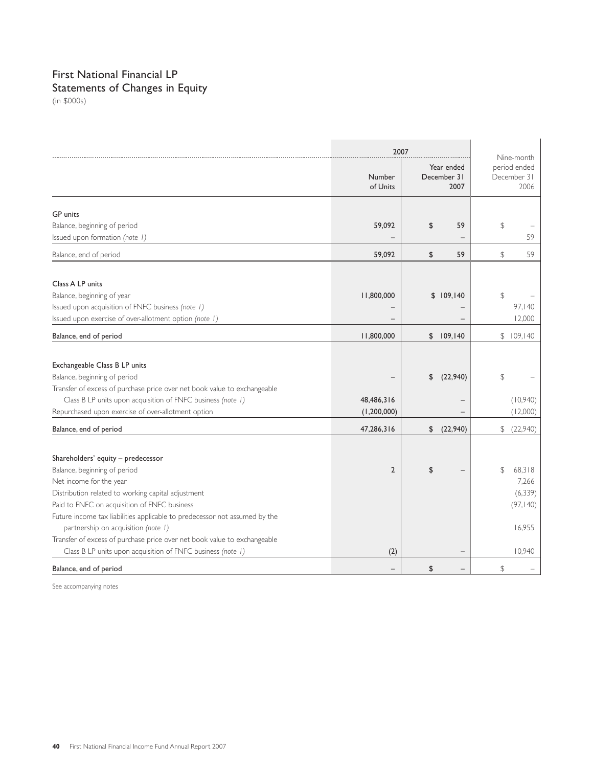# First National Financial LP
## Statements of Changes in Equity
(in $000s)

| | 2007 | | Nine-month period ended December 31 2006 |
|---|---|---|---|
| | Number of Units | Year ended December 31 2007 | |
| **GP units** | | | |
| Balance, beginning of period | 59,092 | $ 59 | $ – |
| Issued upon formation *(note 1)* | – | – | 59 |
| Balance, end of period | 59,092 | $ 59 | $ 59 |
| **Class A LP units** | | | |
| Balance, beginning of year | 11,800,000 | $ 109,140 | $ – |
| Issued upon acquisition of FNFC business *(note 1)* | – | – | 97,140 |
| Issued upon exercise of over-allotment option *(note 1)* | – | – | 12,000 |
| Balance, end of period | 11,800,000 | $ 109,140 | $ 109,140 |
| **Exchangeable Class B LP units** | | | |
| Balance, beginning of period | – | $ (22,940) | $ – |
| Transfer of excess of purchase price over net book value to exchangeable Class B LP units upon acquisition of FNFC business *(note 1)* | 48,486,316 | – | (10,940) |
| Repurchased upon exercise of over-allotment option | (1,200,000) | – | (12,000) |
| Balance, end of period | 47,286,316 | $ (22,940) | $ (22,940) |
| **Shareholders' equity – predecessor** | | | |
| Balance, beginning of period | 2 | $ – | $ 68,318 |
| Net income for the year | | | 7,266 |
| Distribution related to working capital adjustment | | | (6,339) |
| Paid to FNFC on acquisition of FNFC business | | | (97,140) |
| Future income tax liabilities applicable to predecessor not assumed by the partnership on acquisition *(note 1)* | | | 16,955 |
| Transfer of excess of purchase price over net book value to exchangeable Class B LP units upon acquisition of FNFC business *(note 1)* | (2) | – | 10,940 |
| Balance, end of period | – | $ – | $ – |

See accompanying notes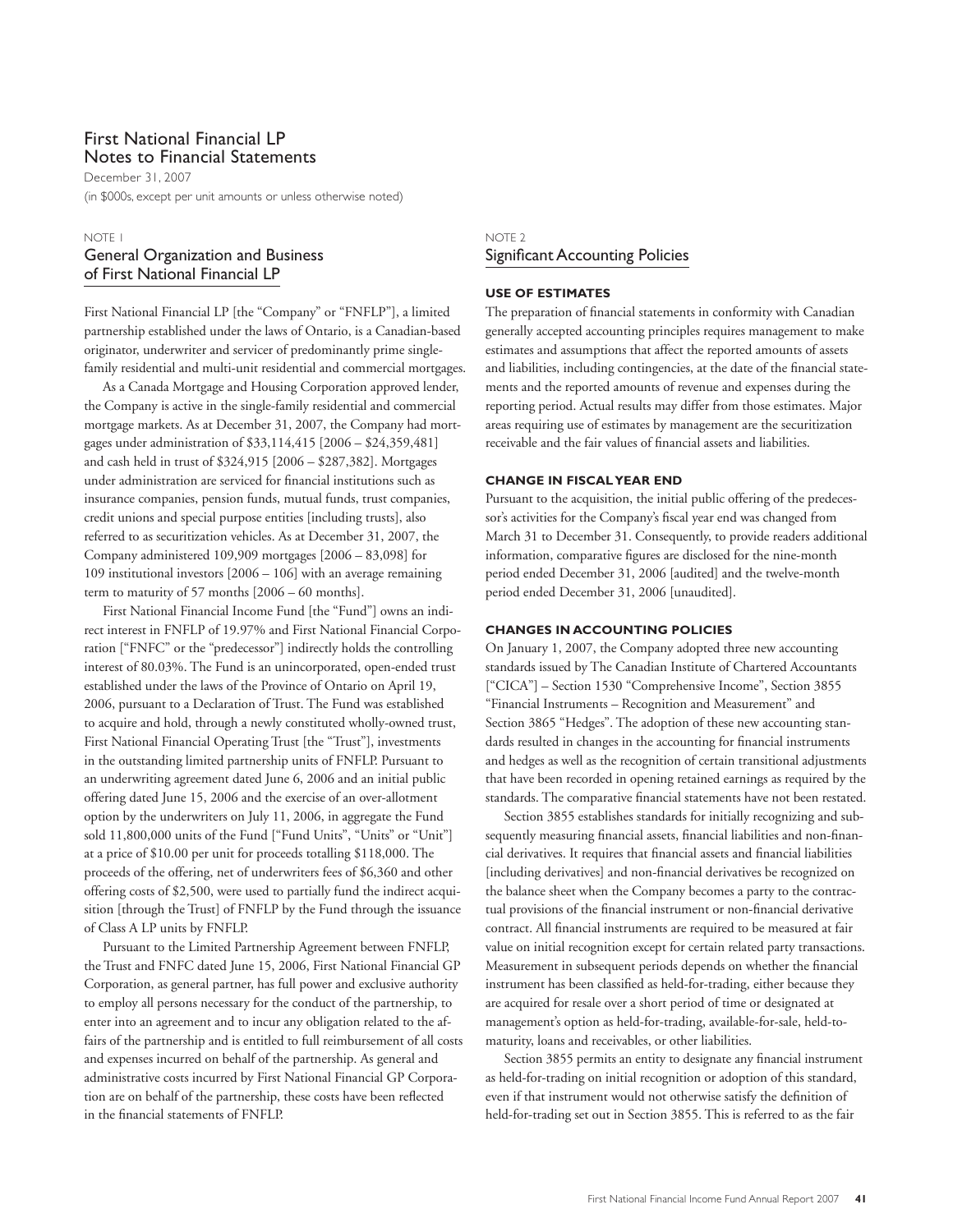# First National Financial LP
# Notes to Financial Statements

December 31, 2007

(in $000s, except per unit amounts or unless otherwise noted)

NOTE 1

## General Organization and Business of First National Financial LP

First National Financial LP [the "Company" or "FNFLP"], a limited partnership established under the laws of Ontario, is a Canadian-based originator, underwriter and servicer of predominantly prime single-family residential and multi-unit residential and commercial mortgages.

As a Canada Mortgage and Housing Corporation approved lender, the Company is active in the single-family residential and commercial mortgage markets. As at December 31, 2007, the Company had mortgages under administration of $33,114,415 [2006 – $24,359,481] and cash held in trust of $324,915 [2006 – $287,382]. Mortgages under administration are serviced for financial institutions such as insurance companies, pension funds, mutual funds, trust companies, credit unions and special purpose entities [including trusts], also referred to as securitization vehicles. As at December 31, 2007, the Company administered 109,909 mortgages [2006 – 83,098] for 109 institutional investors [2006 – 106] with an average remaining term to maturity of 57 months [2006 – 60 months].

First National Financial Income Fund [the "Fund"] owns an indirect interest in FNFLP of 19.97% and First National Financial Corporation ["FNFC" or the "predecessor"] indirectly holds the controlling interest of 80.03%. The Fund is an unincorporated, open-ended trust established under the laws of the Province of Ontario on April 19, 2006, pursuant to a Declaration of Trust. The Fund was established to acquire and hold, through a newly constituted wholly-owned trust, First National Financial Operating Trust [the "Trust"], investments in the outstanding limited partnership units of FNFLP. Pursuant to an underwriting agreement dated June 6, 2006 and an initial public offering dated June 15, 2006 and the exercise of an over-allotment option by the underwriters on July 11, 2006, in aggregate the Fund sold 11,800,000 units of the Fund ["Fund Units", "Units" or "Unit"] at a price of $10.00 per unit for proceeds totalling $118,000. The proceeds of the offering, net of underwriters fees of $6,360 and other offering costs of $2,500, were used to partially fund the indirect acquisition [through the Trust] of FNFLP by the Fund through the issuance of Class A LP units by FNFLP.

Pursuant to the Limited Partnership Agreement between FNFLP, the Trust and FNFC dated June 15, 2006, First National Financial GP Corporation, as general partner, has full power and exclusive authority to employ all persons necessary for the conduct of the partnership, to enter into an agreement and to incur any obligation related to the affairs of the partnership and is entitled to full reimbursement of all costs and expenses incurred on behalf of the partnership. As general and administrative costs incurred by First National Financial GP Corporation are on behalf of the partnership, these costs have been reflected in the financial statements of FNFLP.

NOTE 2

## Significant Accounting Policies

### USE OF ESTIMATES

The preparation of financial statements in conformity with Canadian generally accepted accounting principles requires management to make estimates and assumptions that affect the reported amounts of assets and liabilities, including contingencies, at the date of the financial statements and the reported amounts of revenue and expenses during the reporting period. Actual results may differ from those estimates. Major areas requiring use of estimates by management are the securitization receivable and the fair values of financial assets and liabilities.

### CHANGE IN FISCAL YEAR END

Pursuant to the acquisition, the initial public offering of the predecessor's activities for the Company's fiscal year end was changed from March 31 to December 31. Consequently, to provide readers additional information, comparative figures are disclosed for the nine-month period ended December 31, 2006 [audited] and the twelve-month period ended December 31, 2006 [unaudited].

### CHANGES IN ACCOUNTING POLICIES

On January 1, 2007, the Company adopted three new accounting standards issued by The Canadian Institute of Chartered Accountants ["CICA"] – Section 1530 "Comprehensive Income", Section 3855 "Financial Instruments – Recognition and Measurement" and Section 3865 "Hedges". The adoption of these new accounting standards resulted in changes in the accounting for financial instruments and hedges as well as the recognition of certain transitional adjustments that have been recorded in opening retained earnings as required by the standards. The comparative financial statements have not been restated.

Section 3855 establishes standards for initially recognizing and subsequently measuring financial assets, financial liabilities and non-financial derivatives. It requires that financial assets and financial liabilities [including derivatives] and non-financial derivatives be recognized on the balance sheet when the Company becomes a party to the contractual provisions of the financial instrument or non-financial derivative contract. All financial instruments are required to be measured at fair value on initial recognition except for certain related party transactions. Measurement in subsequent periods depends on whether the financial instrument has been classified as held-for-trading, either because they are acquired for resale over a short period of time or designated at management's option as held-for-trading, available-for-sale, held-to-maturity, loans and receivables, or other liabilities.

Section 3855 permits an entity to designate any financial instrument as held-for-trading on initial recognition or adoption of this standard, even if that instrument would not otherwise satisfy the definition of held-for-trading set out in Section 3855. This is referred to as the fair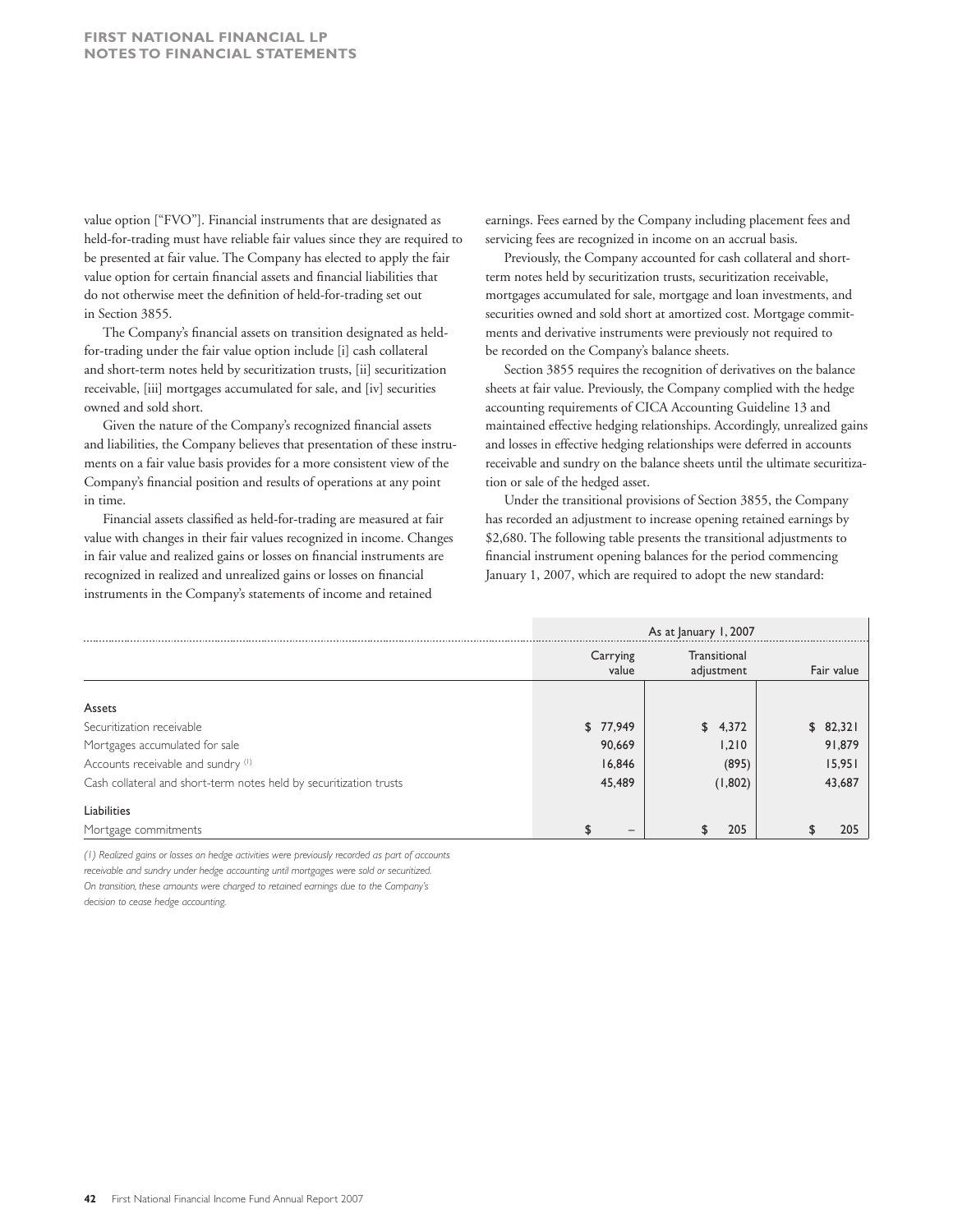value option ["FVO"]. Financial instruments that are designated as held-for-trading must have reliable fair values since they are required to be presented at fair value. The Company has elected to apply the fair value option for certain financial assets and financial liabilities that do not otherwise meet the definition of held-for-trading set out in Section 3855.

The Company's financial assets on transition designated as held-for-trading under the fair value option include [i] cash collateral and short-term notes held by securitization trusts, [ii] securitization receivable, [iii] mortgages accumulated for sale, and [iv] securities owned and sold short.

Given the nature of the Company's recognized financial assets and liabilities, the Company believes that presentation of these instruments on a fair value basis provides for a more consistent view of the Company's financial position and results of operations at any point in time.

Financial assets classified as held-for-trading are measured at fair value with changes in their fair values recognized in income. Changes in fair value and realized gains or losses on financial instruments are recognized in realized and unrealized gains or losses on financial instruments in the Company's statements of income and retained earnings. Fees earned by the Company including placement fees and servicing fees are recognized in income on an accrual basis.

Previously, the Company accounted for cash collateral and short-term notes held by securitization trusts, securitization receivable, mortgages accumulated for sale, mortgage and loan investments, and securities owned and sold short at amortized cost. Mortgage commitments and derivative instruments were previously not required to be recorded on the Company's balance sheets.

Section 3855 requires the recognition of derivatives on the balance sheets at fair value. Previously, the Company complied with the hedge accounting requirements of CICA Accounting Guideline 13 and maintained effective hedging relationships. Accordingly, unrealized gains and losses in effective hedging relationships were deferred in accounts receivable and sundry on the balance sheets until the ultimate securitization or sale of the hedged asset.

Under the transitional provisions of Section 3855, the Company has recorded an adjustment to increase opening retained earnings by $2,680. The following table presents the transitional adjustments to financial instrument opening balances for the period commencing January 1, 2007, which are required to adopt the new standard:

| | As at January 1, 2007 | | |
|---|---|---|---|
| | Carrying value | Transitional adjustment | Fair value |
| **Assets** | | | |
| Securitization receivable | $ 77,949 | $ 4,372 | $ 82,321 |
| Mortgages accumulated for sale | 90,669 | 1,210 | 91,879 |
| Accounts receivable and sundry [(1)] | 16,846 | (895) | 15,951 |
| Cash collateral and short-term notes held by securitization trusts | 45,489 | (1,802) | 43,687 |
| **Liabilities** | | | |
| Mortgage commitments | $ – | $ 205 | $ 205 |

*(1) Realized gains or losses on hedge activities were previously recorded as part of accounts receivable and sundry under hedge accounting until mortgages were sold or securitized. On transition, these amounts were charged to retained earnings due to the Company's decision to cease hedge accounting.*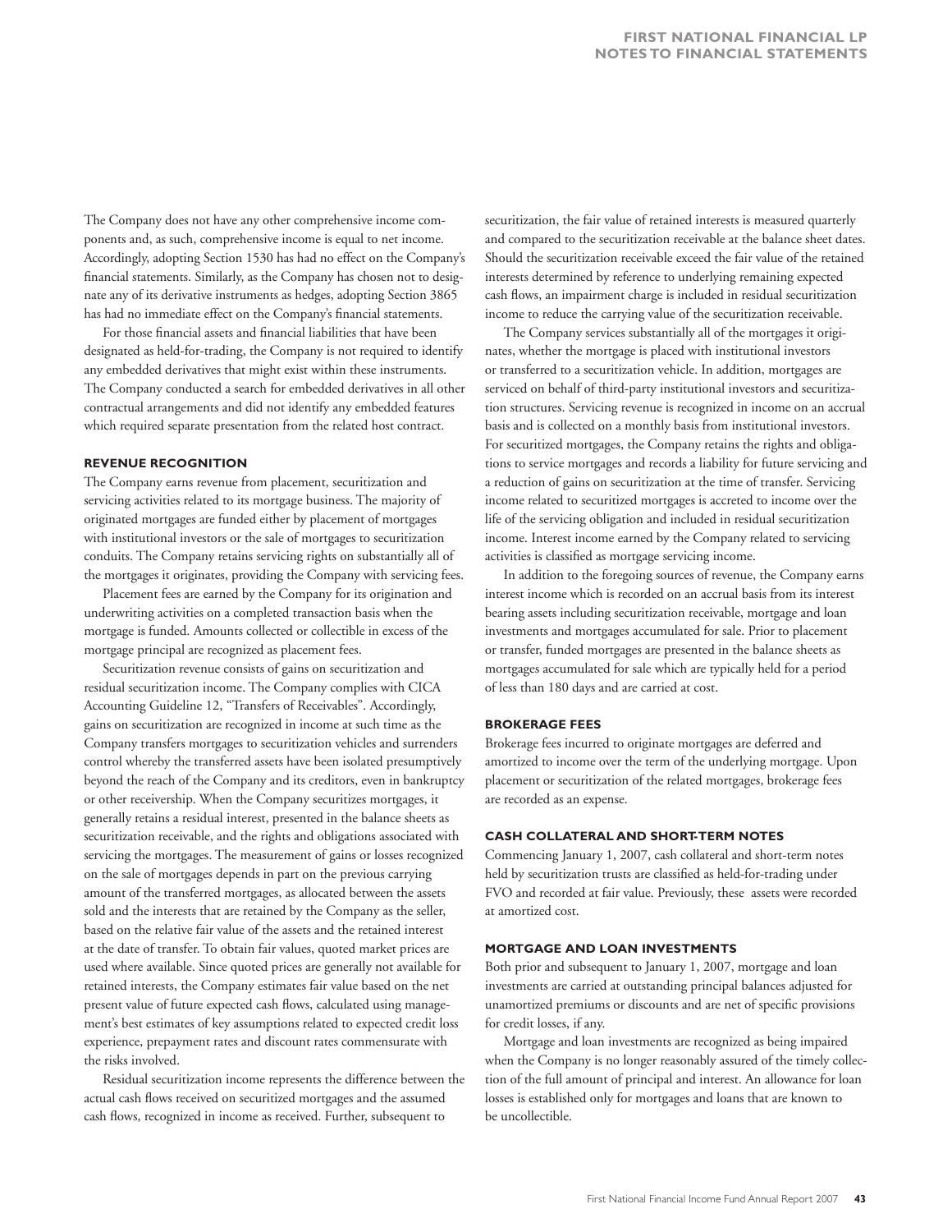The Company does not have any other comprehensive income components and, as such, comprehensive income is equal to net income. Accordingly, adopting Section 1530 has had no effect on the Company's financial statements. Similarly, as the Company has chosen not to designate any of its derivative instruments as hedges, adopting Section 3865 has had no immediate effect on the Company's financial statements.

For those financial assets and financial liabilities that have been designated as held-for-trading, the Company is not required to identify any embedded derivatives that might exist within these instruments. The Company conducted a search for embedded derivatives in all other contractual arrangements and did not identify any embedded features which required separate presentation from the related host contract.

#### REVENUE RECOGNITION

The Company earns revenue from placement, securitization and servicing activities related to its mortgage business. The majority of originated mortgages are funded either by placement of mortgages with institutional investors or the sale of mortgages to securitization conduits. The Company retains servicing rights on substantially all of the mortgages it originates, providing the Company with servicing fees.

Placement fees are earned by the Company for its origination and underwriting activities on a completed transaction basis when the mortgage is funded. Amounts collected or collectible in excess of the mortgage principal are recognized as placement fees.

Securitization revenue consists of gains on securitization and residual securitization income. The Company complies with CICA Accounting Guideline 12, "Transfers of Receivables". Accordingly, gains on securitization are recognized in income at such time as the Company transfers mortgages to securitization vehicles and surrenders control whereby the transferred assets have been isolated presumptively beyond the reach of the Company and its creditors, even in bankruptcy or other receivership. When the Company securitizes mortgages, it generally retains a residual interest, presented in the balance sheets as securitization receivable, and the rights and obligations associated with servicing the mortgages. The measurement of gains or losses recognized on the sale of mortgages depends in part on the previous carrying amount of the transferred mortgages, as allocated between the assets sold and the interests that are retained by the Company as the seller, based on the relative fair value of the assets and the retained interest at the date of transfer. To obtain fair values, quoted market prices are used where available. Since quoted prices are generally not available for retained interests, the Company estimates fair value based on the net present value of future expected cash flows, calculated using management's best estimates of key assumptions related to expected credit loss experience, prepayment rates and discount rates commensurate with the risks involved.

Residual securitization income represents the difference between the actual cash flows received on securitized mortgages and the assumed cash flows, recognized in income as received. Further, subsequent to securitization, the fair value of retained interests is measured quarterly and compared to the securitization receivable at the balance sheet dates. Should the securitization receivable exceed the fair value of the retained interests determined by reference to underlying remaining expected cash flows, an impairment charge is included in residual securitization income to reduce the carrying value of the securitization receivable.

The Company services substantially all of the mortgages it originates, whether the mortgage is placed with institutional investors or transferred to a securitization vehicle. In addition, mortgages are serviced on behalf of third-party institutional investors and securitization structures. Servicing revenue is recognized in income on an accrual basis and is collected on a monthly basis from institutional investors. For securitized mortgages, the Company retains the rights and obligations to service mortgages and records a liability for future servicing and a reduction of gains on securitization at the time of transfer. Servicing income related to securitized mortgages is accreted to income over the life of the servicing obligation and included in residual securitization income. Interest income earned by the Company related to servicing activities is classified as mortgage servicing income.

In addition to the foregoing sources of revenue, the Company earns interest income which is recorded on an accrual basis from its interest bearing assets including securitization receivable, mortgage and loan investments and mortgages accumulated for sale. Prior to placement or transfer, funded mortgages are presented in the balance sheets as mortgages accumulated for sale which are typically held for a period of less than 180 days and are carried at cost.

#### BROKERAGE FEES

Brokerage fees incurred to originate mortgages are deferred and amortized to income over the term of the underlying mortgage. Upon placement or securitization of the related mortgages, brokerage fees are recorded as an expense.

#### CASH COLLATERAL AND SHORT-TERM NOTES

Commencing January 1, 2007, cash collateral and short-term notes held by securitization trusts are classified as held-for-trading under FVO and recorded at fair value. Previously, these assets were recorded at amortized cost.

#### MORTGAGE AND LOAN INVESTMENTS

Both prior and subsequent to January 1, 2007, mortgage and loan investments are carried at outstanding principal balances adjusted for unamortized premiums or discounts and are net of specific provisions for credit losses, if any.

Mortgage and loan investments are recognized as being impaired when the Company is no longer reasonably assured of the timely collection of the full amount of principal and interest. An allowance for loan losses is established only for mortgages and loans that are known to be uncollectible.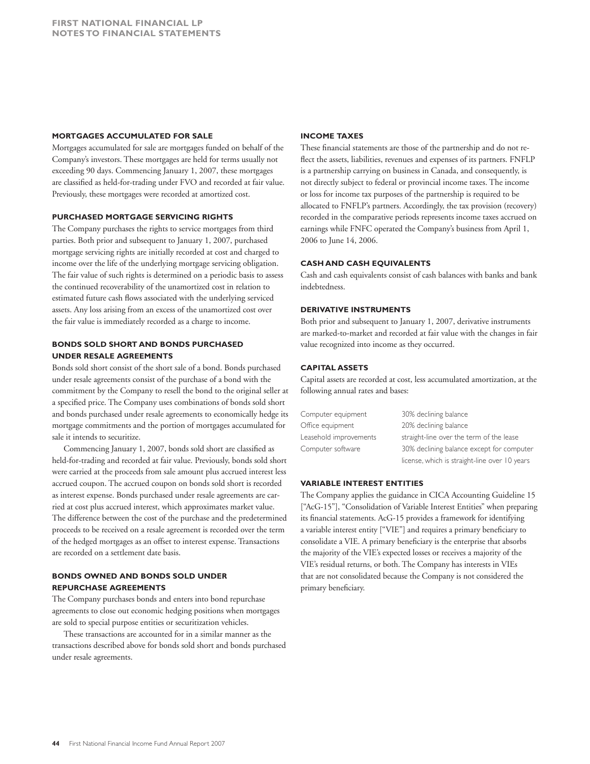### MORTGAGES ACCUMULATED FOR SALE

Mortgages accumulated for sale are mortgages funded on behalf of the Company's investors. These mortgages are held for terms usually not exceeding 90 days. Commencing January 1, 2007, these mortgages are classified as held-for-trading under FVO and recorded at fair value. Previously, these mortgages were recorded at amortized cost.

### PURCHASED MORTGAGE SERVICING RIGHTS

The Company purchases the rights to service mortgages from third parties. Both prior and subsequent to January 1, 2007, purchased mortgage servicing rights are initially recorded at cost and charged to income over the life of the underlying mortgage servicing obligation. The fair value of such rights is determined on a periodic basis to assess the continued recoverability of the unamortized cost in relation to estimated future cash flows associated with the underlying serviced assets. Any loss arising from an excess of the unamortized cost over the fair value is immediately recorded as a charge to income.

### BONDS SOLD SHORT AND BONDS PURCHASED UNDER RESALE AGREEMENTS

Bonds sold short consist of the short sale of a bond. Bonds purchased under resale agreements consist of the purchase of a bond with the commitment by the Company to resell the bond to the original seller at a specified price. The Company uses combinations of bonds sold short and bonds purchased under resale agreements to economically hedge its mortgage commitments and the portion of mortgages accumulated for sale it intends to securitize.

Commencing January 1, 2007, bonds sold short are classified as held-for-trading and recorded at fair value. Previously, bonds sold short were carried at the proceeds from sale amount plus accrued interest less accrued coupon. The accrued coupon on bonds sold short is recorded as interest expense. Bonds purchased under resale agreements are carried at cost plus accrued interest, which approximates market value. The difference between the cost of the purchase and the predetermined proceeds to be received on a resale agreement is recorded over the term of the hedged mortgages as an offset to interest expense. Transactions are recorded on a settlement date basis.

### BONDS OWNED AND BONDS SOLD UNDER REPURCHASE AGREEMENTS

The Company purchases bonds and enters into bond repurchase agreements to close out economic hedging positions when mortgages are sold to special purpose entities or securitization vehicles.

These transactions are accounted for in a similar manner as the transactions described above for bonds sold short and bonds purchased under resale agreements.

### INCOME TAXES

These financial statements are those of the partnership and do not reflect the assets, liabilities, revenues and expenses of its partners. FNFLP is a partnership carrying on business in Canada, and consequently, is not directly subject to federal or provincial income taxes. The income or loss for income tax purposes of the partnership is required to be allocated to FNFLP's partners. Accordingly, the tax provision (recovery) recorded in the comparative periods represents income taxes accrued on earnings while FNFC operated the Company's business from April 1, 2006 to June 14, 2006.

### CASH AND CASH EQUIVALENTS

Cash and cash equivalents consist of cash balances with banks and bank indebtedness.

### DERIVATIVE INSTRUMENTS

Both prior and subsequent to January 1, 2007, derivative instruments are marked-to-market and recorded at fair value with the changes in fair value recognized into income as they occurred.

### CAPITAL ASSETS

Capital assets are recorded at cost, less accumulated amortization, at the following annual rates and bases:

| | |
|---|---|
| Computer equipment | 30% declining balance |
| Office equipment | 20% declining balance |
| Leasehold improvements | straight-line over the term of the lease |
| Computer software | 30% declining balance except for computer license, which is straight-line over 10 years |

### VARIABLE INTEREST ENTITIES

The Company applies the guidance in CICA Accounting Guideline 15 ["AcG-15"], "Consolidation of Variable Interest Entities" when preparing its financial statements. AcG-15 provides a framework for identifying a variable interest entity ["VIE"] and requires a primary beneficiary to consolidate a VIE. A primary beneficiary is the enterprise that absorbs the majority of the VIE's expected losses or receives a majority of the VIE's residual returns, or both. The Company has interests in VIEs that are not consolidated because the Company is not considered the primary beneficiary.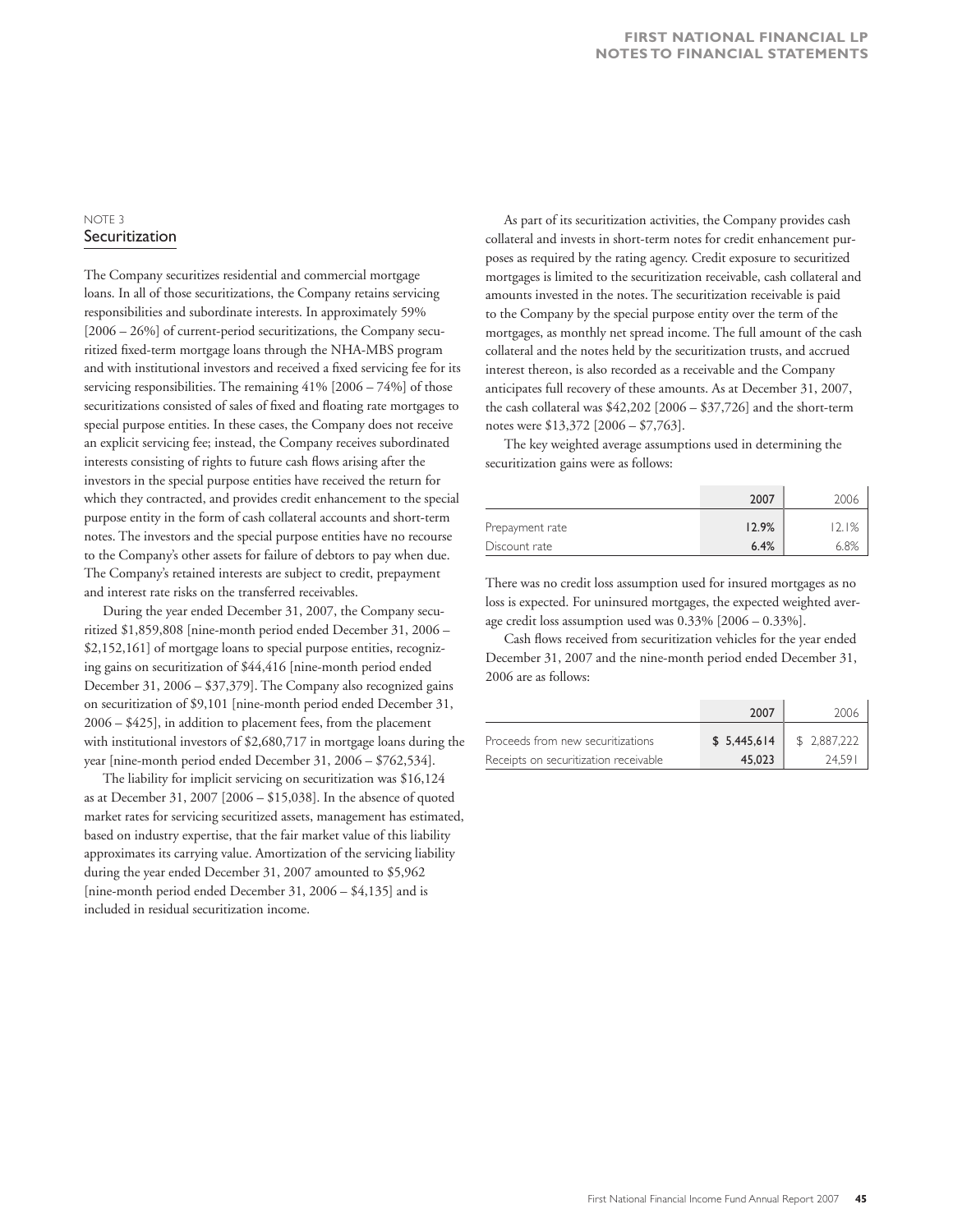NOTE 3

## Securitization

The Company securitizes residential and commercial mortgage loans. In all of those securitizations, the Company retains servicing responsibilities and subordinate interests. In approximately 59% [2006 – 26%] of current-period securitizations, the Company securitized fixed-term mortgage loans through the NHA-MBS program and with institutional investors and received a fixed servicing fee for its servicing responsibilities. The remaining 41% [2006 – 74%] of those securitizations consisted of sales of fixed and floating rate mortgages to special purpose entities. In these cases, the Company does not receive an explicit servicing fee; instead, the Company receives subordinated interests consisting of rights to future cash flows arising after the investors in the special purpose entities have received the return for which they contracted, and provides credit enhancement to the special purpose entity in the form of cash collateral accounts and short-term notes. The investors and the special purpose entities have no recourse to the Company's other assets for failure of debtors to pay when due. The Company's retained interests are subject to credit, prepayment and interest rate risks on the transferred receivables.

During the year ended December 31, 2007, the Company securitized $1,859,808 [nine-month period ended December 31, 2006 – $2,152,161] of mortgage loans to special purpose entities, recognizing gains on securitization of $44,416 [nine-month period ended December 31, 2006 – $37,379]. The Company also recognized gains on securitization of $9,101 [nine-month period ended December 31, 2006 – $425], in addition to placement fees, from the placement with institutional investors of $2,680,717 in mortgage loans during the year [nine-month period ended December 31, 2006 – $762,534].

The liability for implicit servicing on securitization was $16,124 as at December 31, 2007 [2006 – $15,038]. In the absence of quoted market rates for servicing securitized assets, management has estimated, based on industry expertise, that the fair market value of this liability approximates its carrying value. Amortization of the servicing liability during the year ended December 31, 2007 amounted to $5,962 [nine-month period ended December 31, 2006 – $4,135] and is included in residual securitization income.

As part of its securitization activities, the Company provides cash collateral and invests in short-term notes for credit enhancement purposes as required by the rating agency. Credit exposure to securitized mortgages is limited to the securitization receivable, cash collateral and amounts invested in the notes. The securitization receivable is paid to the Company by the special purpose entity over the term of the mortgages, as monthly net spread income. The full amount of the cash collateral and the notes held by the securitization trusts, and accrued interest thereon, is also recorded as a receivable and the Company anticipates full recovery of these amounts. As at December 31, 2007, the cash collateral was $42,202 [2006 – $37,726] and the short-term notes were $13,372 [2006 – $7,763].

The key weighted average assumptions used in determining the securitization gains were as follows:

| | **2007** | 2006 |
|---|---|---|
| Prepayment rate | **12.9%** | 12.1% |
| Discount rate | **6.4%** | 6.8% |

There was no credit loss assumption used for insured mortgages as no loss is expected. For uninsured mortgages, the expected weighted average credit loss assumption used was 0.33% [2006 – 0.33%].

Cash flows received from securitization vehicles for the year ended December 31, 2007 and the nine-month period ended December 31, 2006 are as follows:

| | **2007** | 2006 |
|---|---|---|
| Proceeds from new securitizations | **$ 5,445,614** | $ 2,887,222 |
| Receipts on securitization receivable | **45,023** | 24,591 |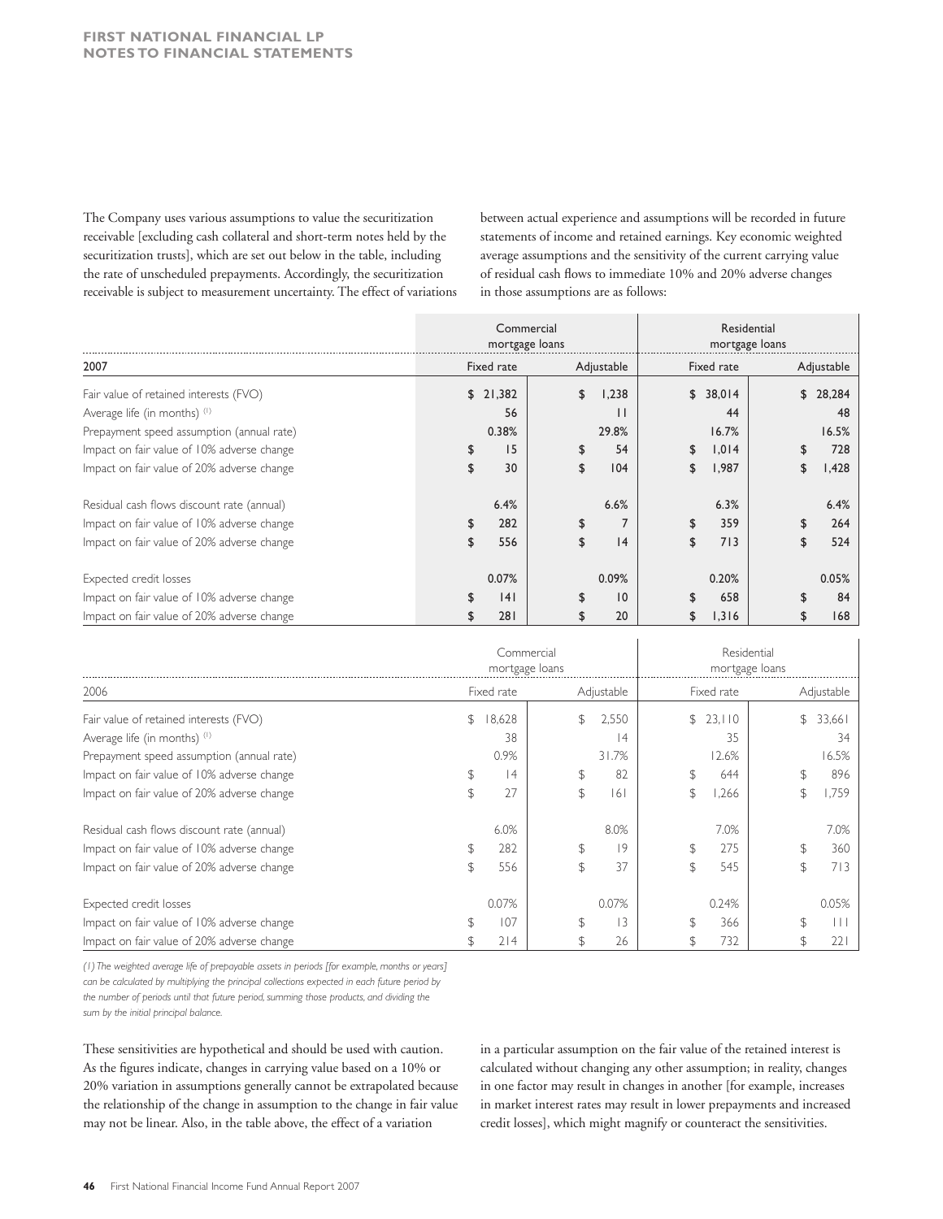The Company uses various assumptions to value the securitization receivable [excluding cash collateral and short-term notes held by the securitization trusts], which are set out below in the table, including the rate of unscheduled prepayments. Accordingly, the securitization receivable is subject to measurement uncertainty. The effect of variations between actual experience and assumptions will be recorded in future statements of income and retained earnings. Key economic weighted average assumptions and the sensitivity of the current carrying value of residual cash flows to immediate 10% and 20% adverse changes in those assumptions are as follows:

| | Commercial mortgage loans | | Residential mortgage loans | |
|---|---|---|---|---|
| 2007 | Fixed rate | Adjustable | Fixed rate | Adjustable |
| Fair value of retained interests (FVO) | $ 21,382 | $ 1,238 | $ 38,014 | $ 28,284 |
| Average life (in months) (1) | 56 | 11 | 44 | 48 |
| Prepayment speed assumption (annual rate) | 0.38% | 29.8% | 16.7% | 16.5% |
| Impact on fair value of 10% adverse change | $ 15 | $ 54 | $ 1,014 | $ 728 |
| Impact on fair value of 20% adverse change | $ 30 | $ 104 | $ 1,987 | $ 1,428 |
| Residual cash flows discount rate (annual) | 6.4% | 6.6% | 6.3% | 6.4% |
| Impact on fair value of 10% adverse change | $ 282 | $ 7 | $ 359 | $ 264 |
| Impact on fair value of 20% adverse change | $ 556 | $ 14 | $ 713 | $ 524 |
| Expected credit losses | 0.07% | 0.09% | 0.20% | 0.05% |
| Impact on fair value of 10% adverse change | $ 141 | $ 10 | $ 658 | $ 84 |
| Impact on fair value of 20% adverse change | $ 281 | $ 20 | $ 1,316 | $ 168 |

| | Commercial mortgage loans | | Residential mortgage loans | |
|---|---|---|---|---|
| 2006 | Fixed rate | Adjustable | Fixed rate | Adjustable |
| Fair value of retained interests (FVO) | $ 18,628 | $ 2,550 | $ 23,110 | $ 33,661 |
| Average life (in months) (1) | 38 | 14 | 35 | 34 |
| Prepayment speed assumption (annual rate) | 0.9% | 31.7% | 12.6% | 16.5% |
| Impact on fair value of 10% adverse change | $ 14 | $ 82 | $ 644 | $ 896 |
| Impact on fair value of 20% adverse change | $ 27 | $ 161 | $ 1,266 | $ 1,759 |
| Residual cash flows discount rate (annual) | 6.0% | 8.0% | 7.0% | 7.0% |
| Impact on fair value of 10% adverse change | $ 282 | $ 19 | $ 275 | $ 360 |
| Impact on fair value of 20% adverse change | $ 556 | $ 37 | $ 545 | $ 713 |
| Expected credit losses | 0.07% | 0.07% | 0.24% | 0.05% |
| Impact on fair value of 10% adverse change | $ 107 | $ 13 | $ 366 | $ 111 |
| Impact on fair value of 20% adverse change | $ 214 | $ 26 | $ 732 | $ 221 |

*(1) The weighted average life of prepayable assets in periods [for example, months or years] can be calculated by multiplying the principal collections expected in each future period by the number of periods until that future period, summing those products, and dividing the sum by the initial principal balance.*

These sensitivities are hypothetical and should be used with caution. As the figures indicate, changes in carrying value based on a 10% or 20% variation in assumptions generally cannot be extrapolated because the relationship of the change in assumption to the change in fair value may not be linear. Also, in the table above, the effect of a variation in a particular assumption on the fair value of the retained interest is calculated without changing any other assumption; in reality, changes in one factor may result in changes in another [for example, increases in market interest rates may result in lower prepayments and increased credit losses], which might magnify or counteract the sensitivities.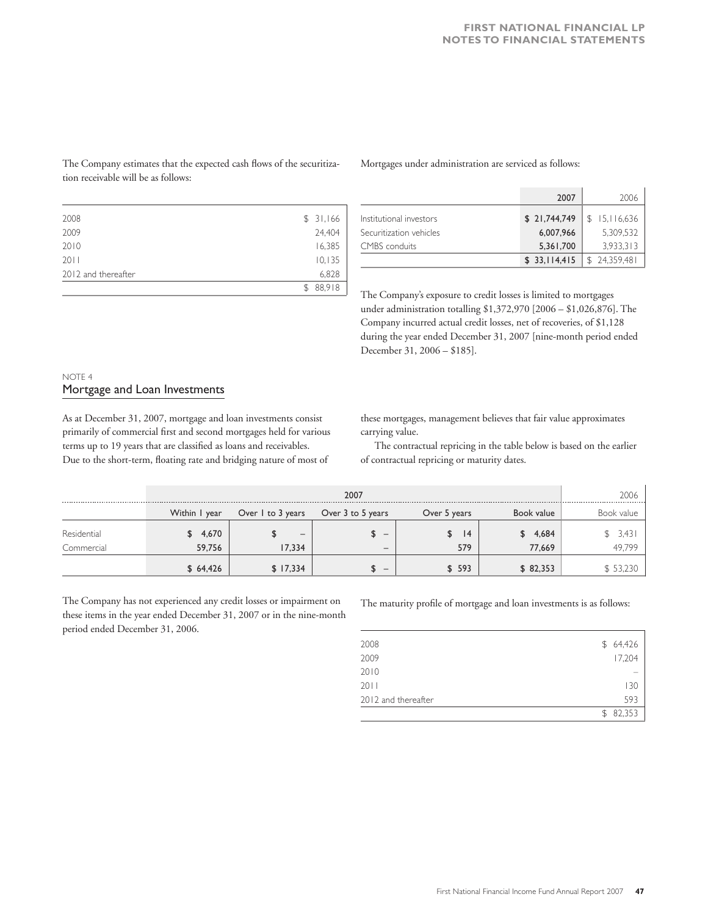The Company estimates that the expected cash flows of the securitization receivable will be as follows:

| | |
|---|---|
| 2008 | $ 31,166 |
| 2009 | 24,404 |
| 2010 | 16,385 |
| 2011 | 10,135 |
| 2012 and thereafter | 6,828 |
| | $ 88,918 |

Mortgages under administration are serviced as follows:

| | **2007** | 2006 |
|---|---|---|
| Institutional investors | **$ 21,744,749** | $ 15,116,636 |
| Securitization vehicles | **6,007,966** | 5,309,532 |
| CMBS conduits | **5,361,700** | 3,933,313 |
| | **$ 33,114,415** | $ 24,359,481 |

The Company's exposure to credit losses is limited to mortgages under administration totalling $1,372,970 [2006 – $1,026,876]. The Company incurred actual credit losses, net of recoveries, of $1,128 during the year ended December 31, 2007 [nine-month period ended December 31, 2006 – $185].

NOTE 4

## Mortgage and Loan Investments

As at December 31, 2007, mortgage and loan investments consist primarily of commercial first and second mortgages held for various terms up to 19 years that are classified as loans and receivables. Due to the short-term, floating rate and bridging nature of most of these mortgages, management believes that fair value approximates carrying value.

The contractual repricing in the table below is based on the earlier of contractual repricing or maturity dates.

| | **2007** | | | | | 2006 |
|---|---|---|---|---|---|---|
| | Within 1 year | Over 1 to 3 years | Over 3 to 5 years | Over 5 years | Book value | Book value |
| Residential | **$ 4,670** | **$ –** | **$ –** | **$ 14** | **$ 4,684** | $ 3,431 |
| Commercial | **59,756** | **17,334** | **–** | **579** | **77,669** | 49,799 |
| | **$ 64,426** | **$ 17,334** | **$ –** | **$ 593** | **$ 82,353** | $ 53,230 |

The Company has not experienced any credit losses or impairment on these items in the year ended December 31, 2007 or in the nine-month period ended December 31, 2006.

The maturity profile of mortgage and loan investments is as follows:

| | |
|---|---|
| 2008 | $ 64,426 |
| 2009 | 17,204 |
| 2010 | – |
| 2011 | 130 |
| 2012 and thereafter | 593 |
| | $ 82,353 |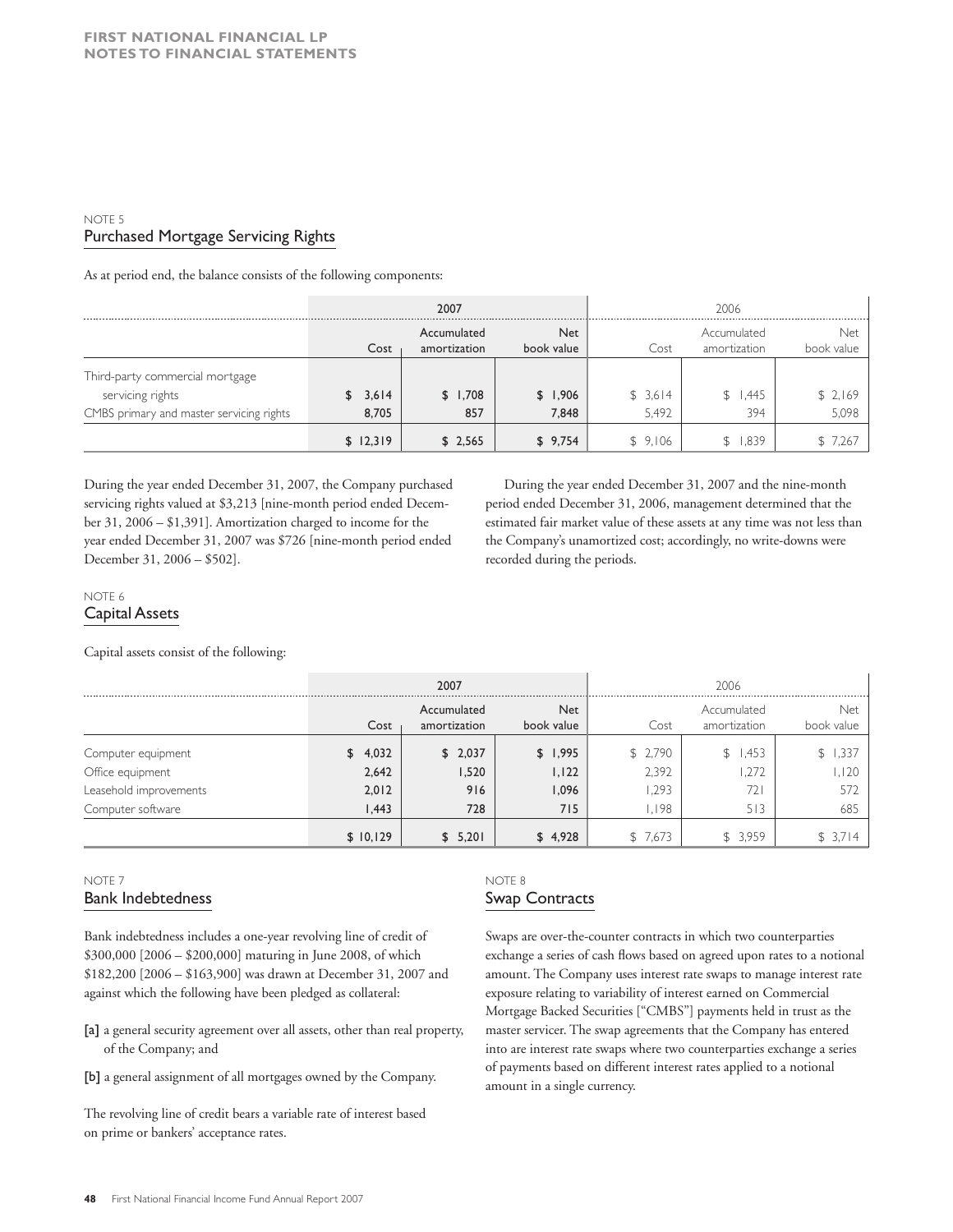## NOTE 5
## Purchased Mortgage Servicing Rights

As at period end, the balance consists of the following components:

| | 2007 | | | 2006 | | |
|---|---|---|---|---|---|---|
| | Cost | Accumulated amortization | Net book value | Cost | Accumulated amortization | Net book value |
| Third-party commercial mortgage servicing rights | $ 3,614 | $ 1,708 | $ 1,906 | $ 3,614 | $ 1,445 | $ 2,169 |
| CMBS primary and master servicing rights | 8,705 | 857 | 7,848 | 5,492 | 394 | 5,098 |
| | $ 12,319 | $ 2,565 | $ 9,754 | $ 9,106 | $ 1,839 | $ 7,267 |

During the year ended December 31, 2007, the Company purchased servicing rights valued at $3,213 [nine-month period ended December 31, 2006 – $1,391]. Amortization charged to income for the year ended December 31, 2007 was $726 [nine-month period ended December 31, 2006 – $502].

During the year ended December 31, 2007 and the nine-month period ended December 31, 2006, management determined that the estimated fair market value of these assets at any time was not less than the Company's unamortized cost; accordingly, no write-downs were recorded during the periods.

## NOTE 6
## Capital Assets

Capital assets consist of the following:

| | 2007 | | | 2006 | | |
|---|---|---|---|---|---|---|
| | Cost | Accumulated amortization | Net book value | Cost | Accumulated amortization | Net book value |
| Computer equipment | $ 4,032 | $ 2,037 | $ 1,995 | $ 2,790 | $ 1,453 | $ 1,337 |
| Office equipment | 2,642 | 1,520 | 1,122 | 2,392 | 1,272 | 1,120 |
| Leasehold improvements | 2,012 | 916 | 1,096 | 1,293 | 721 | 572 |
| Computer software | 1,443 | 728 | 715 | 1,198 | 513 | 685 |
| | $ 10,129 | $ 5,201 | $ 4,928 | $ 7,673 | $ 3,959 | $ 3,714 |

## NOTE 7
## Bank Indebtedness

Bank indebtedness includes a one-year revolving line of credit of $300,000 [2006 – $200,000] maturing in June 2008, of which $182,200 [2006 – $163,900] was drawn at December 31, 2007 and against which the following have been pledged as collateral:

**[a]** a general security agreement over all assets, other than real property, of the Company; and

**[b]** a general assignment of all mortgages owned by the Company.

The revolving line of credit bears a variable rate of interest based on prime or bankers' acceptance rates.

## NOTE 8
## Swap Contracts

Swaps are over-the-counter contracts in which two counterparties exchange a series of cash flows based on agreed upon rates to a notional amount. The Company uses interest rate swaps to manage interest rate exposure relating to variability of interest earned on Commercial Mortgage Backed Securities ["CMBS"] payments held in trust as the master servicer. The swap agreements that the Company has entered into are interest rate swaps where two counterparties exchange a series of payments based on different interest rates applied to a notional amount in a single currency.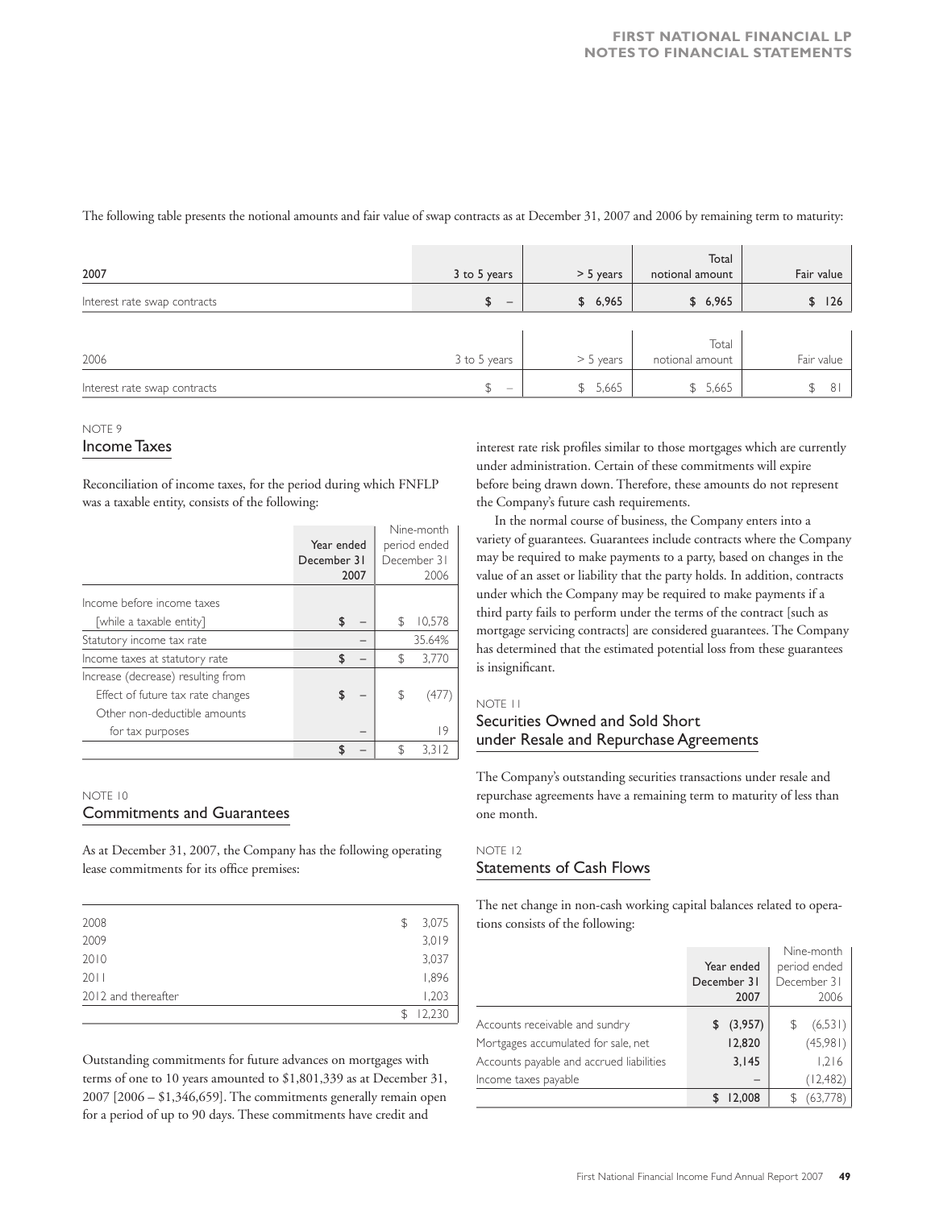The following table presents the notional amounts and fair value of swap contracts as at December 31, 2007 and 2006 by remaining term to maturity:

| 2007 | 3 to 5 years | > 5 years | Total notional amount | Fair value |
|---|---|---|---|---|
| Interest rate swap contracts | **$ –** | **$ 6,965** | **$ 6,965** | **$ 126** |

| 2006 | 3 to 5 years | > 5 years | Total notional amount | Fair value |
|---|---|---|---|---|
| Interest rate swap contracts | $ – | $ 5,665 | $ 5,665 | $ 81 |

NOTE 9

## Income Taxes

Reconciliation of income taxes, for the period during which FNFLP was a taxable entity, consists of the following:

| | Year ended December 31 2007 | Nine-month period ended December 31 2006 |
|---|---|---|
| Income before income taxes [while a taxable entity] | **$ –** | $ 10,578 |
| Statutory income tax rate | **–** | 35.64% |
| Income taxes at statutory rate | **$ –** | $ 3,770 |
| Increase (decrease) resulting from | | |
| Effect of future tax rate changes | **$ –** | $ (477) |
| Other non-deductible amounts for tax purposes | **–** | 19 |
| | **$ –** | $ 3,312 |

NOTE 10

## Commitments and Guarantees

As at December 31, 2007, the Company has the following operating lease commitments for its office premises:

| | |
|---|---|
| 2008 | $ 3,075 |
| 2009 | 3,019 |
| 2010 | 3,037 |
| 2011 | 1,896 |
| 2012 and thereafter | 1,203 |
| | $ 12,230 |

Outstanding commitments for future advances on mortgages with terms of one to 10 years amounted to $1,801,339 as at December 31, 2007 [2006 – $1,346,659]. The commitments generally remain open for a period of up to 90 days. These commitments have credit and interest rate risk profiles similar to those mortgages which are currently under administration. Certain of these commitments will expire before being drawn down. Therefore, these amounts do not represent the Company's future cash requirements.

In the normal course of business, the Company enters into a variety of guarantees. Guarantees include contracts where the Company may be required to make payments to a party, based on changes in the value of an asset or liability that the party holds. In addition, contracts under which the Company may be required to make payments if a third party fails to perform under the terms of the contract [such as mortgage servicing contracts] are considered guarantees. The Company has determined that the estimated potential loss from these guarantees is insignificant.

NOTE 11

## Securities Owned and Sold Short under Resale and Repurchase Agreements

The Company's outstanding securities transactions under resale and repurchase agreements have a remaining term to maturity of less than one month.

NOTE 12

## Statements of Cash Flows

The net change in non-cash working capital balances related to operations consists of the following:

| | Year ended December 31 2007 | Nine-month period ended December 31 2006 |
|---|---|---|
| Accounts receivable and sundry | **$ (3,957)** | $ (6,531) |
| Mortgages accumulated for sale, net | **12,820** | (45,981) |
| Accounts payable and accrued liabilities | **3,145** | 1,216 |
| Income taxes payable | **–** | (12,482) |
| | **$ 12,008** | $ (63,778) |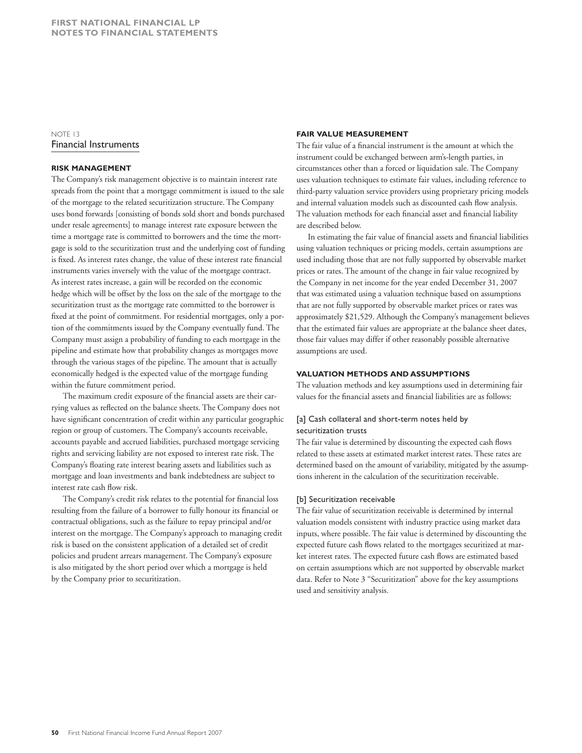## NOTE 13
## Financial Instruments

### RISK MANAGEMENT

The Company's risk management objective is to maintain interest rate spreads from the point that a mortgage commitment is issued to the sale of the mortgage to the related securitization structure. The Company uses bond forwards [consisting of bonds sold short and bonds purchased under resale agreements] to manage interest rate exposure between the time a mortgage rate is committed to borrowers and the time the mortgage is sold to the securitization trust and the underlying cost of funding is fixed. As interest rates change, the value of these interest rate financial instruments varies inversely with the value of the mortgage contract. As interest rates increase, a gain will be recorded on the economic hedge which will be offset by the loss on the sale of the mortgage to the securitization trust as the mortgage rate committed to the borrower is fixed at the point of commitment. For residential mortgages, only a portion of the commitments issued by the Company eventually fund. The Company must assign a probability of funding to each mortgage in the pipeline and estimate how that probability changes as mortgages move through the various stages of the pipeline. The amount that is actually economically hedged is the expected value of the mortgage funding within the future commitment period.

The maximum credit exposure of the financial assets are their carrying values as reflected on the balance sheets. The Company does not have significant concentration of credit within any particular geographic region or group of customers. The Company's accounts receivable, accounts payable and accrued liabilities, purchased mortgage servicing rights and servicing liability are not exposed to interest rate risk. The Company's floating rate interest bearing assets and liabilities such as mortgage and loan investments and bank indebtedness are subject to interest rate cash flow risk.

The Company's credit risk relates to the potential for financial loss resulting from the failure of a borrower to fully honour its financial or contractual obligations, such as the failure to repay principal and/or interest on the mortgage. The Company's approach to managing credit risk is based on the consistent application of a detailed set of credit policies and prudent arrears management. The Company's exposure is also mitigated by the short period over which a mortgage is held by the Company prior to securitization.

### FAIR VALUE MEASUREMENT

The fair value of a financial instrument is the amount at which the instrument could be exchanged between arm's-length parties, in circumstances other than a forced or liquidation sale. The Company uses valuation techniques to estimate fair values, including reference to third-party valuation service providers using proprietary pricing models and internal valuation models such as discounted cash flow analysis. The valuation methods for each financial asset and financial liability are described below.

In estimating the fair value of financial assets and financial liabilities using valuation techniques or pricing models, certain assumptions are used including those that are not fully supported by observable market prices or rates. The amount of the change in fair value recognized by the Company in net income for the year ended December 31, 2007 that was estimated using a valuation technique based on assumptions that are not fully supported by observable market prices or rates was approximately $21,529. Although the Company's management believes that the estimated fair values are appropriate at the balance sheet dates, those fair values may differ if other reasonably possible alternative assumptions are used.

### VALUATION METHODS AND ASSUMPTIONS

The valuation methods and key assumptions used in determining fair values for the financial assets and financial liabilities are as follows:

#### [a] Cash collateral and short-term notes held by securitization trusts

The fair value is determined by discounting the expected cash flows related to these assets at estimated market interest rates. These rates are determined based on the amount of variability, mitigated by the assumptions inherent in the calculation of the securitization receivable.

#### [b] Securitization receivable

The fair value of securitization receivable is determined by internal valuation models consistent with industry practice using market data inputs, where possible. The fair value is determined by discounting the expected future cash flows related to the mortgages securitized at market interest rates. The expected future cash flows are estimated based on certain assumptions which are not supported by observable market data. Refer to Note 3 "Securitization" above for the key assumptions used and sensitivity analysis.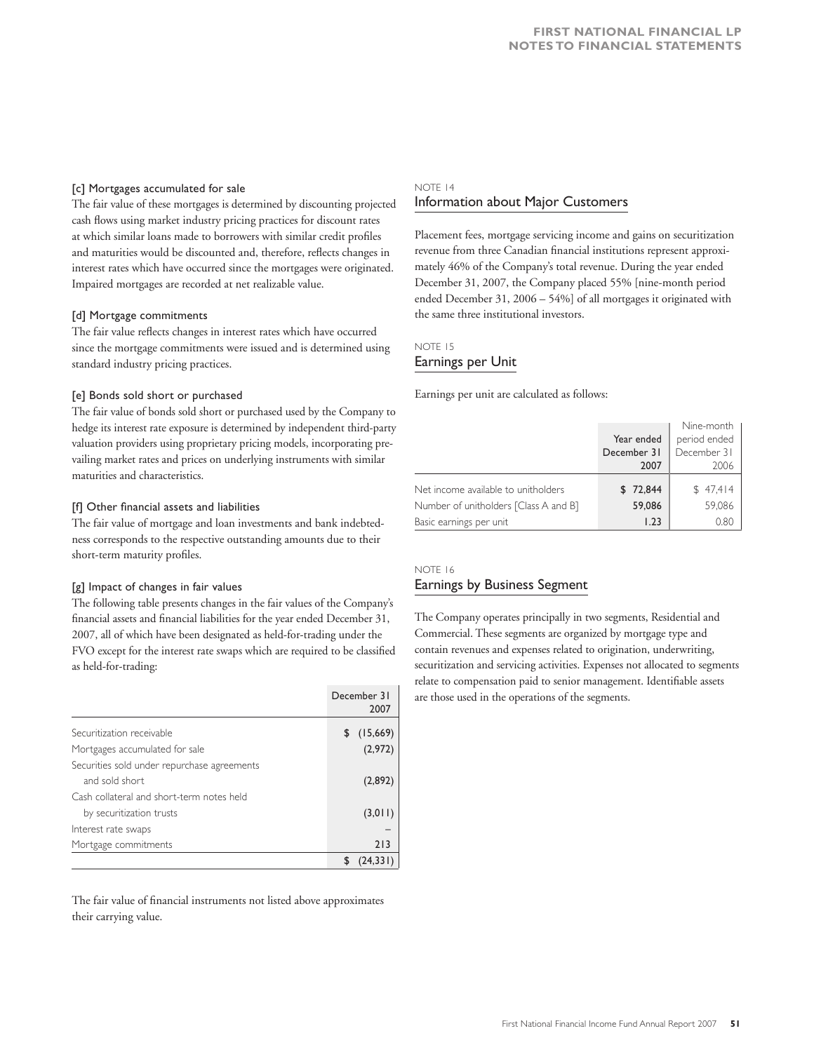[c] Mortgages accumulated for sale

The fair value of these mortgages is determined by discounting projected cash flows using market industry pricing practices for discount rates at which similar loans made to borrowers with similar credit profiles and maturities would be discounted and, therefore, reflects changes in interest rates which have occurred since the mortgages were originated. Impaired mortgages are recorded at net realizable value.

[d] Mortgage commitments

The fair value reflects changes in interest rates which have occurred since the mortgage commitments were issued and is determined using standard industry pricing practices.

[e] Bonds sold short or purchased

The fair value of bonds sold short or purchased used by the Company to hedge its interest rate exposure is determined by independent third-party valuation providers using proprietary pricing models, incorporating prevailing market rates and prices on underlying instruments with similar maturities and characteristics.

[f] Other financial assets and liabilities

The fair value of mortgage and loan investments and bank indebtedness corresponds to the respective outstanding amounts due to their short-term maturity profiles.

[g] Impact of changes in fair values

The following table presents changes in the fair values of the Company's financial assets and financial liabilities for the year ended December 31, 2007, all of which have been designated as held-for-trading under the FVO except for the interest rate swaps which are required to be classified as held-for-trading:

| | December 31 2007 |
|---|---|
| Securitization receivable | $ (15,669) |
| Mortgages accumulated for sale | (2,972) |
| Securities sold under repurchase agreements and sold short | (2,892) |
| Cash collateral and short-term notes held by securitization trusts | (3,011) |
| Interest rate swaps | – |
| Mortgage commitments | 213 |
| | $ (24,331) |

The fair value of financial instruments not listed above approximates their carrying value.

NOTE 14

## Information about Major Customers

Placement fees, mortgage servicing income and gains on securitization revenue from three Canadian financial institutions represent approximately 46% of the Company's total revenue. During the year ended December 31, 2007, the Company placed 55% [nine-month period ended December 31, 2006 – 54%] of all mortgages it originated with the same three institutional investors.

NOTE 15

## Earnings per Unit

Earnings per unit are calculated as follows:

| | Year ended December 31 2007 | Nine-month period ended December 31 2006 |
|---|---|---|
| Net income available to unitholders | $ 72,844 | $ 47,414 |
| Number of unitholders [Class A and B] | 59,086 | 59,086 |
| Basic earnings per unit | 1.23 | 0.80 |

NOTE 16

## Earnings by Business Segment

The Company operates principally in two segments, Residential and Commercial. These segments are organized by mortgage type and contain revenues and expenses related to origination, underwriting, securitization and servicing activities. Expenses not allocated to segments relate to compensation paid to senior management. Identifiable assets are those used in the operations of the segments.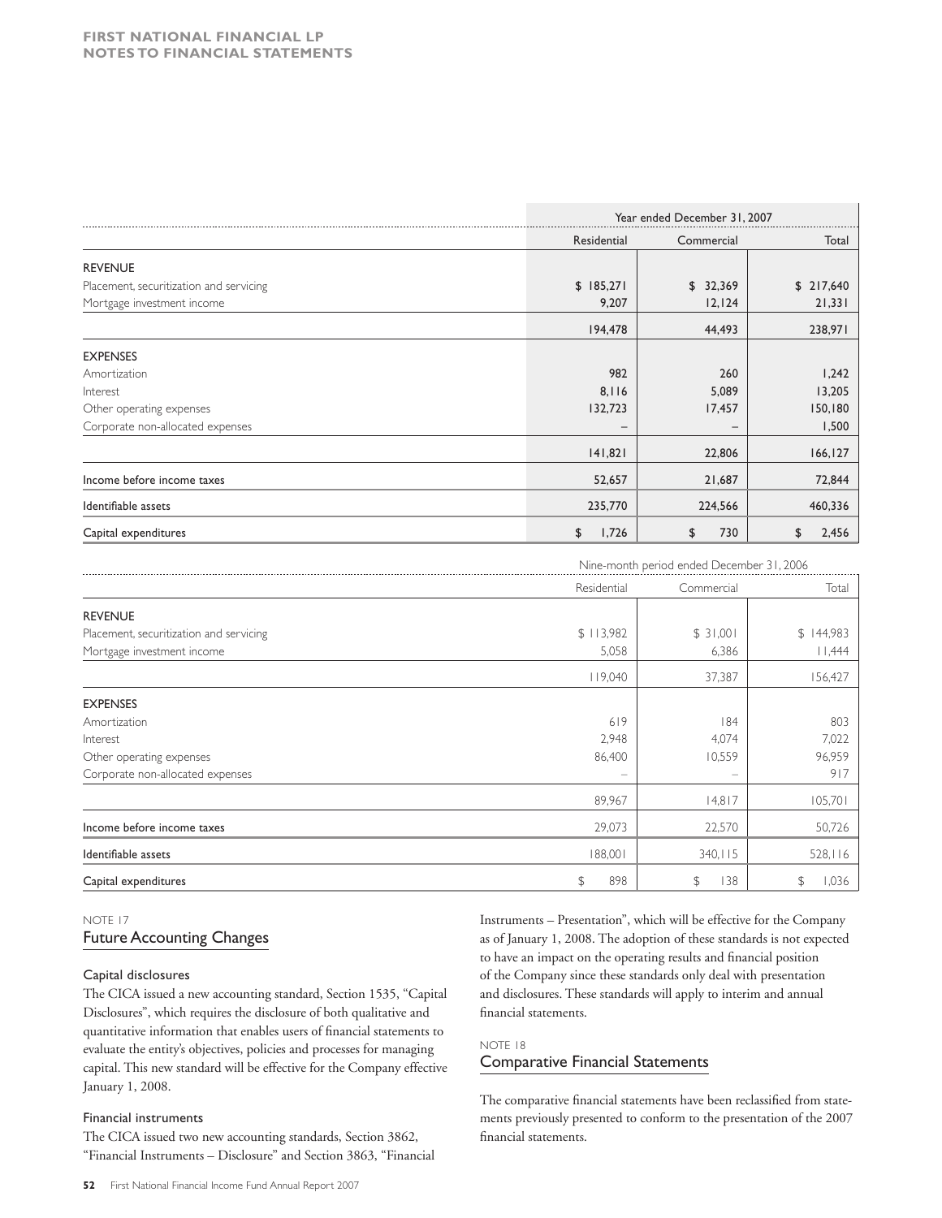| | Year ended December 31, 2007 | | |
|---|---|---|---|
| | Residential | Commercial | Total |
| REVENUE | | | |
| Placement, securitization and servicing | $ 185,271 | $ 32,369 | $ 217,640 |
| Mortgage investment income | 9,207 | 12,124 | 21,331 |
| | 194,478 | 44,493 | 238,971 |
| EXPENSES | | | |
| Amortization | 982 | 260 | 1,242 |
| Interest | 8,116 | 5,089 | 13,205 |
| Other operating expenses | 132,723 | 17,457 | 150,180 |
| Corporate non-allocated expenses | – | – | 1,500 |
| | 141,821 | 22,806 | 166,127 |
| Income before income taxes | 52,657 | 21,687 | 72,844 |
| Identifiable assets | 235,770 | 224,566 | 460,336 |
| Capital expenditures | $ 1,726 | $ 730 | $ 2,456 |

| | Nine-month period ended December 31, 2006 | | |
|---|---|---|---|
| | Residential | Commercial | Total |
| REVENUE | | | |
| Placement, securitization and servicing | $ 113,982 | $ 31,001 | $ 144,983 |
| Mortgage investment income | 5,058 | 6,386 | 11,444 |
| | 119,040 | 37,387 | 156,427 |
| EXPENSES | | | |
| Amortization | 619 | 184 | 803 |
| Interest | 2,948 | 4,074 | 7,022 |
| Other operating expenses | 86,400 | 10,559 | 96,959 |
| Corporate non-allocated expenses | – | – | 917 |
| | 89,967 | 14,817 | 105,701 |
| Income before income taxes | 29,073 | 22,570 | 50,726 |
| Identifiable assets | 188,001 | 340,115 | 528,116 |
| Capital expenditures | $ 898 | $ 138 | $ 1,036 |

NOTE 17

## Future Accounting Changes

### Capital disclosures

The CICA issued a new accounting standard, Section 1535, "Capital Disclosures", which requires the disclosure of both qualitative and quantitative information that enables users of financial statements to evaluate the entity's objectives, policies and processes for managing capital. This new standard will be effective for the Company effective January 1, 2008.

### Financial instruments

The CICA issued two new accounting standards, Section 3862, "Financial Instruments – Disclosure" and Section 3863, "Financial Instruments – Presentation", which will be effective for the Company as of January 1, 2008. The adoption of these standards is not expected to have an impact on the operating results and financial position of the Company since these standards only deal with presentation and disclosures. These standards will apply to interim and annual financial statements.

NOTE 18

## Comparative Financial Statements

The comparative financial statements have been reclassified from statements previously presented to conform to the presentation of the 2007 financial statements.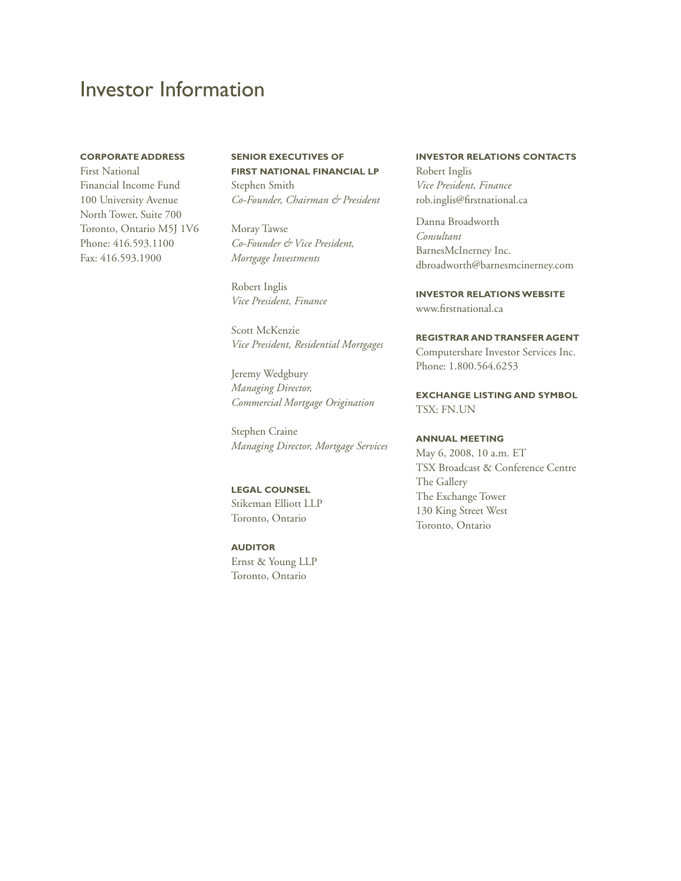# Investor Information

**CORPORATE ADDRESS**
First National
Financial Income Fund
100 University Avenue
North Tower, Suite 700
Toronto, Ontario M5J 1V6
Phone: 416.593.1100
Fax: 416.593.1900

**SENIOR EXECUTIVES OF FIRST NATIONAL FINANCIAL LP**

Stephen Smith
*Co-Founder, Chairman & President*

Moray Tawse
*Co-Founder & Vice President, Mortgage Investments*

Robert Inglis
*Vice President, Finance*

Scott McKenzie
*Vice President, Residential Mortgages*

Jeremy Wedgbury
*Managing Director, Commercial Mortgage Origination*

Stephen Craine
*Managing Director, Mortgage Services*

**LEGAL COUNSEL**
Stikeman Elliott LLP
Toronto, Ontario

**AUDITOR**
Ernst & Young LLP
Toronto, Ontario

**INVESTOR RELATIONS CONTACTS**

Robert Inglis
*Vice President, Finance*
rob.inglis@firstnational.ca

Danna Broadworth
*Consultant*
BarnesMcInerney Inc.
dbroadworth@barnesmcinerney.com

**INVESTOR RELATIONS WEBSITE**
www.firstnational.ca

**REGISTRAR AND TRANSFER AGENT**
Computershare Investor Services Inc.
Phone: 1.800.564.6253

**EXCHANGE LISTING AND SYMBOL**
TSX: FN.UN

**ANNUAL MEETING**
May 6, 2008, 10 a.m. ET
TSX Broadcast & Conference Centre
The Gallery
The Exchange Tower
130 King Street West
Toronto, Ontario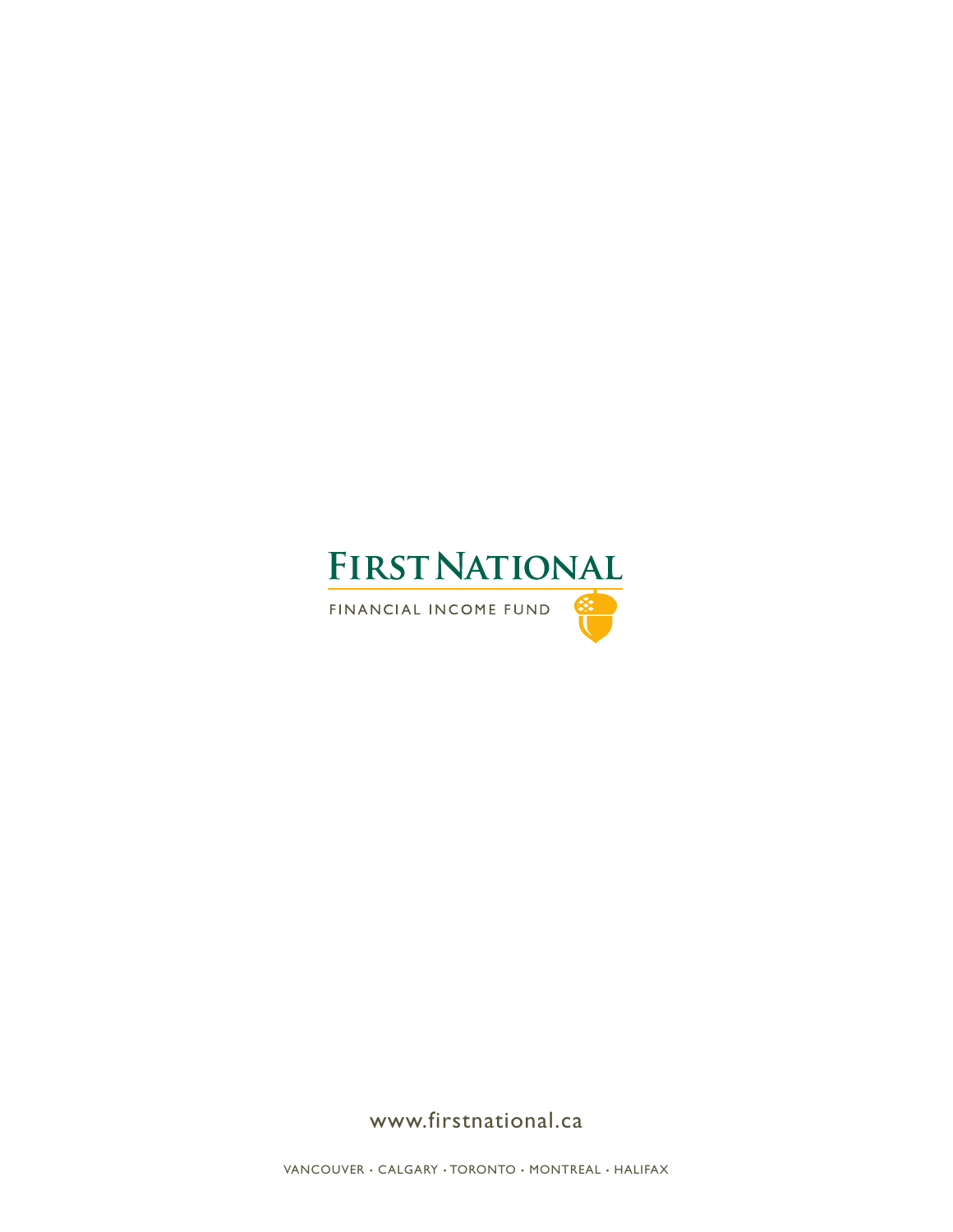FIRST NATIONAL

FINANCIAL INCOME FUND

www.firstnational.ca

VANCOUVER • CALGARY • TORONTO • MONTREAL • HALIFAX